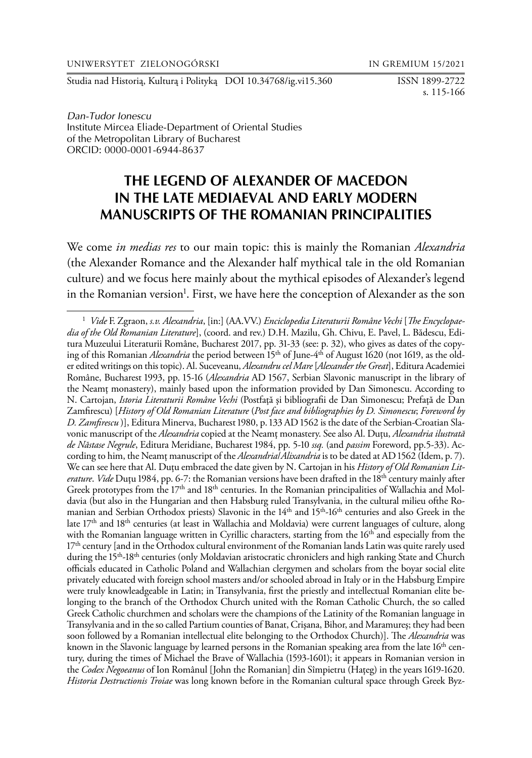*Dan-Tudor Ionescu*
Institute Mircea Eliade-Department of Oriental Studies
of the Metropolitan Library of Bucharest
ORCID: 0000-0001-6944-8637

# THE LEGEND OF ALEXANDER OF MACEDON IN THE LATE MEDIAEVAL AND EARLY MODERN MANUSCRIPTS OF THE ROMANIAN PRINCIPALITIES

We come *in medias res* to our main topic: this is mainly the Romanian *Alexandria* (the Alexander Romance and the Alexander half mythical tale in the old Romanian culture) and we focus here mainly about the mythical episodes of Alexander's legend in the Romanian version[1]. First, we have here the conception of Alexander as the son

---

[1] *Vide* F. Zgraon, *s.v. Alexandria*, [in:] (AA.VV.) *Enciclopedia Literaturii Române Vechi* [*The Encyclopaedia of the Old Romanian Literature*], (coord. and rev.) D.H. Mazilu, Gh. Chivu, E. Pavel, L. Bădescu, Editura Muzeului Literaturii Române, Bucharest 2017, pp. 31-33 (see: p. 32), who gives as dates of the copying of this Romanian *Alexandria* the period between 15th of June-4th of August 1620 (not 1619, as the older edited writings on this topic). Al. Suceveanu, *Alexandru cel Mare* [*Alexander the Great*], Editura Academiei Române, Bucharest 1993, pp. 15-16 (*Alexandria* AD 1567, Serbian Slavonic manuscript in the library of the Neamț monastery), mainly based upon the information provided by Dan Simonescu. According to N. Cartojan, *Istoria Literaturii Române Vechi* (Postfață și bibliografii de Dan Simonescu; Prefață de Dan Zamfirescu) [*History of Old Romanian Literature* (*Post face and bibliographies by D. Simonescu*; *Foreword by D. Zamfirescu*)], Editura Minerva, Bucharest 1980, p. 133 AD 1562 is the date of the Serbian-Croatian Slavonic manuscript of the *Alexandria* copied at the Neamț monastery. See also Al. Duțu, *Alexandria ilustrată de Năstase Negrule*, Editura Meridiane, Bucharest 1984, pp. 5-10 *ssq.* (and *passim* Foreword, pp.5-33). According to him, the Neamț manuscript of the *Alexandria*/*Alixandria* is to be dated at AD 1562 (Idem, p. 7). We can see here that Al. Duțu embraced the date given by N. Cartojan in his *History of Old Romanian Literature*. *Vide* Duțu 1984, pp. 6-7: the Romanian versions have been drafted in the 18th century mainly after Greek prototypes from the 17th and 18th centuries. In the Romanian principalities of Wallachia and Moldavia (but also in the Hungarian and then Habsburg ruled Transylvania, in the cultural milieu ofthe Romanian and Serbian Orthodox priests) Slavonic in the 14th and 15th-16th centuries and also Greek in the late 17th and 18th centuries (at least in Wallachia and Moldavia) were current languages of culture, along with the Romanian language written in Cyrillic characters, starting from the 16th and especially from the 17th century [and in the Orthodox cultural environment of the Romanian lands Latin was quite rarely used during the 15th-18th centuries (only Moldavian aristocratic chroniclers and high ranking State and Church officials educated in Catholic Poland and Wallachian clergymen and scholars from the boyar social elite privately educated with foreign school masters and/or schooled abroad in Italy or in the Habsburg Empire were truly knowleadgeable in Latin; in Transylvania, first the priestly and intellectual Romanian elite belonging to the branch of the Orthodox Church united with the Roman Catholic Church, the so called Greek Catholic churchmen and scholars were the champions of the Latinity of the Romanian language in Transylvania and in the so called Partium counties of Banat, Crișana, Bihor, and Maramureș; they had been soon followed by a Romanian intellectual elite belonging to the Orthodox Church)]. The *Alexandria* was known in the Slavonic language by learned persons in the Romanian speaking area from the late 16th century, during the times of Michael the Brave of Wallachia (1593-1601); it appears in Romanian version in the *Codex Negoeanus* of Ion Românul [John the Romanian] din Sîmpietru (Hațeg) in the years 1619-1620. *Historia Destructionis Troiae* was long known before in the Romanian cultural space through Greek Byz-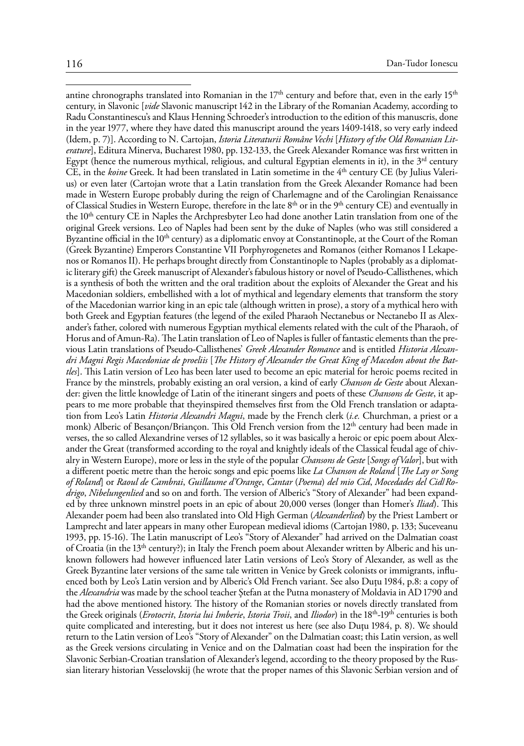antine chronographs translated into Romanian in the 17th century and before that, even in the early 15th century, in Slavonic [*vide* Slavonic manuscript 142 in the Library of the Romanian Academy, according to Radu Constantinescu's and Klaus Henning Schroeder's introduction to the edition of this manuscris, done in the year 1977, where they have dated this manuscript around the years 1409-1418, so very early indeed (Idem, p. 7)]. According to N. Cartojan, *Istoria Literaturii Române Vechi* [*History of the Old Romanian Literature*], Editura Minerva, Bucharest 1980, pp. 132-133, the Greek Alexander Romance was first written in Egypt (hence the numerous mythical, religious, and cultural Egyptian elements in it), in the 3rd century CE, in the *koine* Greek. It had been translated in Latin sometime in the 4th century CE (by Julius Valerius) or even later (Cartojan wrote that a Latin translation from the Greek Alexander Romance had been made in Western Europe probably during the reign of Charlemagne and of the Carolingian Renaissance of Classical Studies in Western Europe, therefore in the late 8th or in the 9th century CE) and eventually in the 10th century CE in Naples the Archpresbyter Leo had done another Latin translation from one of the original Greek versions. Leo of Naples had been sent by the duke of Naples (who was still considered a Byzantine official in the 10th century) as a diplomatic envoy at Constantinople, at the Court of the Roman (Greek Byzantine) Emperors Constantine VII Porphyrogenetes and Romanos (either Romanos I Lekapenos or Romanos II). He perhaps brought directly from Constantinople to Naples (probably as a diplomatic literary gift) the Greek manuscript of Alexander's fabulous history or novel of Pseudo-Callisthenes, which is a synthesis of both the written and the oral tradition about the exploits of Alexander the Great and his Macedonian soldiers, embellished with a lot of mythical and legendary elements that transform the story of the Macedonian warrior king in an epic tale (although written in prose), a story of a mythical hero with both Greek and Egyptian features (the legend of the exiled Pharaoh Nectanebus or Nectanebo II as Alexander's father, colored with numerous Egyptian mythical elements related with the cult of the Pharaoh, of Horus and of Amun-Ra). The Latin translation of Leo of Naples is fuller of fantastic elements than the previous Latin translations of Pseudo-Callisthenes' *Greek Alexander Romance* and is entitled *Historia Alexandri Magni Regis Macedoniae de proeliis* [*The History of Alexander the Great King of Macedon about the Battles*]. This Latin version of Leo has been later used to become an epic material for heroic poems recited in France by the minstrels, probably existing an oral version, a kind of early *Chanson de Geste* about Alexander: given the little knowledge of Latin of the itinerant singers and poets of these *Chansons de Geste*, it appears to me more probable that theyinspired themselves first from the Old French translation or adaptation from Leo's Latin *Historia Alexandri Magni*, made by the French clerk (*i.e.* Churchman, a priest or a monk) Alberic of Besançon/Briançon. This Old French version from the 12th century had been made in verses, the so called Alexandrine verses of 12 syllables, so it was basically a heroic or epic poem about Alexander the Great (transformed according to the royal and knightly ideals of the Classical feudal age of chivalry in Western Europe), more or less in the style of the popular *Chansons de Geste* [*Songs of Valor*], but with a different poetic metre than the heroic songs and epic poems like *La Chanson de Roland* [*The Lay or Song of Roland*] or *Raoul de Cambrai*, *Guillaume d'Orange*, *Cantar* (*Poema*) *del mio Cid*, *Mocedades del Cid/Rodrigo*, *Nibelungenlied* and so on and forth. The version of Alberic's "Story of Alexander" had been expanded by three unknown minstrel poets in an epic of about 20,000 verses (longer than Homer's *Iliad*). This Alexander poem had been also translated into Old High German (*Alexanderlied*) by the Priest Lambert or Lamprecht and later appears in many other European medieval idioms (Cartojan 1980, p. 133; Suceveanu 1993, pp. 15-16). The Latin manuscript of Leo's "Story of Alexander" had arrived on the Dalmatian coast of Croatia (in the 13th century?); in Italy the French poem about Alexander written by Alberic and his unknown followers had however influenced later Latin versions of Leo's Story of Alexander, as well as the Greek Byzantine later versions of the same tale written in Venice by Greek colonists or immigrants, influenced both by Leo's Latin version and by Alberic's Old French variant. See also Duțu 1984, p.8: a copy of the *Alexandria* was made by the school teacher Ștefan at the Putna monastery of Moldavia in AD 1790 and had the above mentioned history. The history of the Romanian stories or novels directly translated from the Greek originals (*Erotocrit*, *Istoria lui Imberie*, *Istoria Troii*, and *Iliodor*) in the 18th-19th centuries is both quite complicated and interesting, but it does not interest us here (see also Duțu 1984, p. 8). We should return to the Latin version of Leo's "Story of Alexander" on the Dalmatian coast; this Latin version, as well as the Greek versions circulating in Venice and on the Dalmatian coast had been the inspiration for the Slavonic Serbian-Croatian translation of Alexander's legend, according to the theory proposed by the Russian literary historian Vesselovskij (he wrote that the proper names of this Slavonic Serbian version and of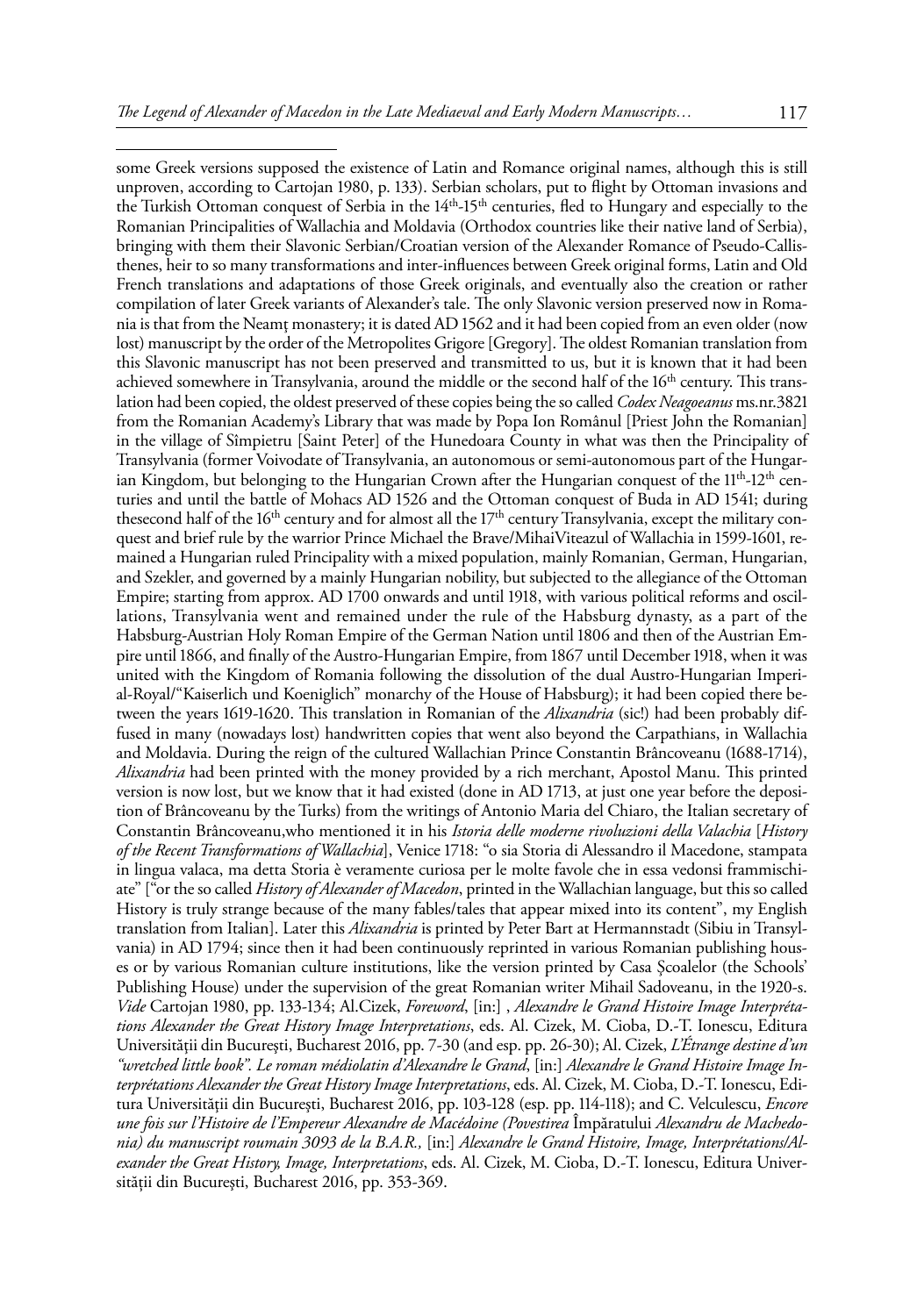some Greek versions supposed the existence of Latin and Romance original names, although this is still unproven, according to Cartojan 1980, p. 133). Serbian scholars, put to flight by Ottoman invasions and the Turkish Ottoman conquest of Serbia in the 14th-15th centuries, fled to Hungary and especially to the Romanian Principalities of Wallachia and Moldavia (Orthodox countries like their native land of Serbia), bringing with them their Slavonic Serbian/Croatian version of the Alexander Romance of Pseudo-Callisthenes, heir to so many transformations and inter-influences between Greek original forms, Latin and Old French translations and adaptations of those Greek originals, and eventually also the creation or rather compilation of later Greek variants of Alexander's tale. The only Slavonic version preserved now in Romania is that from the Neamț monastery; it is dated AD 1562 and it had been copied from an even older (now lost) manuscript by the order of the Metropolites Grigore [Gregory]. The oldest Romanian translation from this Slavonic manuscript has not been preserved and transmitted to us, but it is known that it had been achieved somewhere in Transylvania, around the middle or the second half of the 16th century. This translation had been copied, the oldest preserved of these copies being the so called *Codex Neagoeanus* ms.nr.3821 from the Romanian Academy's Library that was made by Popa Ion Românul [Priest John the Romanian] in the village of Sîmpietru [Saint Peter] of the Hunedoara County in what was then the Principality of Transylvania (former Voivodate of Transylvania, an autonomous or semi-autonomous part of the Hungarian Kingdom, but belonging to the Hungarian Crown after the Hungarian conquest of the 11th-12th centuries and until the battle of Mohacs AD 1526 and the Ottoman conquest of Buda in AD 1541; during thesecond half of the 16th century and for almost all the 17th century Transylvania, except the military conquest and brief rule by the warrior Prince Michael the Brave/MihaiViteazul of Wallachia in 1599-1601, remained a Hungarian ruled Principality with a mixed population, mainly Romanian, German, Hungarian, and Szekler, and governed by a mainly Hungarian nobility, but subjected to the allegiance of the Ottoman Empire; starting from approx. AD 1700 onwards and until 1918, with various political reforms and oscillations, Transylvania went and remained under the rule of the Habsburg dynasty, as a part of the Habsburg-Austrian Holy Roman Empire of the German Nation until 1806 and then of the Austrian Empire until 1866, and finally of the Austro-Hungarian Empire, from 1867 until December 1918, when it was united with the Kingdom of Romania following the dissolution of the dual Austro-Hungarian Imperial-Royal/"Kaiserlich und Koeniglich" monarchy of the House of Habsburg); it had been copied there between the years 1619-1620. This translation in Romanian of the *Alixandria* (sic!) had been probably diffused in many (nowadays lost) handwritten copies that went also beyond the Carpathians, in Wallachia and Moldavia. During the reign of the cultured Wallachian Prince Constantin Brâncoveanu (1688-1714), *Alixandria* had been printed with the money provided by a rich merchant, Apostol Manu. This printed version is now lost, but we know that it had existed (done in AD 1713, at just one year before the deposition of Brâncoveanu by the Turks) from the writings of Antonio Maria del Chiaro, the Italian secretary of Constantin Brâncoveanu,who mentioned it in his *Istoria delle moderne rivoluzioni della Valachia* [*History of the Recent Transformations of Wallachia*], Venice 1718: "o sia Storia di Alessandro il Macedone, stampata in lingua valaca, ma detta Storia è veramente curiosa per le molte favole che in essa vedonsi frammischiate" ["or the so called *History of Alexander of Macedon*, printed in the Wallachian language, but this so called History is truly strange because of the many fables/tales that appear mixed into its content", my English translation from Italian]. Later this *Alixandria* is printed by Peter Bart at Hermannstadt (Sibiu in Transylvania) in AD 1794; since then it had been continuously reprinted in various Romanian publishing houses or by various Romanian culture institutions, like the version printed by Casa Școalelor (the Schools' Publishing House) under the supervision of the great Romanian writer Mihail Sadoveanu, in the 1920-s. *Vide* Cartojan 1980, pp. 133-134; Al.Cizek, *Foreword*, [in:] , *Alexandre le Grand Histoire Image Interprétations Alexander the Great History Image Interpretations*, eds. Al. Cizek, M. Cioba, D.-T. Ionescu, Editura Universității din București, Bucharest 2016, pp. 7-30 (and esp. pp. 26-30); Al. Cizek, *L'Étrange destine d'un "wretched little book". Le roman médiolatin d'Alexandre le Grand*, [in:] *Alexandre le Grand Histoire Image Interprétations Alexander the Great History Image Interpretations*, eds. Al. Cizek, M. Cioba, D.-T. Ionescu, Editura Universității din București, Bucharest 2016, pp. 103-128 (esp. pp. 114-118); and C. Velculescu, *Encore une fois sur l'Histoire de l'Empereur Alexandre de Macédoine (Povestirea* Împăratului *Alexandru de Machedonia) du manuscript roumain 3093 de la B.A.R.,* [in:] *Alexandre le Grand Histoire, Image, Interprétations/Alexander the Great History, Image, Interpretations*, eds. Al. Cizek, M. Cioba, D.-T. Ionescu, Editura Universității din București, Bucharest 2016, pp. 353-369.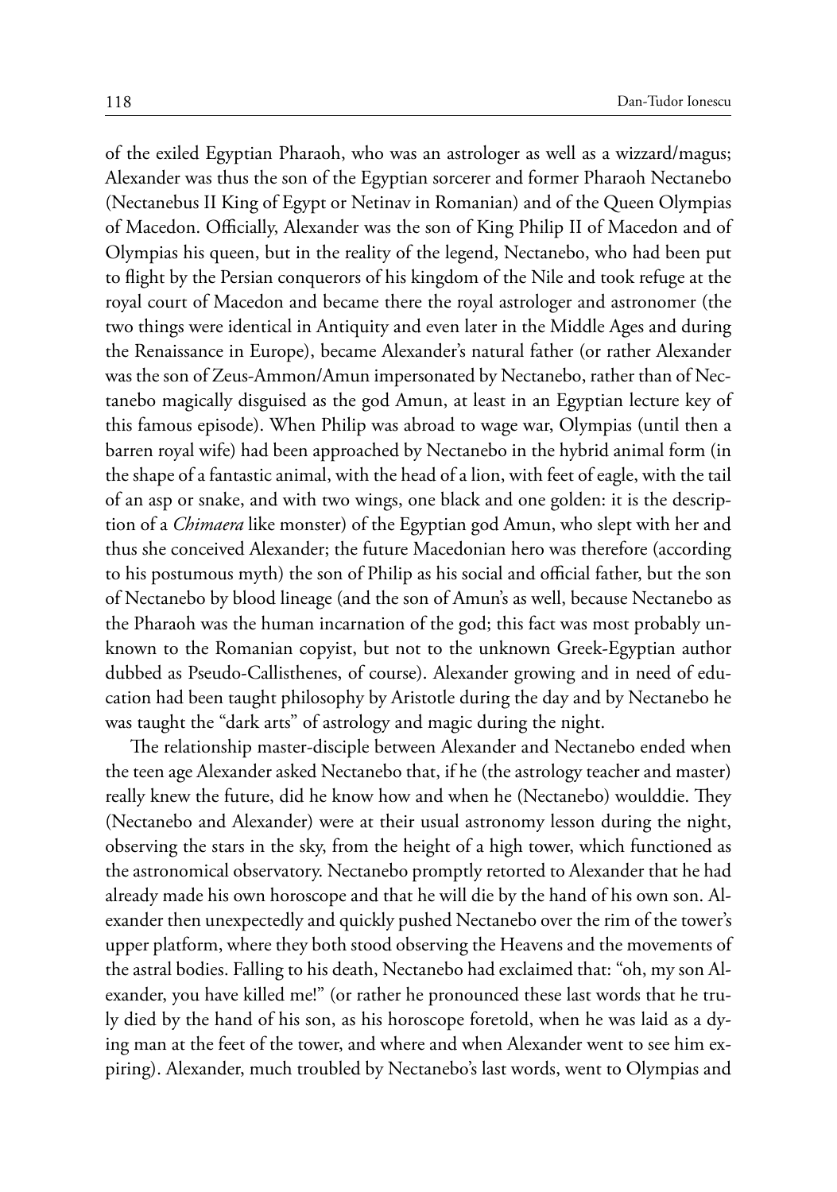of the exiled Egyptian Pharaoh, who was an astrologer as well as a wizzard/magus; Alexander was thus the son of the Egyptian sorcerer and former Pharaoh Nectanebo (Nectanebus II King of Egypt or Netinav in Romanian) and of the Queen Olympias of Macedon. Officially, Alexander was the son of King Philip II of Macedon and of Olympias his queen, but in the reality of the legend, Nectanebo, who had been put to flight by the Persian conquerors of his kingdom of the Nile and took refuge at the royal court of Macedon and became there the royal astrologer and astronomer (the two things were identical in Antiquity and even later in the Middle Ages and during the Renaissance in Europe), became Alexander's natural father (or rather Alexander was the son of Zeus-Ammon/Amun impersonated by Nectanebo, rather than of Nectanebo magically disguised as the god Amun, at least in an Egyptian lecture key of this famous episode). When Philip was abroad to wage war, Olympias (until then a barren royal wife) had been approached by Nectanebo in the hybrid animal form (in the shape of a fantastic animal, with the head of a lion, with feet of eagle, with the tail of an asp or snake, and with two wings, one black and one golden: it is the description of a *Chimaera* like monster) of the Egyptian god Amun, who slept with her and thus she conceived Alexander; the future Macedonian hero was therefore (according to his postumous myth) the son of Philip as his social and official father, but the son of Nectanebo by blood lineage (and the son of Amun's as well, because Nectanebo as the Pharaoh was the human incarnation of the god; this fact was most probably unknown to the Romanian copyist, but not to the unknown Greek-Egyptian author dubbed as Pseudo-Callisthenes, of course). Alexander growing and in need of education had been taught philosophy by Aristotle during the day and by Nectanebo he was taught the "dark arts" of astrology and magic during the night.

The relationship master-disciple between Alexander and Nectanebo ended when the teen age Alexander asked Nectanebo that, if he (the astrology teacher and master) really knew the future, did he know how and when he (Nectanebo) woulddie. They (Nectanebo and Alexander) were at their usual astronomy lesson during the night, observing the stars in the sky, from the height of a high tower, which functioned as the astronomical observatory. Nectanebo promptly retorted to Alexander that he had already made his own horoscope and that he will die by the hand of his own son. Alexander then unexpectedly and quickly pushed Nectanebo over the rim of the tower's upper platform, where they both stood observing the Heavens and the movements of the astral bodies. Falling to his death, Nectanebo had exclaimed that: "oh, my son Alexander, you have killed me!" (or rather he pronounced these last words that he truly died by the hand of his son, as his horoscope foretold, when he was laid as a dying man at the feet of the tower, and where and when Alexander went to see him expiring). Alexander, much troubled by Nectanebo's last words, went to Olympias and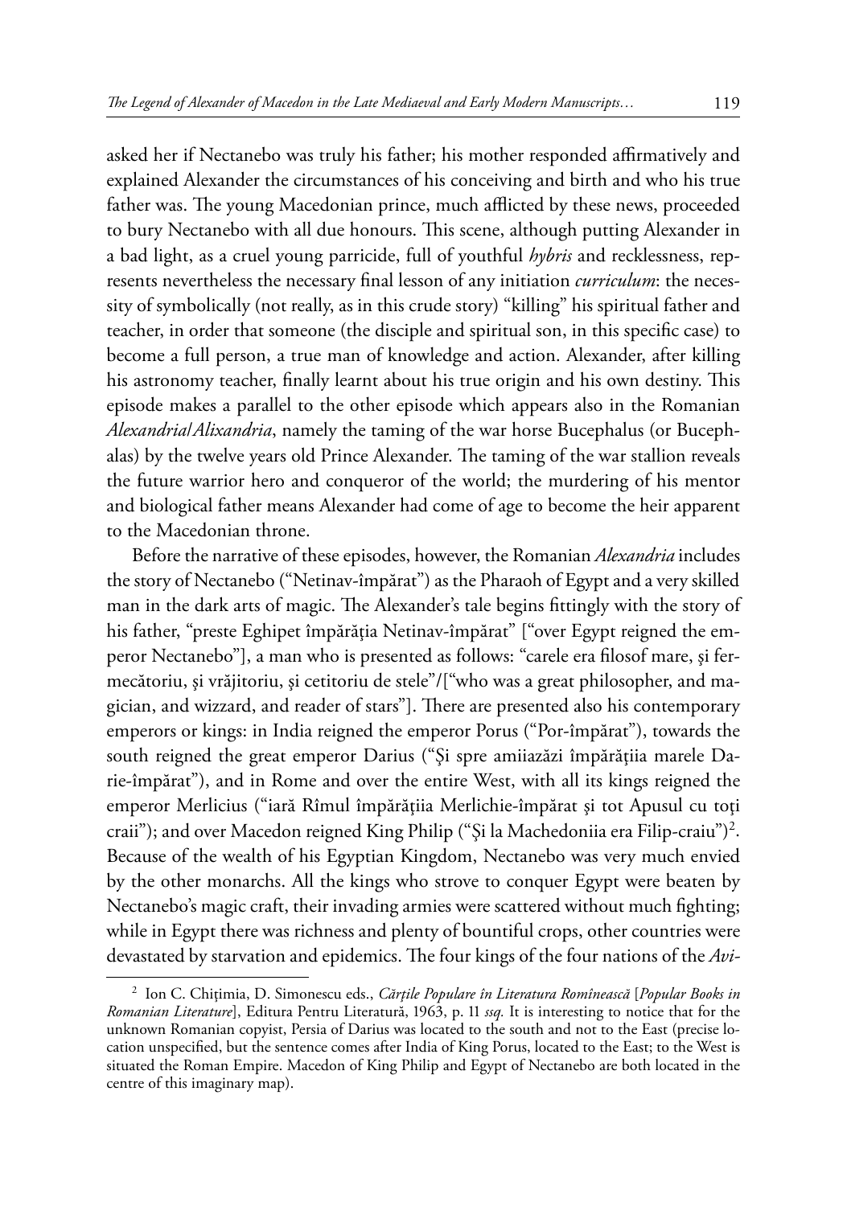asked her if Nectanebo was truly his father; his mother responded affirmatively and explained Alexander the circumstances of his conceiving and birth and who his true father was. The young Macedonian prince, much afflicted by these news, proceeded to bury Nectanebo with all due honours. This scene, although putting Alexander in a bad light, as a cruel young parricide, full of youthful *hybris* and recklessness, represents nevertheless the necessary final lesson of any initiation *curriculum*: the necessity of symbolically (not really, as in this crude story) "killing" his spiritual father and teacher, in order that someone (the disciple and spiritual son, in this specific case) to become a full person, a true man of knowledge and action. Alexander, after killing his astronomy teacher, finally learnt about his true origin and his own destiny. This episode makes a parallel to the other episode which appears also in the Romanian *Alexandria/Alixandria*, namely the taming of the war horse Bucephalus (or Bucephalas) by the twelve years old Prince Alexander. The taming of the war stallion reveals the future warrior hero and conqueror of the world; the murdering of his mentor and biological father means Alexander had come of age to become the heir apparent to the Macedonian throne.

Before the narrative of these episodes, however, the Romanian *Alexandria* includes the story of Nectanebo ("Netinav-împărat") as the Pharaoh of Egypt and a very skilled man in the dark arts of magic. The Alexander's tale begins fittingly with the story of his father, "preste Eghipet împărăția Netinav-împărat" ["over Egypt reigned the emperor Nectanebo"], a man who is presented as follows: "carele era filosof mare, și fermecătoriu, și vrăjitoriu, și cetitoriu de stele"/["who was a great philosopher, and magician, and wizzard, and reader of stars"]. There are presented also his contemporary emperors or kings: in India reigned the emperor Porus ("Por-împărat"), towards the south reigned the great emperor Darius ("Și spre amiiazăzi împărățiia marele Darie-împărat"), and in Rome and over the entire West, with all its kings reigned the emperor Merlicius ("iară Rîmul împărățiia Merlichie-împărat și tot Apusul cu toți craii"); and over Macedon reigned King Philip ("Și la Machedoniia era Filip-craiu")[2]. Because of the wealth of his Egyptian Kingdom, Nectanebo was very much envied by the other monarchs. All the kings who strove to conquer Egypt were beaten by Nectanebo's magic craft, their invading armies were scattered without much fighting; while in Egypt there was richness and plenty of bountiful crops, other countries were devastated by starvation and epidemics. The four kings of the four nations of the *Avi-*

---

[2] Ion C. Chițimia, D. Simonescu eds., *Cărțile Populare în Literatura Romînească* [*Popular Books in Romanian Literature*], Editura Pentru Literatură, 1963, p. 11 *ssq.* It is interesting to notice that for the unknown Romanian copyist, Persia of Darius was located to the south and not to the East (precise location unspecified, but the sentence comes after India of King Porus, located to the East; to the West is situated the Roman Empire. Macedon of King Philip and Egypt of Nectanebo are both located in the centre of this imaginary map).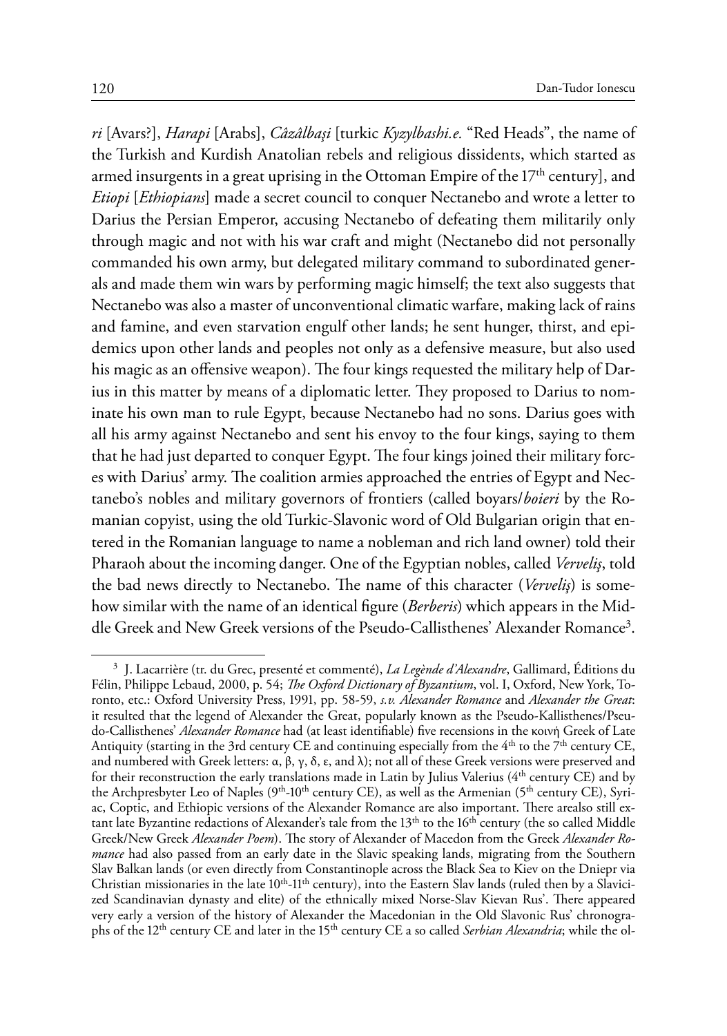*ri* [Avars?], *Harapi* [Arabs], *Câzâlbași* [turkic *Kyzylbashi.e.* "Red Heads", the name of the Turkish and Kurdish Anatolian rebels and religious dissidents, which started as armed insurgents in a great uprising in the Ottoman Empire of the 17th century], and *Etiopi* [*Ethiopians*] made a secret council to conquer Nectanebo and wrote a letter to Darius the Persian Emperor, accusing Nectanebo of defeating them militarily only through magic and not with his war craft and might (Nectanebo did not personally commanded his own army, but delegated military command to subordinated generals and made them win wars by performing magic himself; the text also suggests that Nectanebo was also a master of unconventional climatic warfare, making lack of rains and famine, and even starvation engulf other lands; he sent hunger, thirst, and epidemics upon other lands and peoples not only as a defensive measure, but also used his magic as an offensive weapon). The four kings requested the military help of Darius in this matter by means of a diplomatic letter. They proposed to Darius to nominate his own man to rule Egypt, because Nectanebo had no sons. Darius goes with all his army against Nectanebo and sent his envoy to the four kings, saying to them that he had just departed to conquer Egypt. The four kings joined their military forces with Darius' army. The coalition armies approached the entries of Egypt and Nectanebo's nobles and military governors of frontiers (called boyars/*boieri* by the Romanian copyist, using the old Turkic-Slavonic word of Old Bulgarian origin that entered in the Romanian language to name a nobleman and rich land owner) told their Pharaoh about the incoming danger. One of the Egyptian nobles, called *Verveliş*, told the bad news directly to Nectanebo. The name of this character (*Verveliş*) is somehow similar with the name of an identical figure (*Berberis*) which appears in the Middle Greek and New Greek versions of the Pseudo-Callisthenes' Alexander Romance[3].

---

[3] J. Lacarrière (tr. du Grec, presenté et commenté), *La Legènde d'Alexandre*, Gallimard, Éditions du Félin, Philippe Lebaud, 2000, p. 54; *The Oxford Dictionary of Byzantium*, vol. I, Oxford, New York, Toronto, etc.: Oxford University Press, 1991, pp. 58-59, *s.v. Alexander Romance* and *Alexander the Great*: it resulted that the legend of Alexander the Great, popularly known as the Pseudo-Kallisthenes/Pseudo-Callisthenes' *Alexander Romance* had (at least identifiable) five recensions in the κοινή Greek of Late Antiquity (starting in the 3rd century CE and continuing especially from the 4th to the 7th century CE, and numbered with Greek letters: α, β, γ, δ, ε, and λ); not all of these Greek versions were preserved and for their reconstruction the early translations made in Latin by Julius Valerius (4th century CE) and by the Archpresbyter Leo of Naples (9th-10th century CE), as well as the Armenian (5th century CE), Syriac, Coptic, and Ethiopic versions of the Alexander Romance are also important. There arealso still extant late Byzantine redactions of Alexander's tale from the 13th to the 16th century (the so called Middle Greek/New Greek *Alexander Poem*). The story of Alexander of Macedon from the Greek *Alexander Romance* had also passed from an early date in the Slavic speaking lands, migrating from the Southern Slav Balkan lands (or even directly from Constantinople across the Black Sea to Kiev on the Dniepr via Christian missionaries in the late 10th-11th century), into the Eastern Slav lands (ruled then by a Slavicized Scandinavian dynasty and elite) of the ethnically mixed Norse-Slav Kievan Rus'. There appeared very early a version of the history of Alexander the Macedonian in the Old Slavonic Rus' chronographs of the 12th century CE and later in the 15th century CE a so called *Serbian Alexandria*; while the ol-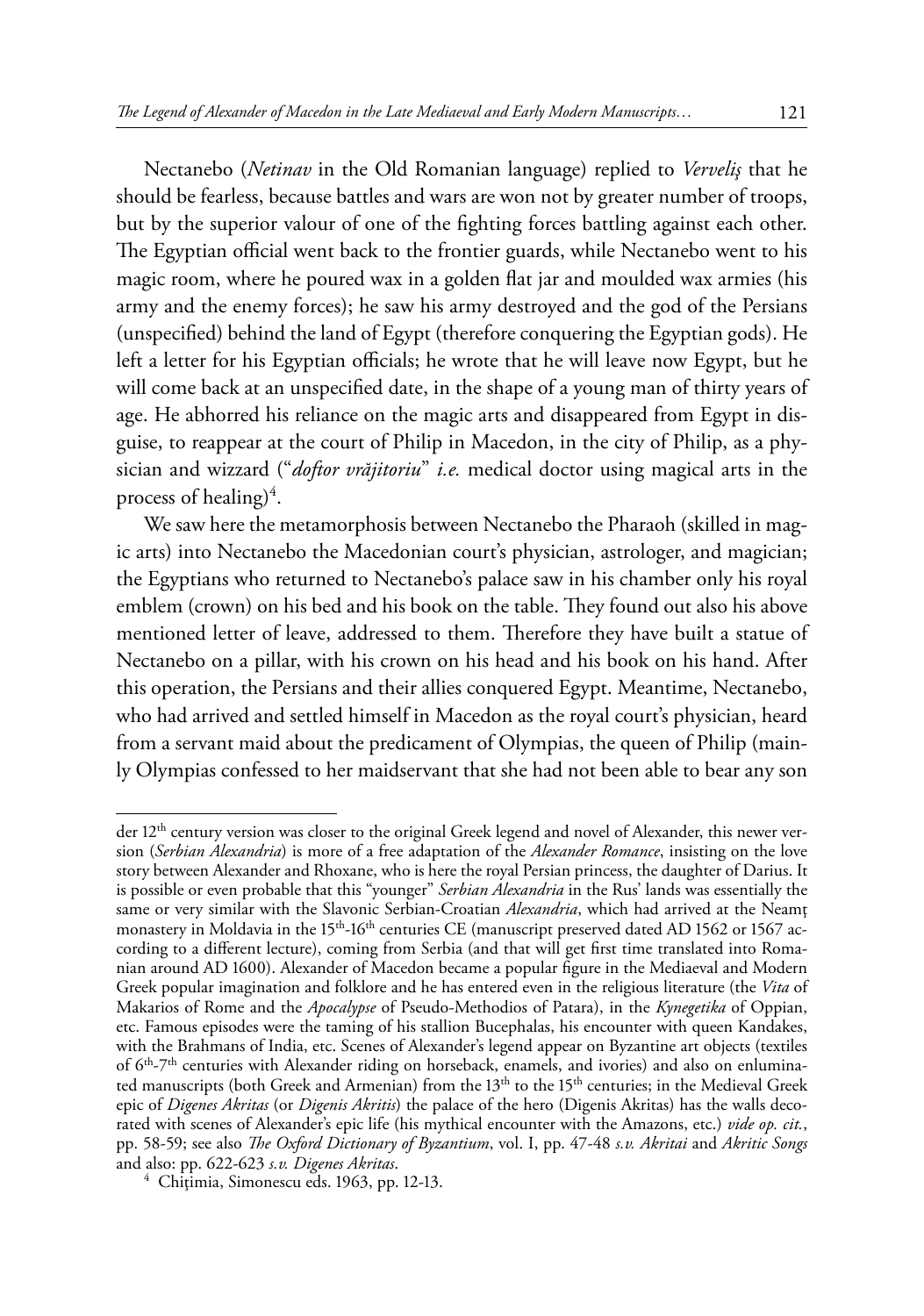Nectanebo (*Netinav* in the Old Romanian language) replied to *Verveliș* that he should be fearless, because battles and wars are won not by greater number of troops, but by the superior valour of one of the fighting forces battling against each other. The Egyptian official went back to the frontier guards, while Nectanebo went to his magic room, where he poured wax in a golden flat jar and moulded wax armies (his army and the enemy forces); he saw his army destroyed and the god of the Persians (unspecified) behind the land of Egypt (therefore conquering the Egyptian gods). He left a letter for his Egyptian officials; he wrote that he will leave now Egypt, but he will come back at an unspecified date, in the shape of a young man of thirty years of age. He abhorred his reliance on the magic arts and disappeared from Egypt in disguise, to reappear at the court of Philip in Macedon, in the city of Philip, as a physician and wizzard ("*doftor vrăjitoriu*" *i.e.* medical doctor using magical arts in the process of healing)[4].

We saw here the metamorphosis between Nectanebo the Pharaoh (skilled in magic arts) into Nectanebo the Macedonian court's physician, astrologer, and magician; the Egyptians who returned to Nectanebo's palace saw in his chamber only his royal emblem (crown) on his bed and his book on the table. They found out also his above mentioned letter of leave, addressed to them. Therefore they have built a statue of Nectanebo on a pillar, with his crown on his head and his book on his hand. After this operation, the Persians and their allies conquered Egypt. Meantime, Nectanebo, who had arrived and settled himself in Macedon as the royal court's physician, heard from a servant maid about the predicament of Olympias, the queen of Philip (mainly Olympias confessed to her maidservant that she had not been able to bear any son

---

der 12th century version was closer to the original Greek legend and novel of Alexander, this newer version (*Serbian Alexandria*) is more of a free adaptation of the *Alexander Romance*, insisting on the love story between Alexander and Rhoxane, who is here the royal Persian princess, the daughter of Darius. It is possible or even probable that this "younger" *Serbian Alexandria* in the Rus' lands was essentially the same or very similar with the Slavonic Serbian-Croatian *Alexandria*, which had arrived at the Neamț monastery in Moldavia in the 15th-16th centuries CE (manuscript preserved dated AD 1562 or 1567 according to a different lecture), coming from Serbia (and that will get first time translated into Romanian around AD 1600). Alexander of Macedon became a popular figure in the Mediaeval and Modern Greek popular imagination and folklore and he has entered even in the religious literature (the *Vita* of Makarios of Rome and the *Apocalypse* of Pseudo-Methodios of Patara), in the *Kynegetika* of Oppian, etc. Famous episodes were the taming of his stallion Bucephalas, his encounter with queen Kandakes, with the Brahmans of India, etc. Scenes of Alexander's legend appear on Byzantine art objects (textiles of 6th-7th centuries with Alexander riding on horseback, enamels, and ivories) and also on enluminated manuscripts (both Greek and Armenian) from the 13th to the 15th centuries; in the Medieval Greek epic of *Digenes Akritas* (or *Digenis Akritis*) the palace of the hero (Digenis Akritas) has the walls decorated with scenes of Alexander's epic life (his mythical encounter with the Amazons, etc.) *vide op. cit.*, pp. 58-59; see also *The Oxford Dictionary of Byzantium*, vol. I, pp. 47-48 *s.v. Akritai* and *Akritic Songs* and also: pp. 622-623 *s.v. Digenes Akritas*.

[4] Chițimia, Simonescu eds. 1963, pp. 12-13.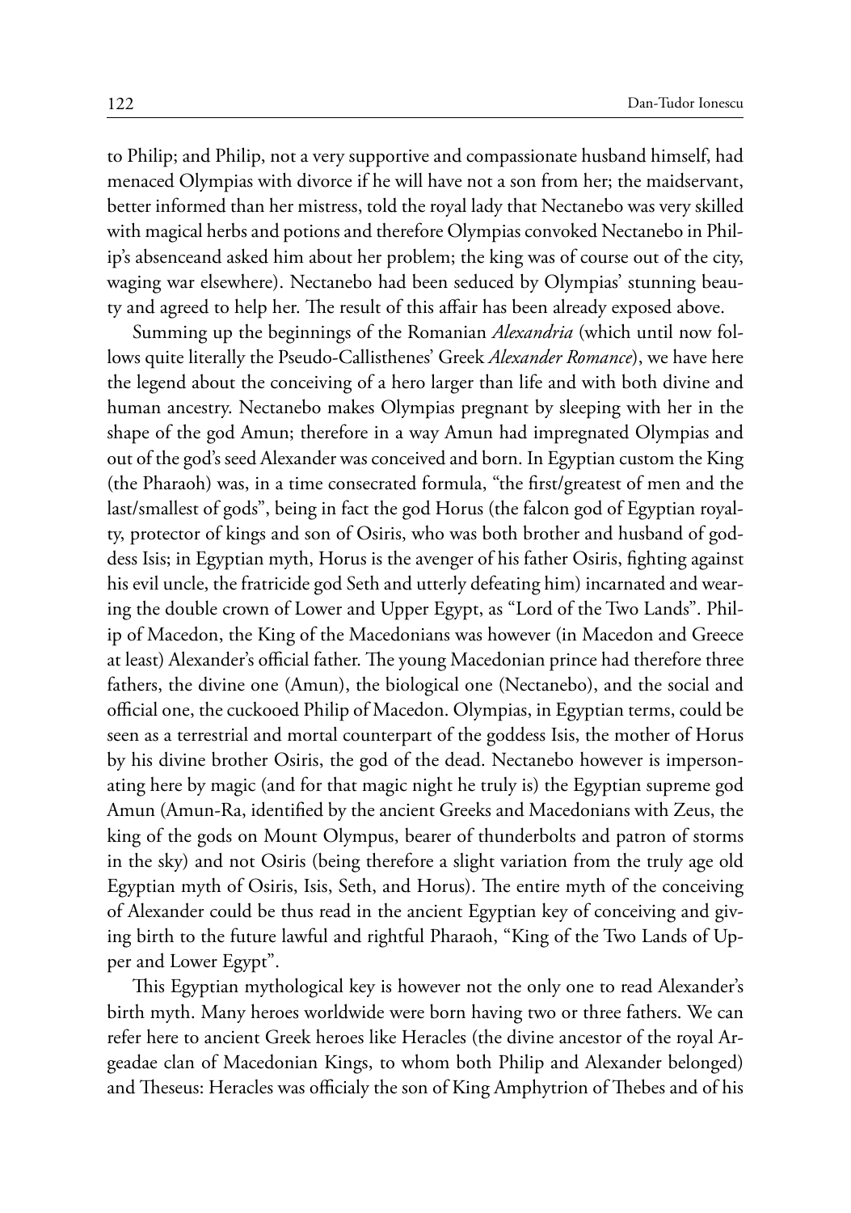to Philip; and Philip, not a very supportive and compassionate husband himself, had menaced Olympias with divorce if he will have not a son from her; the maidservant, better informed than her mistress, told the royal lady that Nectanebo was very skilled with magical herbs and potions and therefore Olympias convoked Nectanebo in Philip's absenceand asked him about her problem; the king was of course out of the city, waging war elsewhere). Nectanebo had been seduced by Olympias' stunning beauty and agreed to help her. The result of this affair has been already exposed above.

Summing up the beginnings of the Romanian *Alexandria* (which until now follows quite literally the Pseudo-Callisthenes' Greek *Alexander Romance*), we have here the legend about the conceiving of a hero larger than life and with both divine and human ancestry. Nectanebo makes Olympias pregnant by sleeping with her in the shape of the god Amun; therefore in a way Amun had impregnated Olympias and out of the god's seed Alexander was conceived and born. In Egyptian custom the King (the Pharaoh) was, in a time consecrated formula, "the first/greatest of men and the last/smallest of gods", being in fact the god Horus (the falcon god of Egyptian royalty, protector of kings and son of Osiris, who was both brother and husband of goddess Isis; in Egyptian myth, Horus is the avenger of his father Osiris, fighting against his evil uncle, the fratricide god Seth and utterly defeating him) incarnated and wearing the double crown of Lower and Upper Egypt, as "Lord of the Two Lands". Philip of Macedon, the King of the Macedonians was however (in Macedon and Greece at least) Alexander's official father. The young Macedonian prince had therefore three fathers, the divine one (Amun), the biological one (Nectanebo), and the social and official one, the cuckooed Philip of Macedon. Olympias, in Egyptian terms, could be seen as a terrestrial and mortal counterpart of the goddess Isis, the mother of Horus by his divine brother Osiris, the god of the dead. Nectanebo however is impersonating here by magic (and for that magic night he truly is) the Egyptian supreme god Amun (Amun-Ra, identified by the ancient Greeks and Macedonians with Zeus, the king of the gods on Mount Olympus, bearer of thunderbolts and patron of storms in the sky) and not Osiris (being therefore a slight variation from the truly age old Egyptian myth of Osiris, Isis, Seth, and Horus). The entire myth of the conceiving of Alexander could be thus read in the ancient Egyptian key of conceiving and giving birth to the future lawful and rightful Pharaoh, "King of the Two Lands of Upper and Lower Egypt".

This Egyptian mythological key is however not the only one to read Alexander's birth myth. Many heroes worldwide were born having two or three fathers. We can refer here to ancient Greek heroes like Heracles (the divine ancestor of the royal Argeadae clan of Macedonian Kings, to whom both Philip and Alexander belonged) and Theseus: Heracles was officialy the son of King Amphytrion of Thebes and of his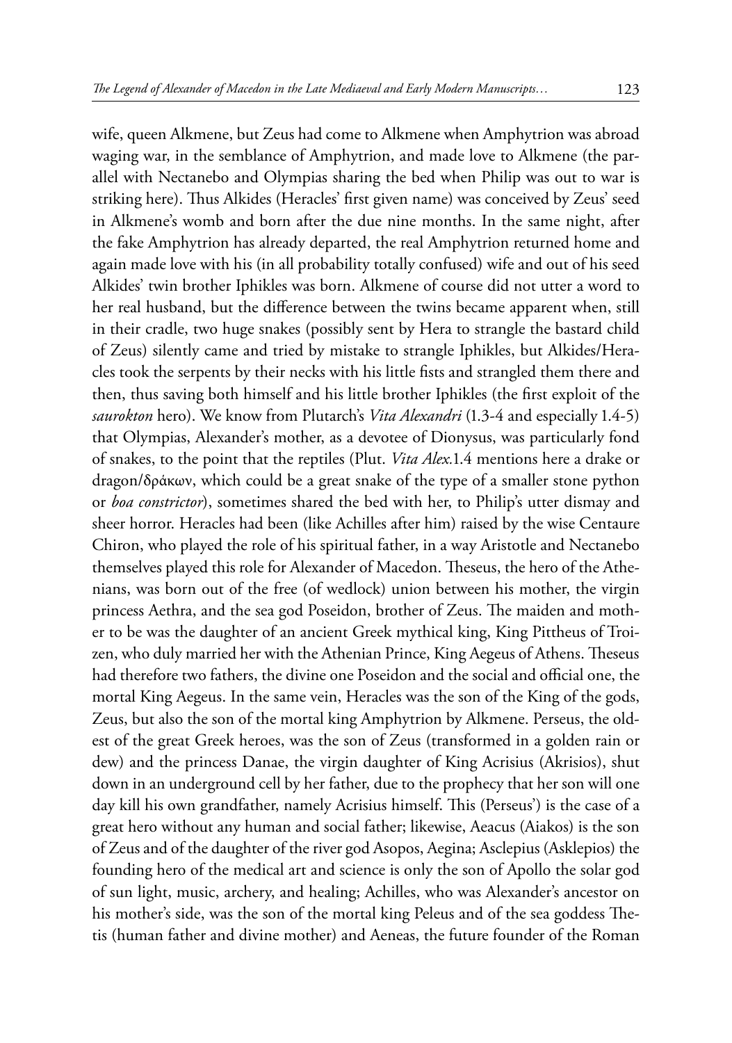wife, queen Alkmene, but Zeus had come to Alkmene when Amphytrion was abroad waging war, in the semblance of Amphytrion, and made love to Alkmene (the parallel with Nectanebo and Olympias sharing the bed when Philip was out to war is striking here). Thus Alkides (Heracles' first given name) was conceived by Zeus' seed in Alkmene's womb and born after the due nine months. In the same night, after the fake Amphytrion has already departed, the real Amphytrion returned home and again made love with his (in all probability totally confused) wife and out of his seed Alkides' twin brother Iphikles was born. Alkmene of course did not utter a word to her real husband, but the difference between the twins became apparent when, still in their cradle, two huge snakes (possibly sent by Hera to strangle the bastard child of Zeus) silently came and tried by mistake to strangle Iphikles, but Alkides/Heracles took the serpents by their necks with his little fists and strangled them there and then, thus saving both himself and his little brother Iphikles (the first exploit of the *saurokton* hero). We know from Plutarch's *Vita Alexandri* (1.3-4 and especially 1.4-5) that Olympias, Alexander's mother, as a devotee of Dionysus, was particularly fond of snakes, to the point that the reptiles (Plut. *Vita Alex.*1.4 mentions here a drake or dragon/δράκων, which could be a great snake of the type of a smaller stone python or *boa constrictor*), sometimes shared the bed with her, to Philip's utter dismay and sheer horror. Heracles had been (like Achilles after him) raised by the wise Centaure Chiron, who played the role of his spiritual father, in a way Aristotle and Nectanebo themselves played this role for Alexander of Macedon. Theseus, the hero of the Athenians, was born out of the free (of wedlock) union between his mother, the virgin princess Aethra, and the sea god Poseidon, brother of Zeus. The maiden and mother to be was the daughter of an ancient Greek mythical king, King Pittheus of Troizen, who duly married her with the Athenian Prince, King Aegeus of Athens. Theseus had therefore two fathers, the divine one Poseidon and the social and official one, the mortal King Aegeus. In the same vein, Heracles was the son of the King of the gods, Zeus, but also the son of the mortal king Amphytrion by Alkmene. Perseus, the oldest of the great Greek heroes, was the son of Zeus (transformed in a golden rain or dew) and the princess Danae, the virgin daughter of King Acrisius (Akrisios), shut down in an underground cell by her father, due to the prophecy that her son will one day kill his own grandfather, namely Acrisius himself. This (Perseus') is the case of a great hero without any human and social father; likewise, Aeacus (Aiakos) is the son of Zeus and of the daughter of the river god Asopos, Aegina; Asclepius (Asklepios) the founding hero of the medical art and science is only the son of Apollo the solar god of sun light, music, archery, and healing; Achilles, who was Alexander's ancestor on his mother's side, was the son of the mortal king Peleus and of the sea goddess Thetis (human father and divine mother) and Aeneas, the future founder of the Roman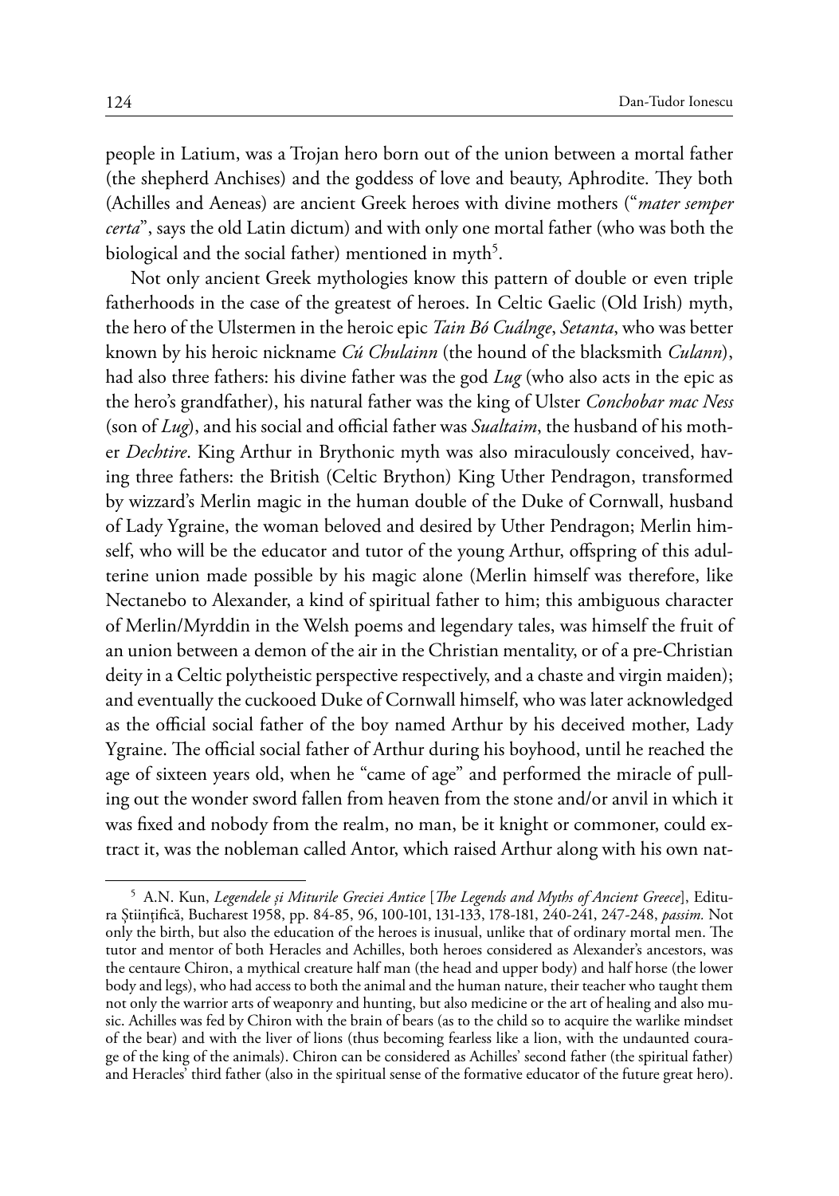people in Latium, was a Trojan hero born out of the union between a mortal father (the shepherd Anchises) and the goddess of love and beauty, Aphrodite. They both (Achilles and Aeneas) are ancient Greek heroes with divine mothers ("*mater semper certa*", says the old Latin dictum) and with only one mortal father (who was both the biological and the social father) mentioned in myth[5].

Not only ancient Greek mythologies know this pattern of double or even triple fatherhoods in the case of the greatest of heroes. In Celtic Gaelic (Old Irish) myth, the hero of the Ulstermen in the heroic epic *Tain Bó Cuálnge*, *Setanta*, who was better known by his heroic nickname *Cú Chulainn* (the hound of the blacksmith *Culann*), had also three fathers: his divine father was the god *Lug* (who also acts in the epic as the hero's grandfather), his natural father was the king of Ulster *Conchobar mac Ness* (son of *Lug*), and his social and official father was *Sualtaim*, the husband of his mother *Dechtire*. King Arthur in Brythonic myth was also miraculously conceived, having three fathers: the British (Celtic Brython) King Uther Pendragon, transformed by wizzard's Merlin magic in the human double of the Duke of Cornwall, husband of Lady Ygraine, the woman beloved and desired by Uther Pendragon; Merlin himself, who will be the educator and tutor of the young Arthur, offspring of this adulterine union made possible by his magic alone (Merlin himself was therefore, like Nectanebo to Alexander, a kind of spiritual father to him; this ambiguous character of Merlin/Myrddin in the Welsh poems and legendary tales, was himself the fruit of an union between a demon of the air in the Christian mentality, or of a pre-Christian deity in a Celtic polytheistic perspective respectively, and a chaste and virgin maiden); and eventually the cuckooed Duke of Cornwall himself, who was later acknowledged as the official social father of the boy named Arthur by his deceived mother, Lady Ygraine. The official social father of Arthur during his boyhood, until he reached the age of sixteen years old, when he "came of age" and performed the miracle of pulling out the wonder sword fallen from heaven from the stone and/or anvil in which it was fixed and nobody from the realm, no man, be it knight or commoner, could extract it, was the nobleman called Antor, which raised Arthur along with his own nat-

---

[5] A.N. Kun, *Legendele și Miturile Greciei Antice* [*The Legends and Myths of Ancient Greece*], Editura Științifică, Bucharest 1958, pp. 84-85, 96, 100-101, 131-133, 178-181, 240-241, 247-248, *passim.* Not only the birth, but also the education of the heroes is inusual, unlike that of ordinary mortal men. The tutor and mentor of both Heracles and Achilles, both heroes considered as Alexander's ancestors, was the centaure Chiron, a mythical creature half man (the head and upper body) and half horse (the lower body and legs), who had access to both the animal and the human nature, their teacher who taught them not only the warrior arts of weaponry and hunting, but also medicine or the art of healing and also music. Achilles was fed by Chiron with the brain of bears (as to the child so to acquire the warlike mindset of the bear) and with the liver of lions (thus becoming fearless like a lion, with the undaunted courage of the king of the animals). Chiron can be considered as Achilles' second father (the spiritual father) and Heracles' third father (also in the spiritual sense of the formative educator of the future great hero).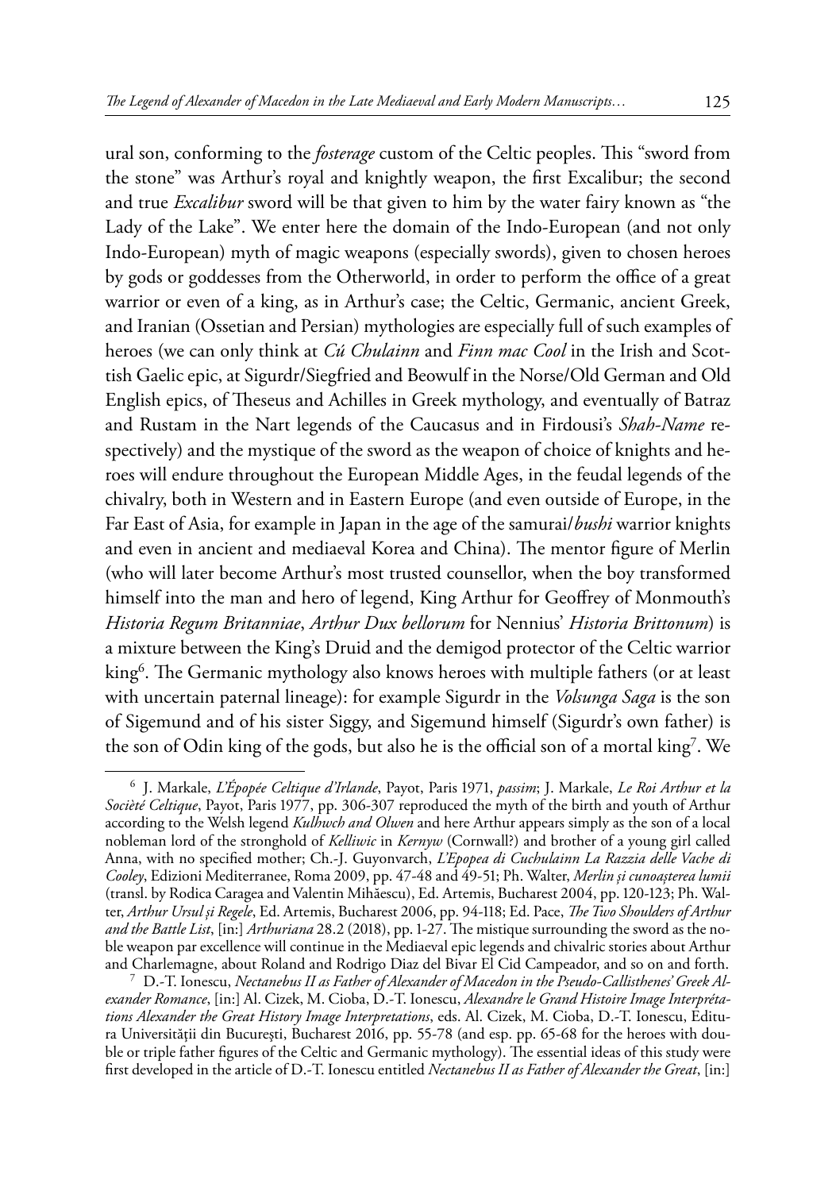ural son, conforming to the *fosterage* custom of the Celtic peoples. This "sword from the stone" was Arthur's royal and knightly weapon, the first Excalibur; the second and true *Excalibur* sword will be that given to him by the water fairy known as "the Lady of the Lake". We enter here the domain of the Indo-European (and not only Indo-European) myth of magic weapons (especially swords), given to chosen heroes by gods or goddesses from the Otherworld, in order to perform the office of a great warrior or even of a king, as in Arthur's case; the Celtic, Germanic, ancient Greek, and Iranian (Ossetian and Persian) mythologies are especially full of such examples of heroes (we can only think at *Cú Chulainn* and *Finn mac Cool* in the Irish and Scottish Gaelic epic, at Sigurdr/Siegfried and Beowulf in the Norse/Old German and Old English epics, of Theseus and Achilles in Greek mythology, and eventually of Batraz and Rustam in the Nart legends of the Caucasus and in Firdousi's *Shah-Name* respectively) and the mystique of the sword as the weapon of choice of knights and heroes will endure throughout the European Middle Ages, in the feudal legends of the chivalry, both in Western and in Eastern Europe (and even outside of Europe, in the Far East of Asia, for example in Japan in the age of the samurai/*bushi* warrior knights and even in ancient and mediaeval Korea and China). The mentor figure of Merlin (who will later become Arthur's most trusted counsellor, when the boy transformed himself into the man and hero of legend, King Arthur for Geoffrey of Monmouth's *Historia Regum Britanniae*, *Arthur Dux bellorum* for Nennius' *Historia Brittonum*) is a mixture between the King's Druid and the demigod protector of the Celtic warrior king[6]. The Germanic mythology also knows heroes with multiple fathers (or at least with uncertain paternal lineage): for example Sigurdr in the *Volsunga Saga* is the son of Sigemund and of his sister Siggy, and Sigemund himself (Sigurdr's own father) is the son of Odin king of the gods, but also he is the official son of a mortal king[7]. We

---

[6] J. Markale, *L'Épopée Celtique d'Irlande*, Payot, Paris 1971, *passim*; J. Markale, *Le Roi Arthur et la Société Celtique*, Payot, Paris 1977, pp. 306-307 reproduced the myth of the birth and youth of Arthur according to the Welsh legend *Kulhwch and Olwen* and here Arthur appears simply as the son of a local nobleman lord of the stronghold of *Kelliwic* in *Kernyw* (Cornwall?) and brother of a young girl called Anna, with no specified mother; Ch.-J. Guyonvarch, *L'Epopea di Cuchulainn La Razzia delle Vache di Cooley*, Edizioni Mediterranee, Roma 2009, pp. 47-48 and 49-51; Ph. Walter, *Merlin și cunoașterea lumii* (transl. by Rodica Caragea and Valentin Mihăescu), Ed. Artemis, Bucharest 2004, pp. 120-123; Ph. Walter, *Arthur Ursul și Regele*, Ed. Artemis, Bucharest 2006, pp. 94-118; Ed. Pace, *The Two Shoulders of Arthur and the Battle List*, [in:] *Arthuriana* 28.2 (2018), pp. 1-27. The mistique surrounding the sword as the noble weapon par excellence will continue in the Mediaeval epic legends and chivalric stories about Arthur and Charlemagne, about Roland and Rodrigo Diaz del Bivar El Cid Campeador, and so on and forth.

[7] D.-T. Ionescu, *Nectanebus II as Father of Alexander of Macedon in the Pseudo-Callisthenes' Greek Alexander Romance*, [in:] Al. Cizek, M. Cioba, D.-T. Ionescu, *Alexandre le Grand Histoire Image Interprétations Alexander the Great History Image Interpretations*, eds. Al. Cizek, M. Cioba, D.-T. Ionescu, Editura Universității din București, Bucharest 2016, pp. 55-78 (and esp. pp. 65-68 for the heroes with double or triple father figures of the Celtic and Germanic mythology). The essential ideas of this study were first developed in the article of D.-T. Ionescu entitled *Nectanebus II as Father of Alexander the Great*, [in:]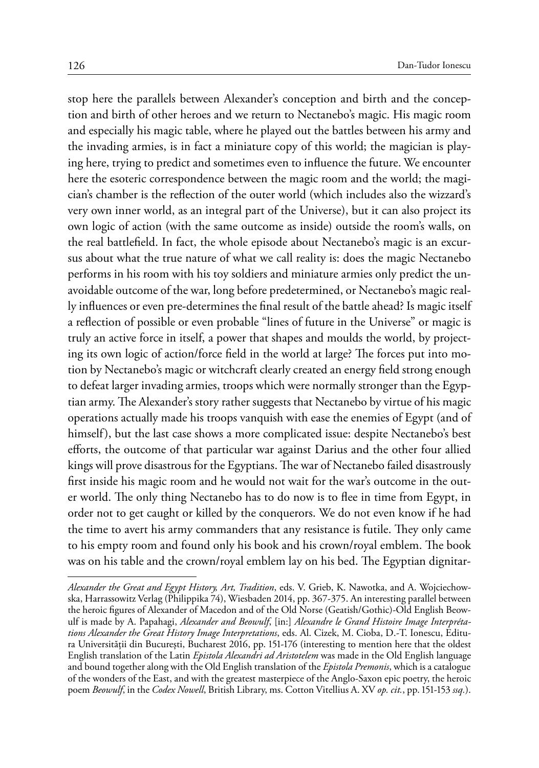stop here the parallels between Alexander's conception and birth and the conception and birth of other heroes and we return to Nectanebo's magic. His magic room and especially his magic table, where he played out the battles between his army and the invading armies, is in fact a miniature copy of this world; the magician is playing here, trying to predict and sometimes even to influence the future. We encounter here the esoteric correspondence between the magic room and the world; the magician's chamber is the reflection of the outer world (which includes also the wizzard's very own inner world, as an integral part of the Universe), but it can also project its own logic of action (with the same outcome as inside) outside the room's walls, on the real battlefield. In fact, the whole episode about Nectanebo's magic is an excursus about what the true nature of what we call reality is: does the magic Nectanebo performs in his room with his toy soldiers and miniature armies only predict the unavoidable outcome of the war, long before predetermined, or Nectanebo's magic really influences or even pre-determines the final result of the battle ahead? Is magic itself a reflection of possible or even probable "lines of future in the Universe" or magic is truly an active force in itself, a power that shapes and moulds the world, by projecting its own logic of action/force field in the world at large? The forces put into motion by Nectanebo's magic or witchcraft clearly created an energy field strong enough to defeat larger invading armies, troops which were normally stronger than the Egyptian army. The Alexander's story rather suggests that Nectanebo by virtue of his magic operations actually made his troops vanquish with ease the enemies of Egypt (and of himself), but the last case shows a more complicated issue: despite Nectanebo's best efforts, the outcome of that particular war against Darius and the other four allied kings will prove disastrous for the Egyptians. The war of Nectanebo failed disastrously first inside his magic room and he would not wait for the war's outcome in the outer world. The only thing Nectanebo has to do now is to flee in time from Egypt, in order not to get caught or killed by the conquerors. We do not even know if he had the time to avert his army commanders that any resistance is futile. They only came to his empty room and found only his book and his crown/royal emblem. The book was on his table and the crown/royal emblem lay on his bed. The Egyptian dignitar-

---

*Alexander the Great and Egypt History, Art, Tradition*, eds. V. Grieb, K. Nawotka, and A. Wojciechowska, Harrassowitz Verlag (Philippika 74), Wiesbaden 2014, pp. 367-375. An interesting parallel between the heroic figures of Alexander of Macedon and of the Old Norse (Geatish/Gothic)-Old English Beowulf is made by A. Papahagi, *Alexander and Beowulf*, [in:] *Alexandre le Grand Histoire Image Interprétations Alexander the Great History Image Interpretations*, eds. Al. Cizek, M. Cioba, D.-T. Ionescu, Editura Universității din București, Bucharest 2016, pp. 151-176 (interesting to mention here that the oldest English translation of the Latin *Epistola Alexandri ad Aristotelem* was made in the Old English language and bound together along with the Old English translation of the *Epistola Premonis*, which is a catalogue of the wonders of the East, and with the greatest masterpiece of the Anglo-Saxon epic poetry, the heroic poem *Beowulf*, in the *Codex Nowell*, British Library, ms. Cotton Vitellius A. XV *op. cit.*, pp. 151-153 *ssq.*).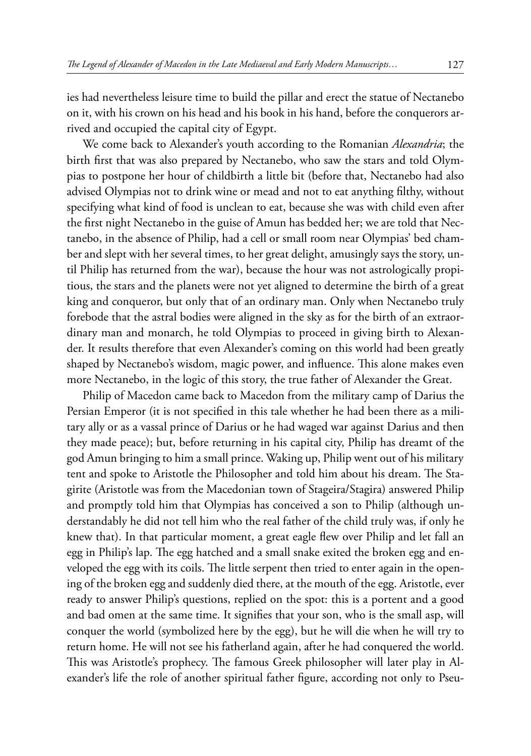ies had nevertheless leisure time to build the pillar and erect the statue of Nectanebo on it, with his crown on his head and his book in his hand, before the conquerors arrived and occupied the capital city of Egypt.

We come back to Alexander's youth according to the Romanian *Alexandria*; the birth first that was also prepared by Nectanebo, who saw the stars and told Olympias to postpone her hour of childbirth a little bit (before that, Nectanebo had also advised Olympias not to drink wine or mead and not to eat anything filthy, without specifying what kind of food is unclean to eat, because she was with child even after the first night Nectanebo in the guise of Amun has bedded her; we are told that Nectanebo, in the absence of Philip, had a cell or small room near Olympias' bed chamber and slept with her several times, to her great delight, amusingly says the story, until Philip has returned from the war), because the hour was not astrologically propitious, the stars and the planets were not yet aligned to determine the birth of a great king and conqueror, but only that of an ordinary man. Only when Nectanebo truly forebode that the astral bodies were aligned in the sky as for the birth of an extraordinary man and monarch, he told Olympias to proceed in giving birth to Alexander. It results therefore that even Alexander's coming on this world had been greatly shaped by Nectanebo's wisdom, magic power, and influence. This alone makes even more Nectanebo, in the logic of this story, the true father of Alexander the Great.

Philip of Macedon came back to Macedon from the military camp of Darius the Persian Emperor (it is not specified in this tale whether he had been there as a military ally or as a vassal prince of Darius or he had waged war against Darius and then they made peace); but, before returning in his capital city, Philip has dreamt of the god Amun bringing to him a small prince. Waking up, Philip went out of his military tent and spoke to Aristotle the Philosopher and told him about his dream. The Stagirite (Aristotle was from the Macedonian town of Stageira/Stagira) answered Philip and promptly told him that Olympias has conceived a son to Philip (although understandably he did not tell him who the real father of the child truly was, if only he knew that). In that particular moment, a great eagle flew over Philip and let fall an egg in Philip's lap. The egg hatched and a small snake exited the broken egg and enveloped the egg with its coils. The little serpent then tried to enter again in the opening of the broken egg and suddenly died there, at the mouth of the egg. Aristotle, ever ready to answer Philip's questions, replied on the spot: this is a portent and a good and bad omen at the same time. It signifies that your son, who is the small asp, will conquer the world (symbolized here by the egg), but he will die when he will try to return home. He will not see his fatherland again, after he had conquered the world. This was Aristotle's prophecy. The famous Greek philosopher will later play in Alexander's life the role of another spiritual father figure, according not only to Pseu-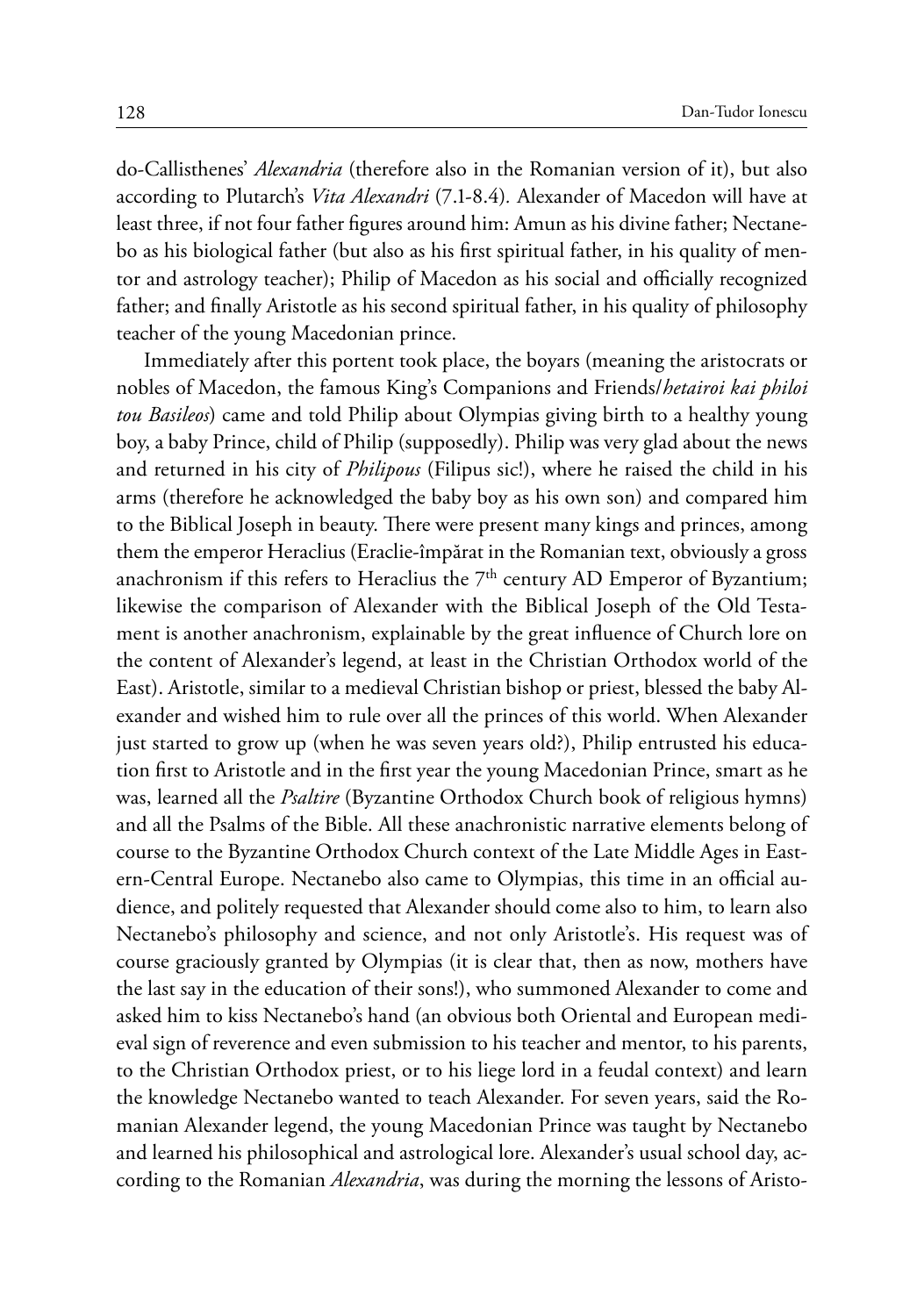do-Callisthenes' *Alexandria* (therefore also in the Romanian version of it), but also according to Plutarch's *Vita Alexandri* (7.1-8.4). Alexander of Macedon will have at least three, if not four father figures around him: Amun as his divine father; Nectanebo as his biological father (but also as his first spiritual father, in his quality of mentor and astrology teacher); Philip of Macedon as his social and officially recognized father; and finally Aristotle as his second spiritual father, in his quality of philosophy teacher of the young Macedonian prince.

Immediately after this portent took place, the boyars (meaning the aristocrats or nobles of Macedon, the famous King's Companions and Friends/*hetairoi kai philoi tou Basileos*) came and told Philip about Olympias giving birth to a healthy young boy, a baby Prince, child of Philip (supposedly). Philip was very glad about the news and returned in his city of *Philipous* (Filipus sic!), where he raised the child in his arms (therefore he acknowledged the baby boy as his own son) and compared him to the Biblical Joseph in beauty. There were present many kings and princes, among them the emperor Heraclius (Eraclie-împărat in the Romanian text, obviously a gross anachronism if this refers to Heraclius the 7th century AD Emperor of Byzantium; likewise the comparison of Alexander with the Biblical Joseph of the Old Testament is another anachronism, explainable by the great influence of Church lore on the content of Alexander's legend, at least in the Christian Orthodox world of the East). Aristotle, similar to a medieval Christian bishop or priest, blessed the baby Alexander and wished him to rule over all the princes of this world. When Alexander just started to grow up (when he was seven years old?), Philip entrusted his education first to Aristotle and in the first year the young Macedonian Prince, smart as he was, learned all the *Psaltire* (Byzantine Orthodox Church book of religious hymns) and all the Psalms of the Bible. All these anachronistic narrative elements belong of course to the Byzantine Orthodox Church context of the Late Middle Ages in Eastern-Central Europe. Nectanebo also came to Olympias, this time in an official audience, and politely requested that Alexander should come also to him, to learn also Nectanebo's philosophy and science, and not only Aristotle's. His request was of course graciously granted by Olympias (it is clear that, then as now, mothers have the last say in the education of their sons!), who summoned Alexander to come and asked him to kiss Nectanebo's hand (an obvious both Oriental and European medieval sign of reverence and even submission to his teacher and mentor, to his parents, to the Christian Orthodox priest, or to his liege lord in a feudal context) and learn the knowledge Nectanebo wanted to teach Alexander. For seven years, said the Romanian Alexander legend, the young Macedonian Prince was taught by Nectanebo and learned his philosophical and astrological lore. Alexander's usual school day, according to the Romanian *Alexandria*, was during the morning the lessons of Aristo-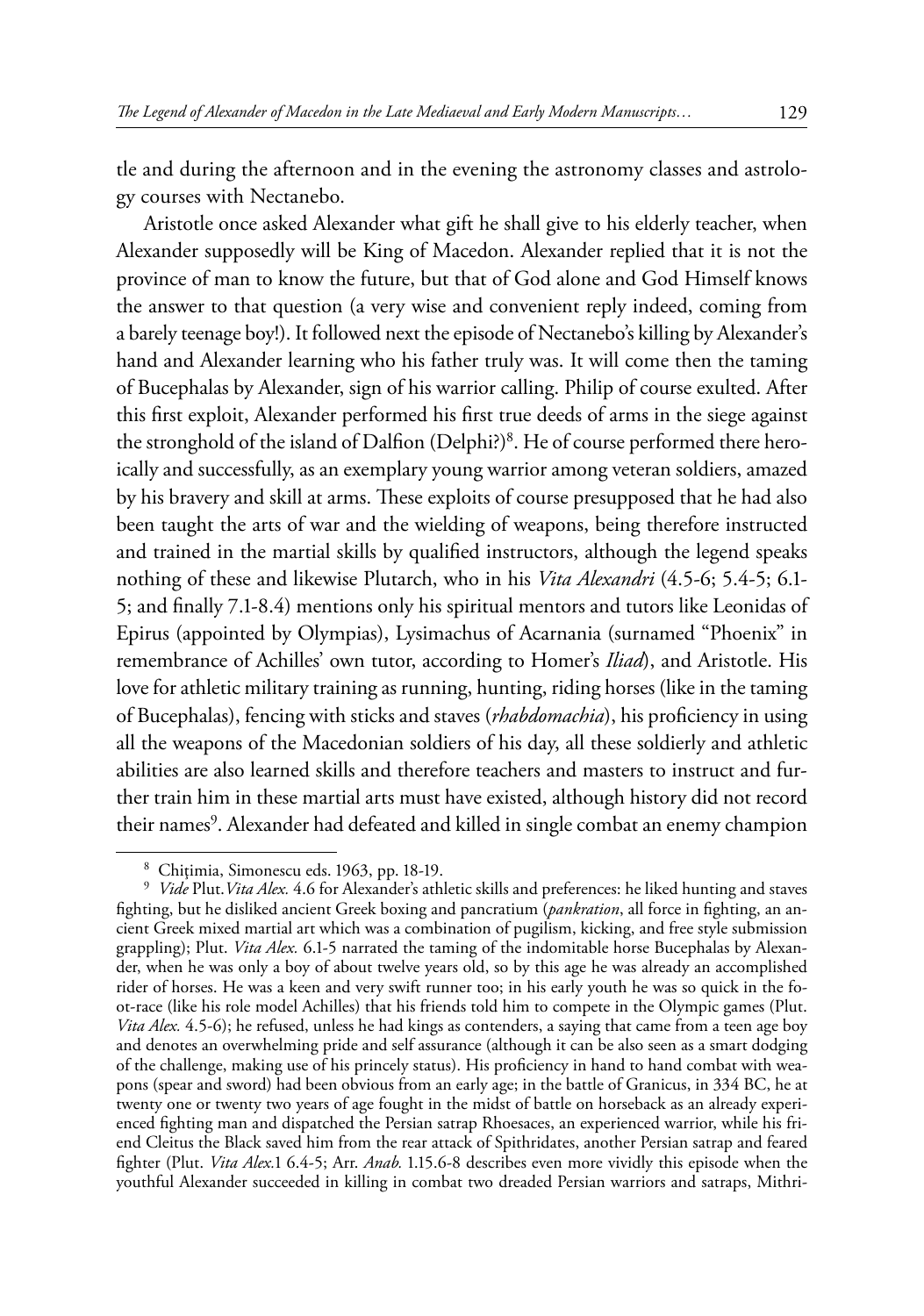tle and during the afternoon and in the evening the astronomy classes and astrology courses with Nectanebo.

Aristotle once asked Alexander what gift he shall give to his elderly teacher, when Alexander supposedly will be King of Macedon. Alexander replied that it is not the province of man to know the future, but that of God alone and God Himself knows the answer to that question (a very wise and convenient reply indeed, coming from a barely teenage boy!). It followed next the episode of Nectanebo's killing by Alexander's hand and Alexander learning who his father truly was. It will come then the taming of Bucephalas by Alexander, sign of his warrior calling. Philip of course exulted. After this first exploit, Alexander performed his first true deeds of arms in the siege against the stronghold of the island of Dalfion (Delphi?)[8]. He of course performed there heroically and successfully, as an exemplary young warrior among veteran soldiers, amazed by his bravery and skill at arms. These exploits of course presupposed that he had also been taught the arts of war and the wielding of weapons, being therefore instructed and trained in the martial skills by qualified instructors, although the legend speaks nothing of these and likewise Plutarch, who in his *Vita Alexandri* (4.5-6; 5.4-5; 6.1-5; and finally 7.1-8.4) mentions only his spiritual mentors and tutors like Leonidas of Epirus (appointed by Olympias), Lysimachus of Acarnania (surnamed "Phoenix" in remembrance of Achilles' own tutor, according to Homer's *Iliad*), and Aristotle. His love for athletic military training as running, hunting, riding horses (like in the taming of Bucephalas), fencing with sticks and staves (*rhabdomachia*), his proficiency in using all the weapons of the Macedonian soldiers of his day, all these soldierly and athletic abilities are also learned skills and therefore teachers and masters to instruct and further train him in these martial arts must have existed, although history did not record their names[9]. Alexander had defeated and killed in single combat an enemy champion

---

[8] Chițimia, Simonescu eds. 1963, pp. 18-19.

[9] *Vide* Plut. *Vita Alex.* 4.6 for Alexander's athletic skills and preferences: he liked hunting and staves fighting, but he disliked ancient Greek boxing and pancratium (*pankration*, all force in fighting, an ancient Greek mixed martial art which was a combination of pugilism, kicking, and free style submission grappling); Plut. *Vita Alex.* 6.1-5 narrated the taming of the indomitable horse Bucephalas by Alexander, when he was only a boy of about twelve years old, so by this age he was already an accomplished rider of horses. He was a keen and very swift runner too; in his early youth he was so quick in the foot-race (like his role model Achilles) that his friends told him to compete in the Olympic games (Plut. *Vita Alex.* 4.5-6); he refused, unless he had kings as contenders, a saying that came from a teen age boy and denotes an overwhelming pride and self assurance (although it can be also seen as a smart dodging of the challenge, making use of his princely status). His proficiency in hand to hand combat with weapons (spear and sword) had been obvious from an early age; in the battle of Granicus, in 334 BC, he at twenty one or twenty two years of age fought in the midst of battle on horseback as an already experienced fighting man and dispatched the Persian satrap Rhoesaces, an experienced warrior, while his friend Cleitus the Black saved him from the rear attack of Spithridates, another Persian satrap and feared fighter (Plut. *Vita Alex.*1 6.4-5; Arr. *Anab.* 1.15.6-8 describes even more vividly this episode when the youthful Alexander succeeded in killing in combat two dreaded Persian warriors and satraps, Mithri-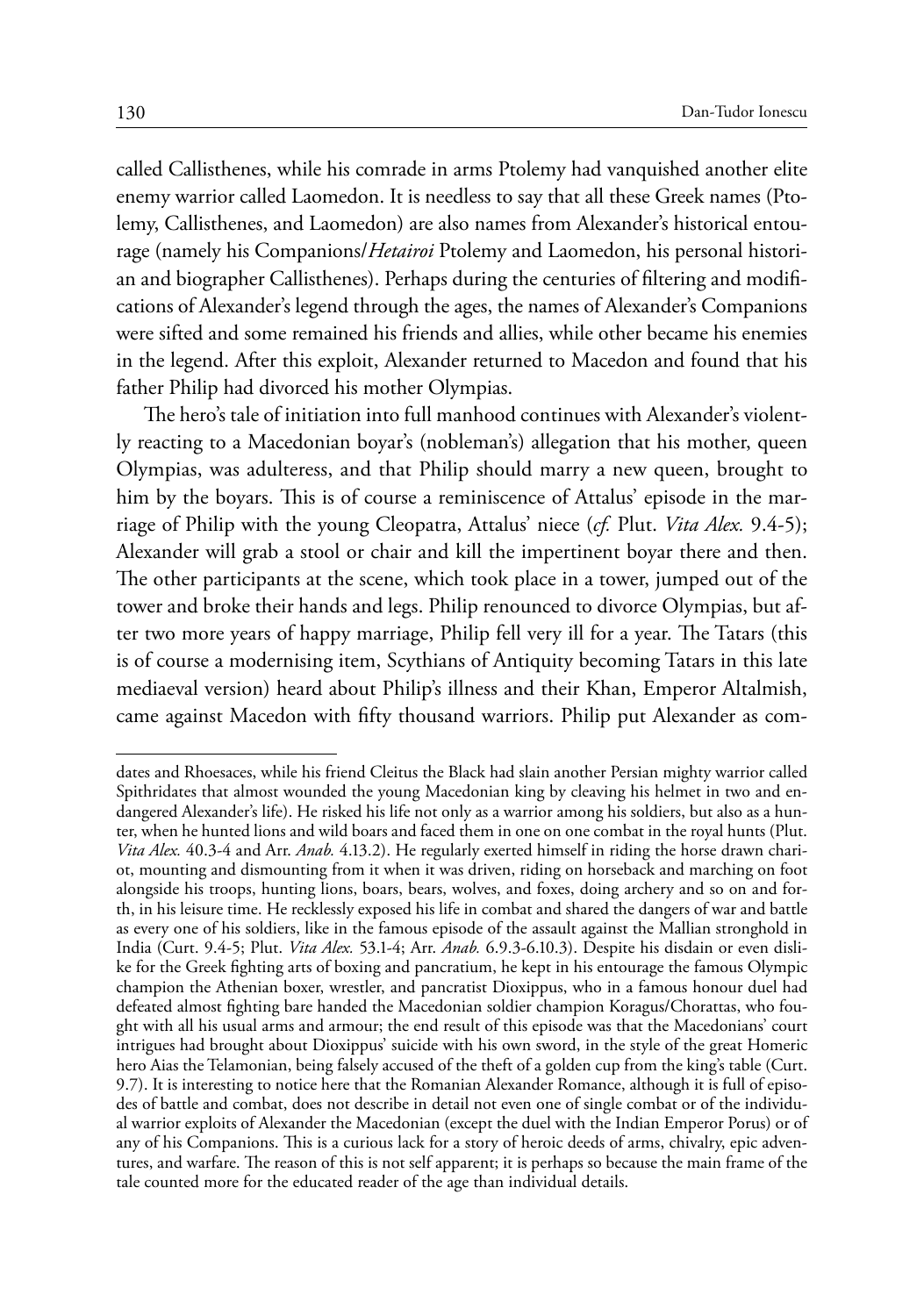called Callisthenes, while his comrade in arms Ptolemy had vanquished another elite enemy warrior called Laomedon. It is needless to say that all these Greek names (Ptolemy, Callisthenes, and Laomedon) are also names from Alexander's historical entourage (namely his Companions/*Hetairoi* Ptolemy and Laomedon, his personal historian and biographer Callisthenes). Perhaps during the centuries of filtering and modifications of Alexander's legend through the ages, the names of Alexander's Companions were sifted and some remained his friends and allies, while other became his enemies in the legend. After this exploit, Alexander returned to Macedon and found that his father Philip had divorced his mother Olympias.

The hero's tale of initiation into full manhood continues with Alexander's violently reacting to a Macedonian boyar's (nobleman's) allegation that his mother, queen Olympias, was adulteress, and that Philip should marry a new queen, brought to him by the boyars. This is of course a reminiscence of Attalus' episode in the marriage of Philip with the young Cleopatra, Attalus' niece (*cf.* Plut. *Vita Alex.* 9.4-5); Alexander will grab a stool or chair and kill the impertinent boyar there and then. The other participants at the scene, which took place in a tower, jumped out of the tower and broke their hands and legs. Philip renounced to divorce Olympias, but after two more years of happy marriage, Philip fell very ill for a year. The Tatars (this is of course a modernising item, Scythians of Antiquity becoming Tatars in this late mediaeval version) heard about Philip's illness and their Khan, Emperor Altalmish, came against Macedon with fifty thousand warriors. Philip put Alexander as com-

---

dates and Rhoesaces, while his friend Cleitus the Black had slain another Persian mighty warrior called Spithridates that almost wounded the young Macedonian king by cleaving his helmet in two and endangered Alexander's life). He risked his life not only as a warrior among his soldiers, but also as a hunter, when he hunted lions and wild boars and faced them in one on one combat in the royal hunts (Plut. *Vita Alex.* 40.3-4 and Arr. *Anab.* 4.13.2). He regularly exerted himself in riding the horse drawn chariot, mounting and dismounting from it when it was driven, riding on horseback and marching on foot alongside his troops, hunting lions, boars, bears, wolves, and foxes, doing archery and so on and forth, in his leisure time. He recklessly exposed his life in combat and shared the dangers of war and battle as every one of his soldiers, like in the famous episode of the assault against the Mallian stronghold in India (Curt. 9.4-5; Plut. *Vita Alex.* 53.1-4; Arr. *Anab.* 6.9.3-6.10.3). Despite his disdain or even dislike for the Greek fighting arts of boxing and pancratium, he kept in his entourage the famous Olympic champion the Athenian boxer, wrestler, and pancratist Dioxippus, who in a famous honour duel had defeated almost fighting bare handed the Macedonian soldier champion Koragus/Chorattas, who fought with all his usual arms and armour; the end result of this episode was that the Macedonians' court intrigues had brought about Dioxippus' suicide with his own sword, in the style of the great Homeric hero Aias the Telamonian, being falsely accused of the theft of a golden cup from the king's table (Curt. 9.7). It is interesting to notice here that the Romanian Alexander Romance, although it is full of episodes of battle and combat, does not describe in detail not even one of single combat or of the individual warrior exploits of Alexander the Macedonian (except the duel with the Indian Emperor Porus) or of any of his Companions. This is a curious lack for a story of heroic deeds of arms, chivalry, epic adventures, and warfare. The reason of this is not self apparent; it is perhaps so because the main frame of the tale counted more for the educated reader of the age than individual details.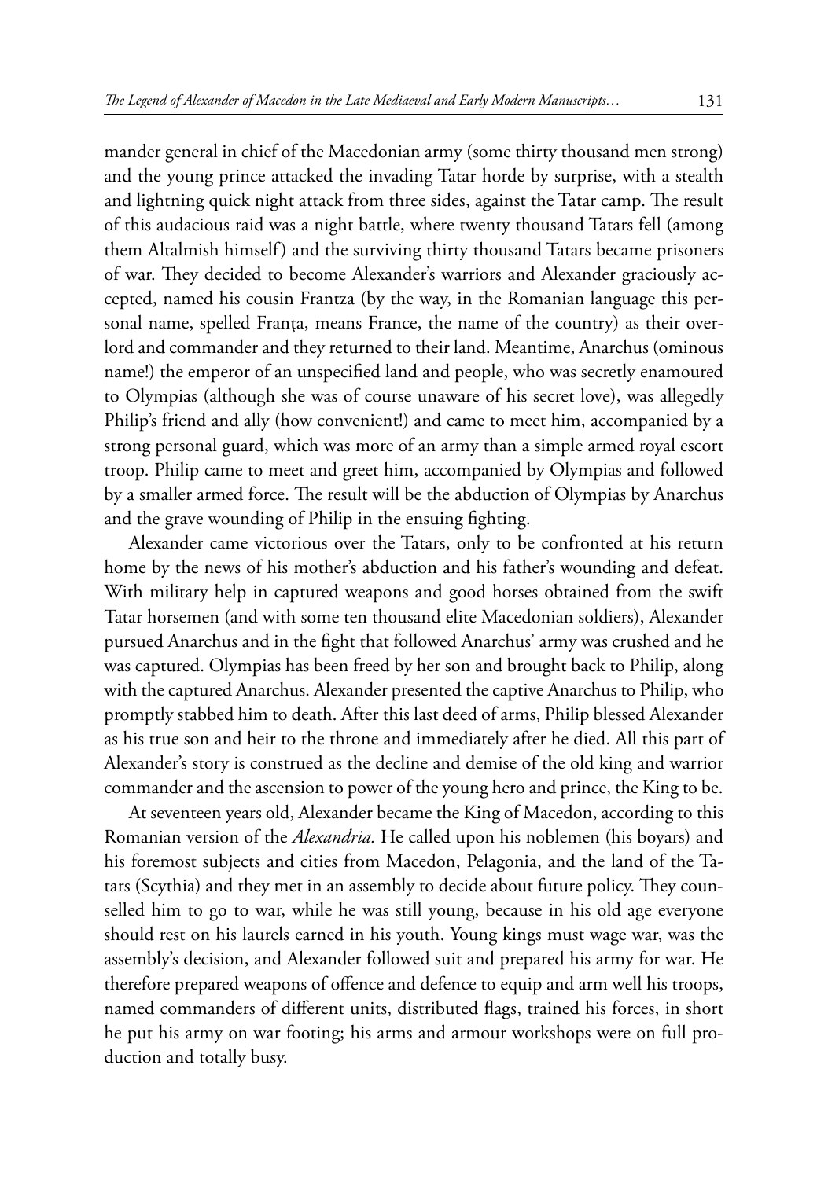mander general in chief of the Macedonian army (some thirty thousand men strong) and the young prince attacked the invading Tatar horde by surprise, with a stealth and lightning quick night attack from three sides, against the Tatar camp. The result of this audacious raid was a night battle, where twenty thousand Tatars fell (among them Altalmish himself) and the surviving thirty thousand Tatars became prisoners of war. They decided to become Alexander's warriors and Alexander graciously accepted, named his cousin Frantza (by the way, in the Romanian language this personal name, spelled Franţa, means France, the name of the country) as their overlord and commander and they returned to their land. Meantime, Anarchus (ominous name!) the emperor of an unspecified land and people, who was secretly enamoured to Olympias (although she was of course unaware of his secret love), was allegedly Philip's friend and ally (how convenient!) and came to meet him, accompanied by a strong personal guard, which was more of an army than a simple armed royal escort troop. Philip came to meet and greet him, accompanied by Olympias and followed by a smaller armed force. The result will be the abduction of Olympias by Anarchus and the grave wounding of Philip in the ensuing fighting.

Alexander came victorious over the Tatars, only to be confronted at his return home by the news of his mother's abduction and his father's wounding and defeat. With military help in captured weapons and good horses obtained from the swift Tatar horsemen (and with some ten thousand elite Macedonian soldiers), Alexander pursued Anarchus and in the fight that followed Anarchus' army was crushed and he was captured. Olympias has been freed by her son and brought back to Philip, along with the captured Anarchus. Alexander presented the captive Anarchus to Philip, who promptly stabbed him to death. After this last deed of arms, Philip blessed Alexander as his true son and heir to the throne and immediately after he died. All this part of Alexander's story is construed as the decline and demise of the old king and warrior commander and the ascension to power of the young hero and prince, the King to be.

At seventeen years old, Alexander became the King of Macedon, according to this Romanian version of the *Alexandria.* He called upon his noblemen (his boyars) and his foremost subjects and cities from Macedon, Pelagonia, and the land of the Tatars (Scythia) and they met in an assembly to decide about future policy. They counselled him to go to war, while he was still young, because in his old age everyone should rest on his laurels earned in his youth. Young kings must wage war, was the assembly's decision, and Alexander followed suit and prepared his army for war. He therefore prepared weapons of offence and defence to equip and arm well his troops, named commanders of different units, distributed flags, trained his forces, in short he put his army on war footing; his arms and armour workshops were on full production and totally busy.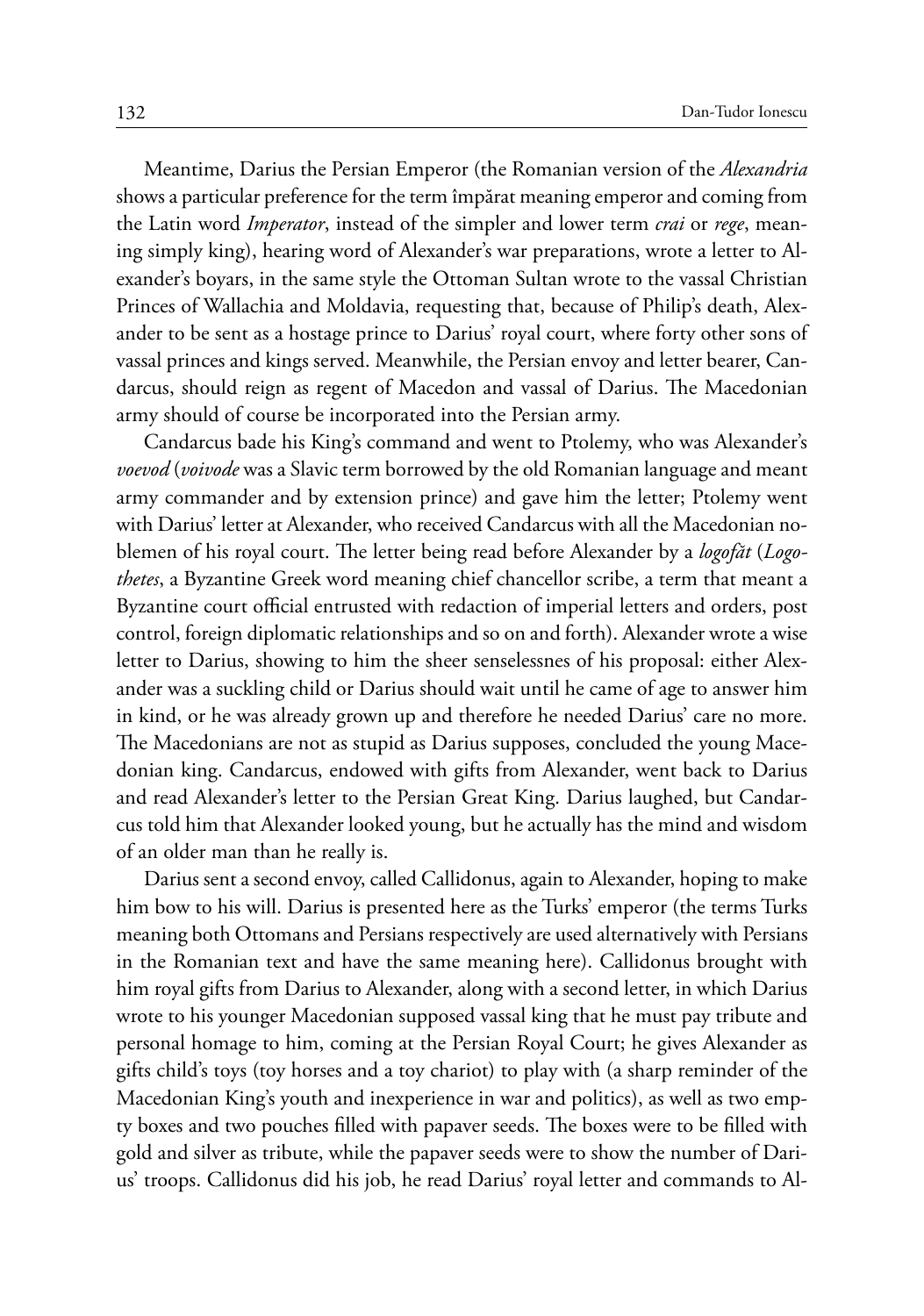Meantime, Darius the Persian Emperor (the Romanian version of the *Alexandria* shows a particular preference for the term împărat meaning emperor and coming from the Latin word *Imperator*, instead of the simpler and lower term *crai* or *rege*, meaning simply king), hearing word of Alexander's war preparations, wrote a letter to Alexander's boyars, in the same style the Ottoman Sultan wrote to the vassal Christian Princes of Wallachia and Moldavia, requesting that, because of Philip's death, Alexander to be sent as a hostage prince to Darius' royal court, where forty other sons of vassal princes and kings served. Meanwhile, the Persian envoy and letter bearer, Candarcus, should reign as regent of Macedon and vassal of Darius. The Macedonian army should of course be incorporated into the Persian army.

Candarcus bade his King's command and went to Ptolemy, who was Alexander's *voevod* (*voivode* was a Slavic term borrowed by the old Romanian language and meant army commander and by extension prince) and gave him the letter; Ptolemy went with Darius' letter at Alexander, who received Candarcus with all the Macedonian noblemen of his royal court. The letter being read before Alexander by a *logofăt* (*Logothetes*, a Byzantine Greek word meaning chief chancellor scribe, a term that meant a Byzantine court official entrusted with redaction of imperial letters and orders, post control, foreign diplomatic relationships and so on and forth). Alexander wrote a wise letter to Darius, showing to him the sheer senselessnes of his proposal: either Alexander was a suckling child or Darius should wait until he came of age to answer him in kind, or he was already grown up and therefore he needed Darius' care no more. The Macedonians are not as stupid as Darius supposes, concluded the young Macedonian king. Candarcus, endowed with gifts from Alexander, went back to Darius and read Alexander's letter to the Persian Great King. Darius laughed, but Candarcus told him that Alexander looked young, but he actually has the mind and wisdom of an older man than he really is.

Darius sent a second envoy, called Callidonus, again to Alexander, hoping to make him bow to his will. Darius is presented here as the Turks' emperor (the terms Turks meaning both Ottomans and Persians respectively are used alternatively with Persians in the Romanian text and have the same meaning here). Callidonus brought with him royal gifts from Darius to Alexander, along with a second letter, in which Darius wrote to his younger Macedonian supposed vassal king that he must pay tribute and personal homage to him, coming at the Persian Royal Court; he gives Alexander as gifts child's toys (toy horses and a toy chariot) to play with (a sharp reminder of the Macedonian King's youth and inexperience in war and politics), as well as two empty boxes and two pouches filled with papaver seeds. The boxes were to be filled with gold and silver as tribute, while the papaver seeds were to show the number of Darius' troops. Callidonus did his job, he read Darius' royal letter and commands to Al-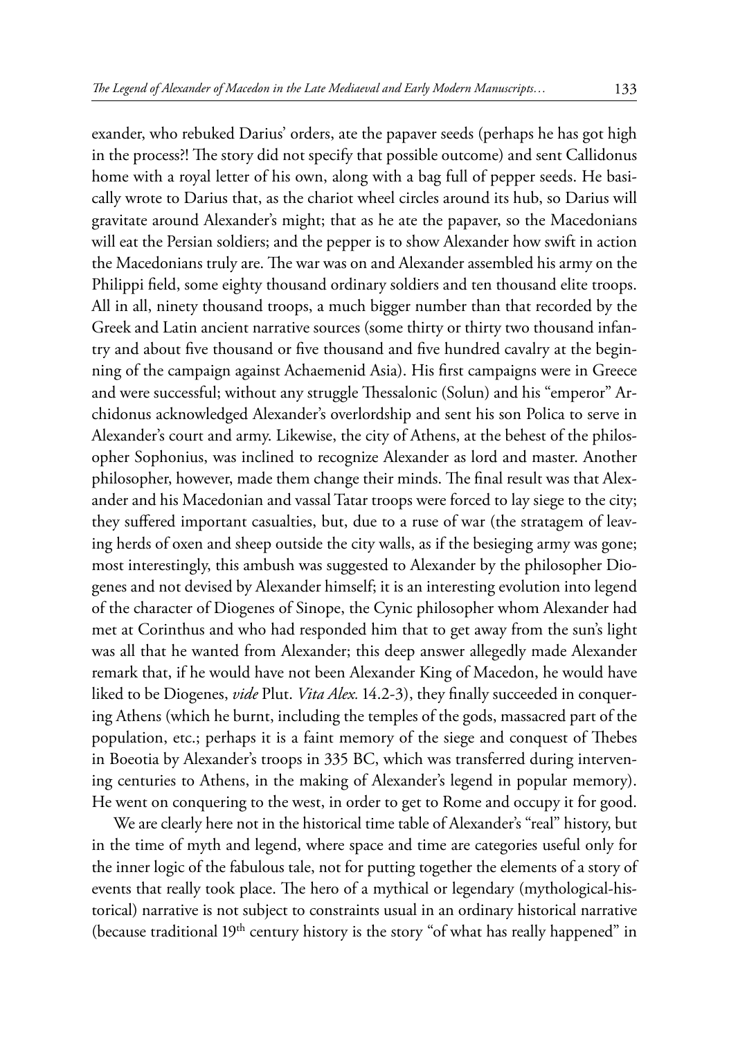exander, who rebuked Darius' orders, ate the papaver seeds (perhaps he has got high in the process?! The story did not specify that possible outcome) and sent Callidonus home with a royal letter of his own, along with a bag full of pepper seeds. He basically wrote to Darius that, as the chariot wheel circles around its hub, so Darius will gravitate around Alexander's might; that as he ate the papaver, so the Macedonians will eat the Persian soldiers; and the pepper is to show Alexander how swift in action the Macedonians truly are. The war was on and Alexander assembled his army on the Philippi field, some eighty thousand ordinary soldiers and ten thousand elite troops. All in all, ninety thousand troops, a much bigger number than that recorded by the Greek and Latin ancient narrative sources (some thirty or thirty two thousand infantry and about five thousand or five thousand and five hundred cavalry at the beginning of the campaign against Achaemenid Asia). His first campaigns were in Greece and were successful; without any struggle Thessalonic (Solun) and his "emperor" Archidonus acknowledged Alexander's overlordship and sent his son Polica to serve in Alexander's court and army. Likewise, the city of Athens, at the behest of the philosopher Sophonius, was inclined to recognize Alexander as lord and master. Another philosopher, however, made them change their minds. The final result was that Alexander and his Macedonian and vassal Tatar troops were forced to lay siege to the city; they suffered important casualties, but, due to a ruse of war (the stratagem of leaving herds of oxen and sheep outside the city walls, as if the besieging army was gone; most interestingly, this ambush was suggested to Alexander by the philosopher Diogenes and not devised by Alexander himself; it is an interesting evolution into legend of the character of Diogenes of Sinope, the Cynic philosopher whom Alexander had met at Corinthus and who had responded him that to get away from the sun's light was all that he wanted from Alexander; this deep answer allegedly made Alexander remark that, if he would have not been Alexander King of Macedon, he would have liked to be Diogenes, *vide* Plut. *Vita Alex.* 14.2-3), they finally succeeded in conquering Athens (which he burnt, including the temples of the gods, massacred part of the population, etc.; perhaps it is a faint memory of the siege and conquest of Thebes in Boeotia by Alexander's troops in 335 BC, which was transferred during intervening centuries to Athens, in the making of Alexander's legend in popular memory). He went on conquering to the west, in order to get to Rome and occupy it for good.

We are clearly here not in the historical time table of Alexander's "real" history, but in the time of myth and legend, where space and time are categories useful only for the inner logic of the fabulous tale, not for putting together the elements of a story of events that really took place. The hero of a mythical or legendary (mythological-historical) narrative is not subject to constraints usual in an ordinary historical narrative (because traditional 19th century history is the story "of what has really happened" in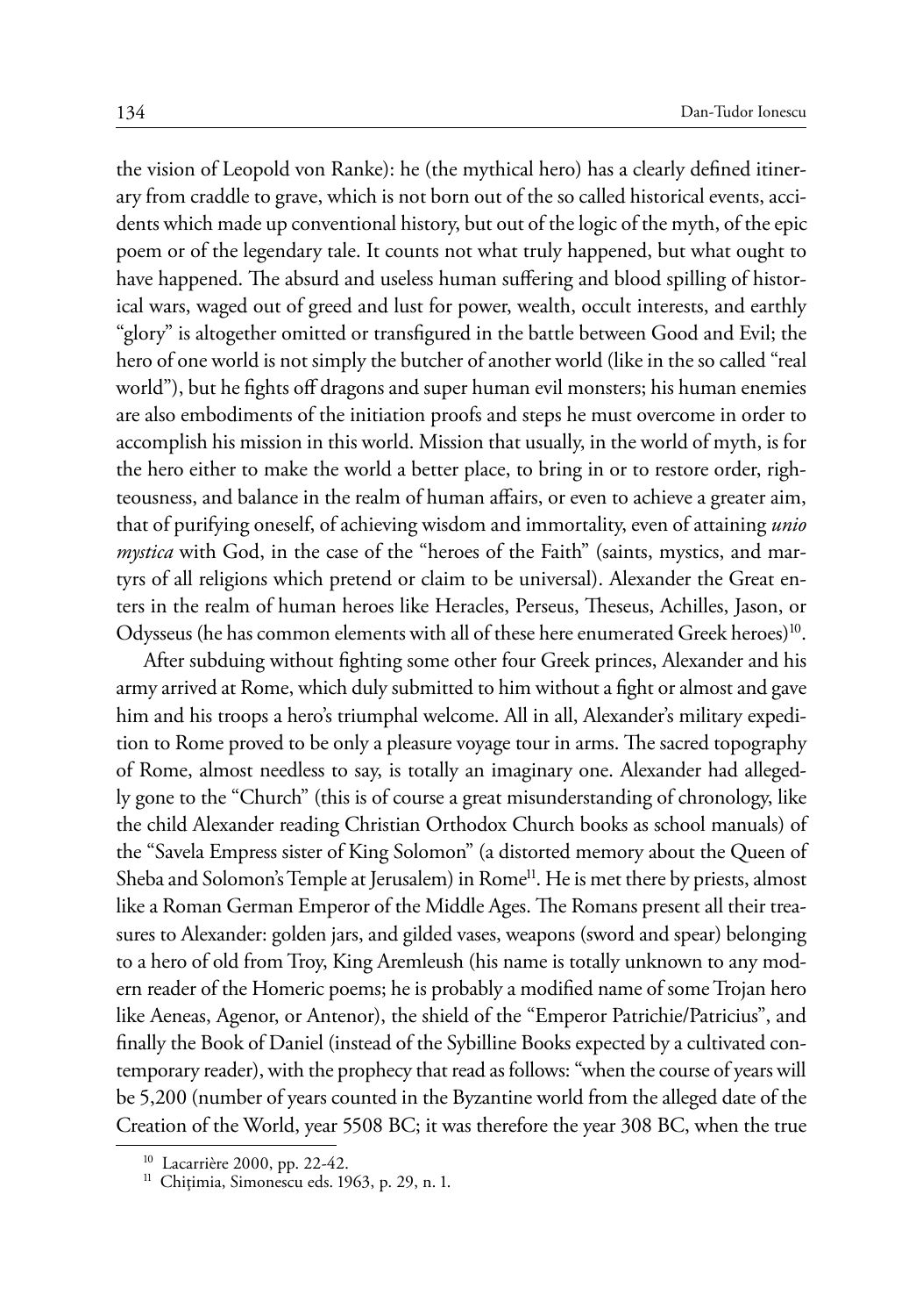the vision of Leopold von Ranke): he (the mythical hero) has a clearly defined itinerary from craddle to grave, which is not born out of the so called historical events, accidents which made up conventional history, but out of the logic of the myth, of the epic poem or of the legendary tale. It counts not what truly happened, but what ought to have happened. The absurd and useless human suffering and blood spilling of historical wars, waged out of greed and lust for power, wealth, occult interests, and earthly "glory" is altogether omitted or transfigured in the battle between Good and Evil; the hero of one world is not simply the butcher of another world (like in the so called "real world"), but he fights off dragons and super human evil monsters; his human enemies are also embodiments of the initiation proofs and steps he must overcome in order to accomplish his mission in this world. Mission that usually, in the world of myth, is for the hero either to make the world a better place, to bring in or to restore order, righteousness, and balance in the realm of human affairs, or even to achieve a greater aim, that of purifying oneself, of achieving wisdom and immortality, even of attaining *unio mystica* with God, in the case of the "heroes of the Faith" (saints, mystics, and martyrs of all religions which pretend or claim to be universal). Alexander the Great enters in the realm of human heroes like Heracles, Perseus, Theseus, Achilles, Jason, or Odysseus (he has common elements with all of these here enumerated Greek heroes)[10].

After subduing without fighting some other four Greek princes, Alexander and his army arrived at Rome, which duly submitted to him without a fight or almost and gave him and his troops a hero's triumphal welcome. All in all, Alexander's military expedition to Rome proved to be only a pleasure voyage tour in arms. The sacred topography of Rome, almost needless to say, is totally an imaginary one. Alexander had allegedly gone to the "Church" (this is of course a great misunderstanding of chronology, like the child Alexander reading Christian Orthodox Church books as school manuals) of the "Savela Empress sister of King Solomon" (a distorted memory about the Queen of Sheba and Solomon's Temple at Jerusalem) in Rome[11]. He is met there by priests, almost like a Roman German Emperor of the Middle Ages. The Romans present all their treasures to Alexander: golden jars, and gilded vases, weapons (sword and spear) belonging to a hero of old from Troy, King Aremleush (his name is totally unknown to any modern reader of the Homeric poems; he is probably a modified name of some Trojan hero like Aeneas, Agenor, or Antenor), the shield of the "Emperor Patrichie/Patricius", and finally the Book of Daniel (instead of the Sybilline Books expected by a cultivated contemporary reader), with the prophecy that read as follows: "when the course of years will be 5,200 (number of years counted in the Byzantine world from the alleged date of the Creation of the World, year 5508 BC; it was therefore the year 308 BC, when the true

[10] Lacarrière 2000, pp. 22-42.

[11] Chițimia, Simonescu eds. 1963, p. 29, n. 1.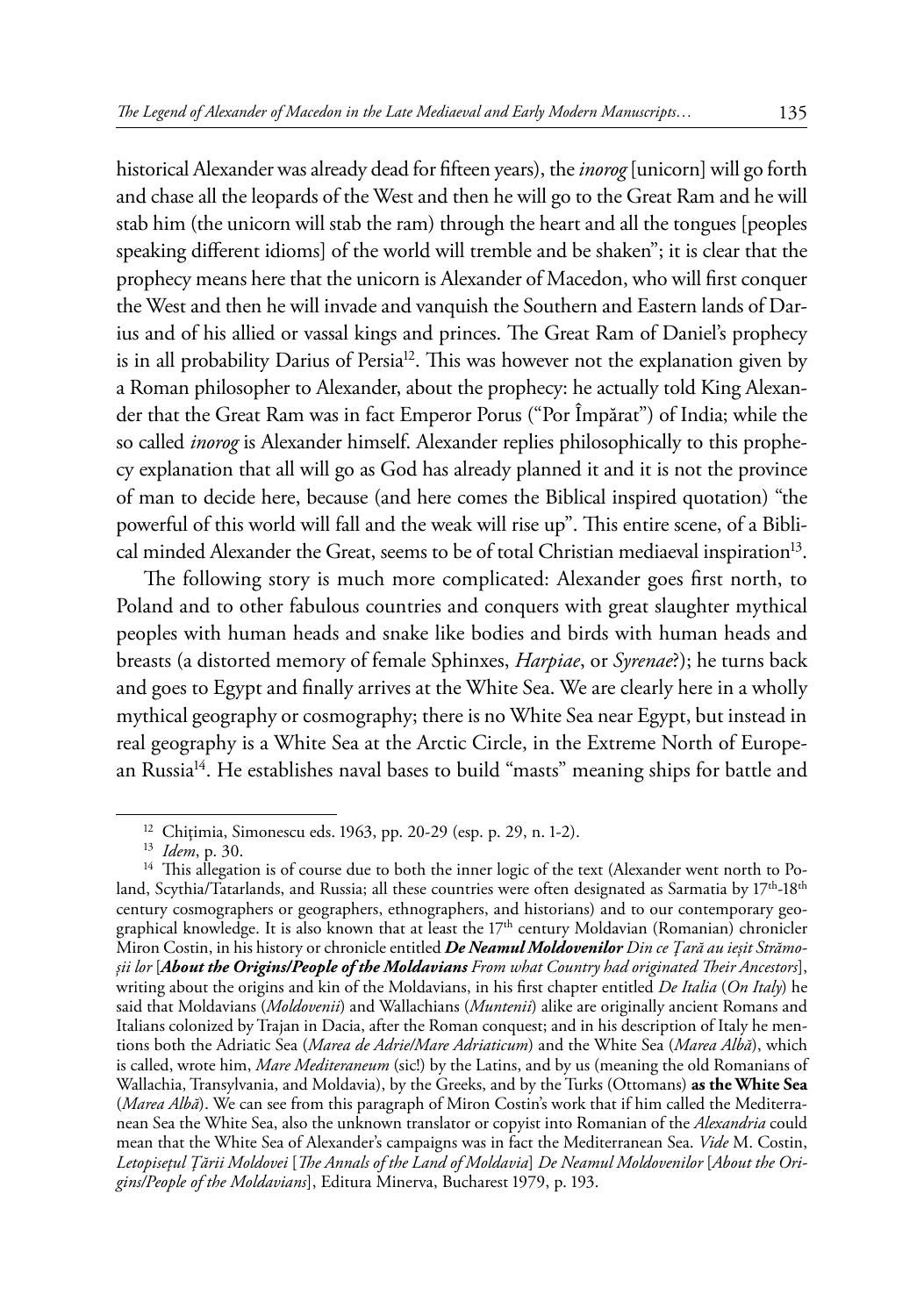historical Alexander was already dead for fifteen years), the *inorog* [unicorn] will go forth and chase all the leopards of the West and then he will go to the Great Ram and he will stab him (the unicorn will stab the ram) through the heart and all the tongues [peoples speaking different idioms] of the world will tremble and be shaken"; it is clear that the prophecy means here that the unicorn is Alexander of Macedon, who will first conquer the West and then he will invade and vanquish the Southern and Eastern lands of Darius and of his allied or vassal kings and princes. The Great Ram of Daniel's prophecy is in all probability Darius of Persia[12]. This was however not the explanation given by a Roman philosopher to Alexander, about the prophecy: he actually told King Alexander that the Great Ram was in fact Emperor Porus ("Por Împărat") of India; while the so called *inorog* is Alexander himself. Alexander replies philosophically to this prophecy explanation that all will go as God has already planned it and it is not the province of man to decide here, because (and here comes the Biblical inspired quotation) "the powerful of this world will fall and the weak will rise up". This entire scene, of a Biblical minded Alexander the Great, seems to be of total Christian mediaeval inspiration[13].

The following story is much more complicated: Alexander goes first north, to Poland and to other fabulous countries and conquers with great slaughter mythical peoples with human heads and snake like bodies and birds with human heads and breasts (a distorted memory of female Sphinxes, *Harpiae*, or *Syrenae*?); he turns back and goes to Egypt and finally arrives at the White Sea. We are clearly here in a wholly mythical geography or cosmography; there is no White Sea near Egypt, but instead in real geography is a White Sea at the Arctic Circle, in the Extreme North of European Russia[14]. He establishes naval bases to build "masts" meaning ships for battle and

---

[12] Chițimia, Simonescu eds. 1963, pp. 20-29 (esp. p. 29, n. 1-2).

[13] *Idem*, p. 30.

[14] This allegation is of course due to both the inner logic of the text (Alexander went north to Poland, Scythia/Tatarlands, and Russia; all these countries were often designated as Sarmatia by 17th-18th century cosmographers or geographers, ethnographers, and historians) and to our contemporary geographical knowledge. It is also known that at least the 17th century Moldavian (Romanian) chronicler Miron Costin, in his history or chronicle entitled ***De Neamul Moldovenilor*** *Din ce Țară au ieșit Strămoșii lor* [***About the Origins/People of the Moldavians*** *From what Country had originated Their Ancestors*], writing about the origins and kin of the Moldavians, in his first chapter entitled *De Italia* (*On Italy*) he said that Moldavians (*Moldovenii*) and Wallachians (*Muntenii*) alike are originally ancient Romans and Italians colonized by Trajan in Dacia, after the Roman conquest; and in his description of Italy he mentions both the Adriatic Sea (*Marea de Adrie/Mare Adriaticum*) and the White Sea (*Marea Albă*), which is called, wrote him, *Mare Mediteraneum* (sic!) by the Latins, and by us (meaning the old Romanians of Wallachia, Transylvania, and Moldavia), by the Greeks, and by the Turks (Ottomans) **as the White Sea** (*Marea Albă*). We can see from this paragraph of Miron Costin's work that if him called the Mediterranean Sea the White Sea, also the unknown translator or copyist into Romanian of the *Alexandria* could mean that the White Sea of Alexander's campaigns was in fact the Mediterranean Sea. *Vide* M. Costin, *Letopisețul Țării Moldovei* [*The Annals of the Land of Moldavia*] *De Neamul Moldovenilor* [*About the Origins/People of the Moldavians*], Editura Minerva, Bucharest 1979, p. 193.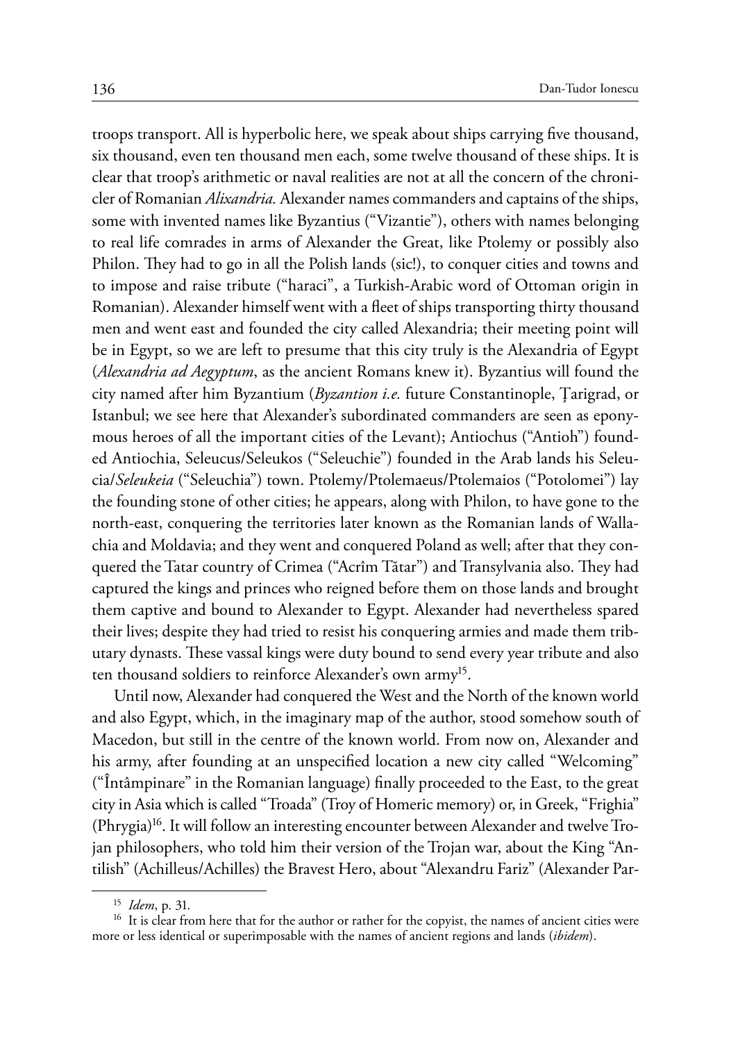troops transport. All is hyperbolic here, we speak about ships carrying five thousand, six thousand, even ten thousand men each, some twelve thousand of these ships. It is clear that troop's arithmetic or naval realities are not at all the concern of the chronicler of Romanian *Alixandria.* Alexander names commanders and captains of the ships, some with invented names like Byzantius ("Vizantie"), others with names belonging to real life comrades in arms of Alexander the Great, like Ptolemy or possibly also Philon. They had to go in all the Polish lands (sic!), to conquer cities and towns and to impose and raise tribute ("haraci", a Turkish-Arabic word of Ottoman origin in Romanian). Alexander himself went with a fleet of ships transporting thirty thousand men and went east and founded the city called Alexandria; their meeting point will be in Egypt, so we are left to presume that this city truly is the Alexandria of Egypt (*Alexandria ad Aegyptum*, as the ancient Romans knew it). Byzantius will found the city named after him Byzantium (*Byzantion i.e.* future Constantinople, Ţarigrad, or Istanbul; we see here that Alexander's subordinated commanders are seen as eponymous heroes of all the important cities of the Levant); Antiochus ("Antioh") founded Antiochia, Seleucus/Seleukos ("Seleuchie") founded in the Arab lands his Seleucia/*Seleukeia* ("Seleuchia") town. Ptolemy/Ptolemaeus/Ptolemaios ("Potolomei") lay the founding stone of other cities; he appears, along with Philon, to have gone to the north-east, conquering the territories later known as the Romanian lands of Wallachia and Moldavia; and they went and conquered Poland as well; after that they conquered the Tatar country of Crimea ("Acrîm Tătar") and Transylvania also. They had captured the kings and princes who reigned before them on those lands and brought them captive and bound to Alexander to Egypt. Alexander had nevertheless spared their lives; despite they had tried to resist his conquering armies and made them tributary dynasts. These vassal kings were duty bound to send every year tribute and also ten thousand soldiers to reinforce Alexander's own army[15].

Until now, Alexander had conquered the West and the North of the known world and also Egypt, which, in the imaginary map of the author, stood somehow south of Macedon, but still in the centre of the known world. From now on, Alexander and his army, after founding at an unspecified location a new city called "Welcoming" ("Întâmpinare" in the Romanian language) finally proceeded to the East, to the great city in Asia which is called "Troada" (Troy of Homeric memory) or, in Greek, "Frighia" (Phrygia)[16]. It will follow an interesting encounter between Alexander and twelve Trojan philosophers, who told him their version of the Trojan war, about the King "Antilish" (Achilleus/Achilles) the Bravest Hero, about "Alexandru Fariz" (Alexander Par-

---

[15] *Idem*, p. 31.

[16] It is clear from here that for the author or rather for the copyist, the names of ancient cities were more or less identical or superimposable with the names of ancient regions and lands (*ibidem*).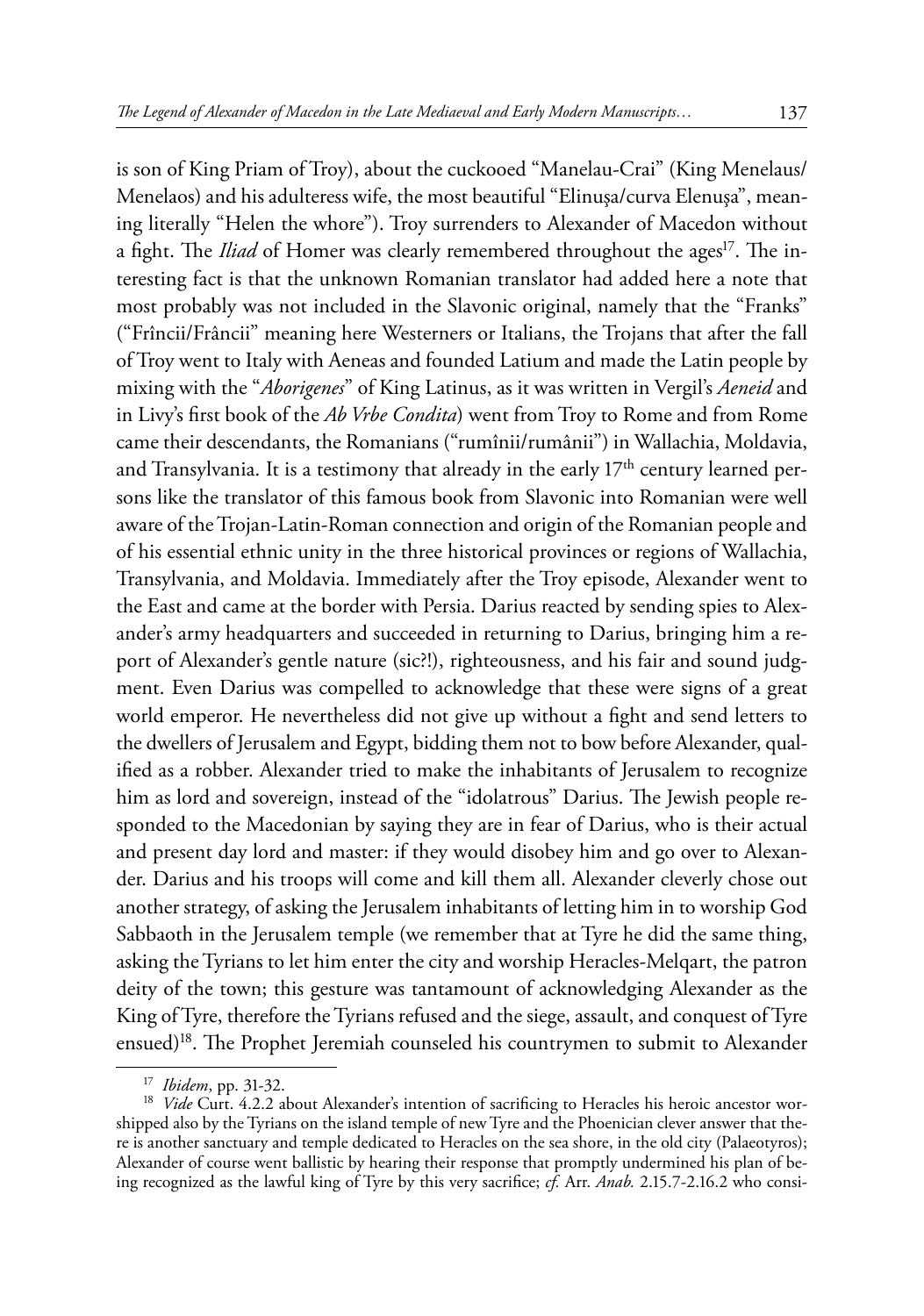is son of King Priam of Troy), about the cuckooed "Manelau-Crai" (King Menelaus/ Menelaos) and his adulteress wife, the most beautiful "Elinuşa/curva Elenuşa", meaning literally "Helen the whore"). Troy surrenders to Alexander of Macedon without a fight. The *Iliad* of Homer was clearly remembered throughout the ages[17]. The interesting fact is that the unknown Romanian translator had added here a note that most probably was not included in the Slavonic original, namely that the "Franks" ("Frîncii/Frâncii" meaning here Westerners or Italians, the Trojans that after the fall of Troy went to Italy with Aeneas and founded Latium and made the Latin people by mixing with the "*Aborigenes*" of King Latinus, as it was written in Vergil's *Aeneid* and in Livy's first book of the *Ab Vrbe Condita*) went from Troy to Rome and from Rome came their descendants, the Romanians ("rumînii/rumânii") in Wallachia, Moldavia, and Transylvania. It is a testimony that already in the early 17th century learned persons like the translator of this famous book from Slavonic into Romanian were well aware of the Trojan-Latin-Roman connection and origin of the Romanian people and of his essential ethnic unity in the three historical provinces or regions of Wallachia, Transylvania, and Moldavia. Immediately after the Troy episode, Alexander went to the East and came at the border with Persia. Darius reacted by sending spies to Alexander's army headquarters and succeeded in returning to Darius, bringing him a report of Alexander's gentle nature (sic?!), righteousness, and his fair and sound judgment. Even Darius was compelled to acknowledge that these were signs of a great world emperor. He nevertheless did not give up without a fight and send letters to the dwellers of Jerusalem and Egypt, bidding them not to bow before Alexander, qualified as a robber. Alexander tried to make the inhabitants of Jerusalem to recognize him as lord and sovereign, instead of the "idolatrous" Darius. The Jewish people responded to the Macedonian by saying they are in fear of Darius, who is their actual and present day lord and master: if they would disobey him and go over to Alexander. Darius and his troops will come and kill them all. Alexander cleverly chose out another strategy, of asking the Jerusalem inhabitants of letting him in to worship God Sabbaoth in the Jerusalem temple (we remember that at Tyre he did the same thing, asking the Tyrians to let him enter the city and worship Heracles-Melqart, the patron deity of the town; this gesture was tantamount of acknowledging Alexander as the King of Tyre, therefore the Tyrians refused and the siege, assault, and conquest of Tyre ensued)[18]. The Prophet Jeremiah counseled his countrymen to submit to Alexander

[17] *Ibidem*, pp. 31-32.

[18] *Vide* Curt. 4.2.2 about Alexander's intention of sacrificing to Heracles his heroic ancestor worshipped also by the Tyrians on the island temple of new Tyre and the Phoenician clever answer that there is another sanctuary and temple dedicated to Heracles on the sea shore, in the old city (Palaeotyros); Alexander of course went ballistic by hearing their response that promptly undermined his plan of being recognized as the lawful king of Tyre by this very sacrifice; *cf.* Arr. *Anab.* 2.15.7-2.16.2 who consi-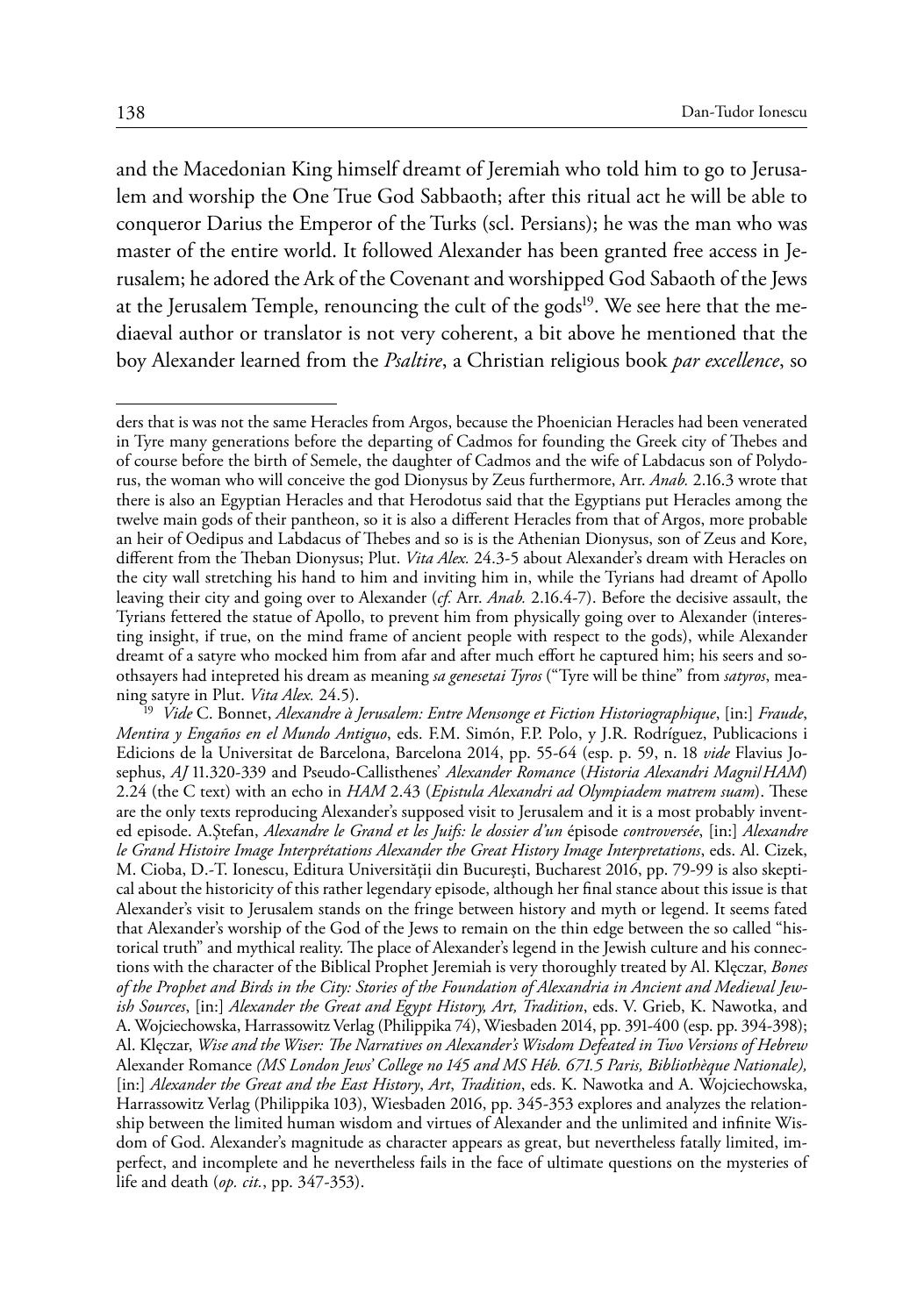and the Macedonian King himself dreamt of Jeremiah who told him to go to Jerusalem and worship the One True God Sabbaoth; after this ritual act he will be able to conqueror Darius the Emperor of the Turks (scl. Persians); he was the man who was master of the entire world. It followed Alexander has been granted free access in Jerusalem; he adored the Ark of the Covenant and worshipped God Sabaoth of the Jews at the Jerusalem Temple, renouncing the cult of the gods[19]. We see here that the mediaeval author or translator is not very coherent, a bit above he mentioned that the boy Alexander learned from the *Psaltire*, a Christian religious book *par excellence*, so

---

ders that is was not the same Heracles from Argos, because the Phoenician Heracles had been venerated in Tyre many generations before the departing of Cadmos for founding the Greek city of Thebes and of course before the birth of Semele, the daughter of Cadmos and the wife of Labdacus son of Polydorus, the woman who will conceive the god Dionysus by Zeus furthermore, Arr. *Anab.* 2.16.3 wrote that there is also an Egyptian Heracles and that Herodotus said that the Egyptians put Heracles among the twelve main gods of their pantheon, so it is also a different Heracles from that of Argos, more probable an heir of Oedipus and Labdacus of Thebes and so is is the Athenian Dionysus, son of Zeus and Kore, different from the Theban Dionysus; Plut. *Vita Alex.* 24.3-5 about Alexander's dream with Heracles on the city wall stretching his hand to him and inviting him in, while the Tyrians had dreamt of Apollo leaving their city and going over to Alexander (*cf.* Arr. *Anab.* 2.16.4-7). Before the decisive assault, the Tyrians fettered the statue of Apollo, to prevent him from physically going over to Alexander (interesting insight, if true, on the mind frame of ancient people with respect to the gods), while Alexander dreamt of a satyre who mocked him from afar and after much effort he captured him; his seers and soothsayers had intepreted his dream as meaning *sa genesetai Tyros* ("Tyre will be thine" from *satyros*, meaning satyre in Plut. *Vita Alex.* 24.5).

[19] *Vide* C. Bonnet, *Alexandre à Jerusalem: Entre Mensonge et Fiction Historiographique*, [in:] *Fraude, Mentira y Engaños en el Mundo Antiguo*, eds. F.M. Simón, F.P. Polo, y J.R. Rodríguez, Publicacions i Edicions de la Universitat de Barcelona, Barcelona 2014, pp. 55-64 (esp. p. 59, n. 18 *vide* Flavius Josephus, *AJ* 11.320-339 and Pseudo-Callisthenes' *Alexander Romance* (*Historia Alexandri Magni*/*HAM*) 2.24 (the C text) with an echo in *HAM* 2.43 (*Epistula Alexandri ad Olympiadem matrem suam*). These are the only texts reproducing Alexander's supposed visit to Jerusalem and it is a most probably invented episode. A.Ştefan, *Alexandre le Grand et les Juifs: le dossier d'un* épisode *controversée*, [in:] *Alexandre le Grand Histoire Image Interprétations Alexander the Great History Image Interpretations*, eds. Al. Cizek, M. Cioba, D.-T. Ionescu, Editura Universităţii din Bucureşti, Bucharest 2016, pp. 79-99 is also skeptical about the historicity of this rather legendary episode, although her final stance about this issue is that Alexander's visit to Jerusalem stands on the fringe between history and myth or legend. It seems fated that Alexander's worship of the God of the Jews to remain on the thin edge between the so called "historical truth" and mythical reality. The place of Alexander's legend in the Jewish culture and his connections with the character of the Biblical Prophet Jeremiah is very thoroughly treated by Al. Klęczar, *Bones of the Prophet and Birds in the City: Stories of the Foundation of Alexandria in Ancient and Medieval Jewish Sources*, [in:] *Alexander the Great and Egypt History, Art, Tradition*, eds. V. Grieb, K. Nawotka, and A. Wojciechowska, Harrassowitz Verlag (Philippika 74), Wiesbaden 2014, pp. 391-400 (esp. pp. 394-398); Al. Klęczar, *Wise and the Wiser: The Narratives on Alexander's Wisdom Defeated in Two Versions of Hebrew* Alexander Romance *(MS London Jews' College no 145 and MS Héb. 671.5 Paris, Bibliothèque Nationale),* [in:] *Alexander the Great and the East History*, *Art*, *Tradition*, eds. K. Nawotka and A. Wojciechowska, Harrassowitz Verlag (Philippika 103), Wiesbaden 2016, pp. 345-353 explores and analyzes the relationship between the limited human wisdom and virtues of Alexander and the unlimited and infinite Wisdom of God. Alexander's magnitude as character appears as great, but nevertheless fatally limited, imperfect, and incomplete and he nevertheless fails in the face of ultimate questions on the mysteries of life and death (*op. cit.*, pp. 347-353).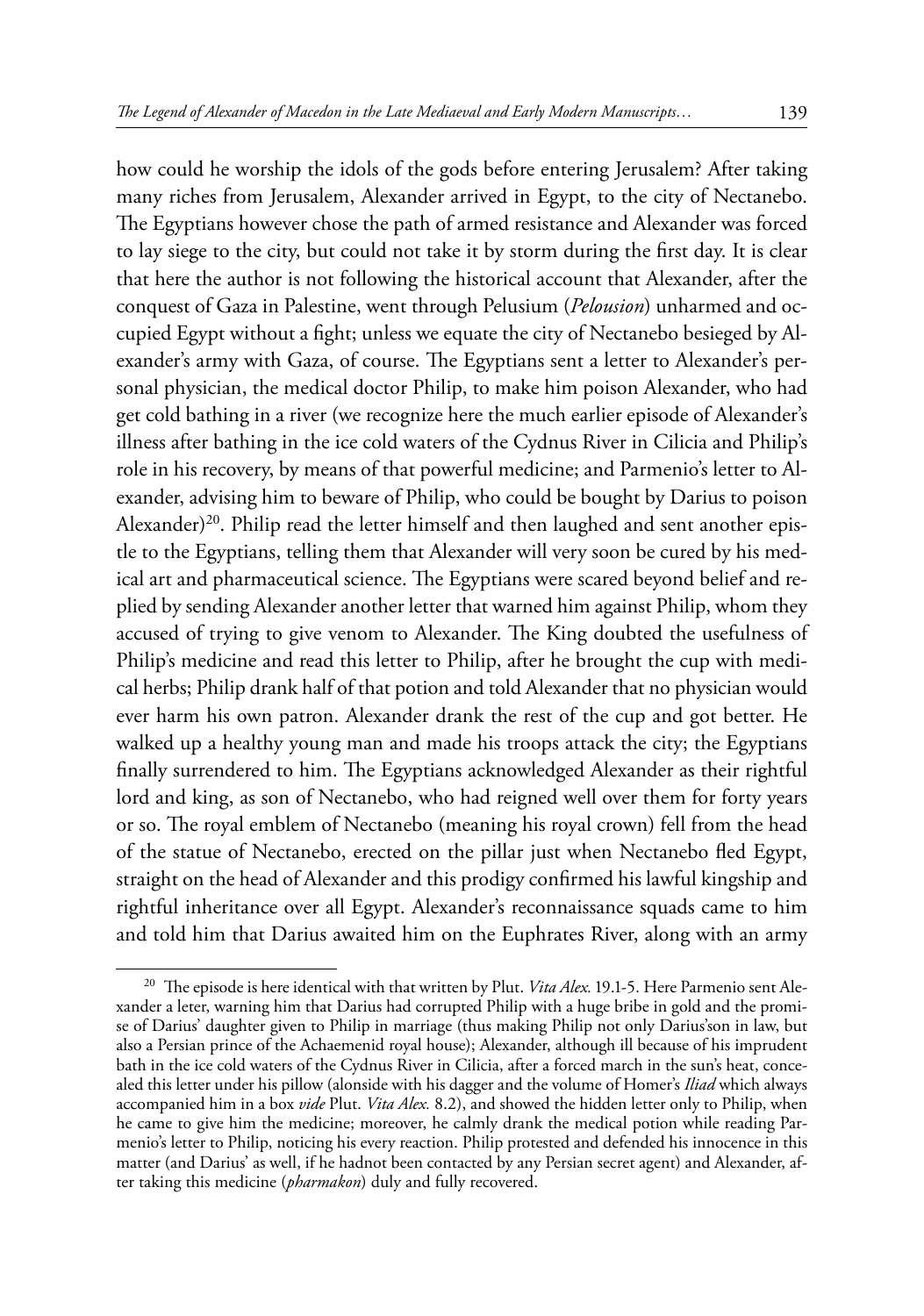how could he worship the idols of the gods before entering Jerusalem? After taking many riches from Jerusalem, Alexander arrived in Egypt, to the city of Nectanebo. The Egyptians however chose the path of armed resistance and Alexander was forced to lay siege to the city, but could not take it by storm during the first day. It is clear that here the author is not following the historical account that Alexander, after the conquest of Gaza in Palestine, went through Pelusium (*Pelousion*) unharmed and occupied Egypt without a fight; unless we equate the city of Nectanebo besieged by Alexander's army with Gaza, of course. The Egyptians sent a letter to Alexander's personal physician, the medical doctor Philip, to make him poison Alexander, who had get cold bathing in a river (we recognize here the much earlier episode of Alexander's illness after bathing in the ice cold waters of the Cydnus River in Cilicia and Philip's role in his recovery, by means of that powerful medicine; and Parmenio's letter to Alexander, advising him to beware of Philip, who could be bought by Darius to poison Alexander)[20]. Philip read the letter himself and then laughed and sent another epistle to the Egyptians, telling them that Alexander will very soon be cured by his medical art and pharmaceutical science. The Egyptians were scared beyond belief and replied by sending Alexander another letter that warned him against Philip, whom they accused of trying to give venom to Alexander. The King doubted the usefulness of Philip's medicine and read this letter to Philip, after he brought the cup with medical herbs; Philip drank half of that potion and told Alexander that no physician would ever harm his own patron. Alexander drank the rest of the cup and got better. He walked up a healthy young man and made his troops attack the city; the Egyptians finally surrendered to him. The Egyptians acknowledged Alexander as their rightful lord and king, as son of Nectanebo, who had reigned well over them for forty years or so. The royal emblem of Nectanebo (meaning his royal crown) fell from the head of the statue of Nectanebo, erected on the pillar just when Nectanebo fled Egypt, straight on the head of Alexander and this prodigy confirmed his lawful kingship and rightful inheritance over all Egypt. Alexander's reconnaissance squads came to him and told him that Darius awaited him on the Euphrates River, along with an army

[20] The episode is here identical with that written by Plut. *Vita Alex.* 19.1-5. Here Parmenio sent Alexander a leter, warning him that Darius had corrupted Philip with a huge bribe in gold and the promise of Darius' daughter given to Philip in marriage (thus making Philip not only Darius'son in law, but also a Persian prince of the Achaemenid royal house); Alexander, although ill because of his imprudent bath in the ice cold waters of the Cydnus River in Cilicia, after a forced march in the sun's heat, concealed this letter under his pillow (alonside with his dagger and the volume of Homer's *Iliad* which always accompanied him in a box *vide* Plut. *Vita Alex.* 8.2), and showed the hidden letter only to Philip, when he came to give him the medicine; moreover, he calmly drank the medical potion while reading Parmenio's letter to Philip, noticing his every reaction. Philip protested and defended his innocence in this matter (and Darius' as well, if he hadnot been contacted by any Persian secret agent) and Alexander, after taking this medicine (*pharmakon*) duly and fully recovered.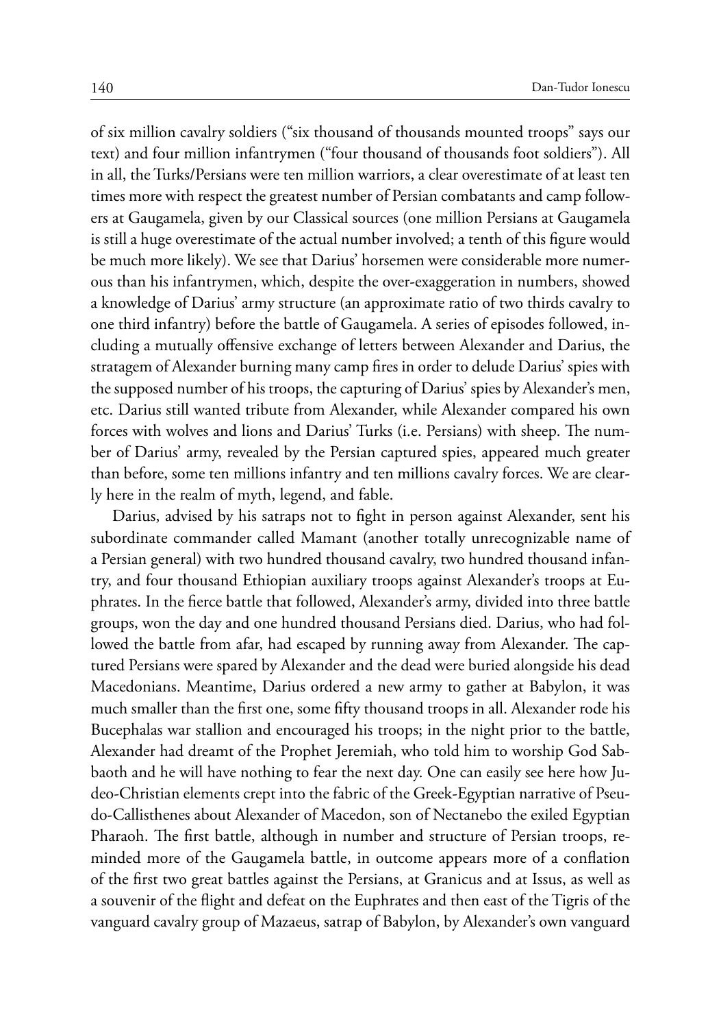of six million cavalry soldiers ("six thousand of thousands mounted troops" says our text) and four million infantrymen ("four thousand of thousands foot soldiers"). All in all, the Turks/Persians were ten million warriors, a clear overestimate of at least ten times more with respect the greatest number of Persian combatants and camp followers at Gaugamela, given by our Classical sources (one million Persians at Gaugamela is still a huge overestimate of the actual number involved; a tenth of this figure would be much more likely). We see that Darius' horsemen were considerable more numerous than his infantrymen, which, despite the over-exaggeration in numbers, showed a knowledge of Darius' army structure (an approximate ratio of two thirds cavalry to one third infantry) before the battle of Gaugamela. A series of episodes followed, including a mutually offensive exchange of letters between Alexander and Darius, the stratagem of Alexander burning many camp fires in order to delude Darius' spies with the supposed number of his troops, the capturing of Darius' spies by Alexander's men, etc. Darius still wanted tribute from Alexander, while Alexander compared his own forces with wolves and lions and Darius' Turks (i.e. Persians) with sheep. The number of Darius' army, revealed by the Persian captured spies, appeared much greater than before, some ten millions infantry and ten millions cavalry forces. We are clearly here in the realm of myth, legend, and fable.

Darius, advised by his satraps not to fight in person against Alexander, sent his subordinate commander called Mamant (another totally unrecognizable name of a Persian general) with two hundred thousand cavalry, two hundred thousand infantry, and four thousand Ethiopian auxiliary troops against Alexander's troops at Euphrates. In the fierce battle that followed, Alexander's army, divided into three battle groups, won the day and one hundred thousand Persians died. Darius, who had followed the battle from afar, had escaped by running away from Alexander. The captured Persians were spared by Alexander and the dead were buried alongside his dead Macedonians. Meantime, Darius ordered a new army to gather at Babylon, it was much smaller than the first one, some fifty thousand troops in all. Alexander rode his Bucephalas war stallion and encouraged his troops; in the night prior to the battle, Alexander had dreamt of the Prophet Jeremiah, who told him to worship God Sabbaoth and he will have nothing to fear the next day. One can easily see here how Judeo-Christian elements crept into the fabric of the Greek-Egyptian narrative of Pseudo-Callisthenes about Alexander of Macedon, son of Nectanebo the exiled Egyptian Pharaoh. The first battle, although in number and structure of Persian troops, reminded more of the Gaugamela battle, in outcome appears more of a conflation of the first two great battles against the Persians, at Granicus and at Issus, as well as a souvenir of the flight and defeat on the Euphrates and then east of the Tigris of the vanguard cavalry group of Mazaeus, satrap of Babylon, by Alexander's own vanguard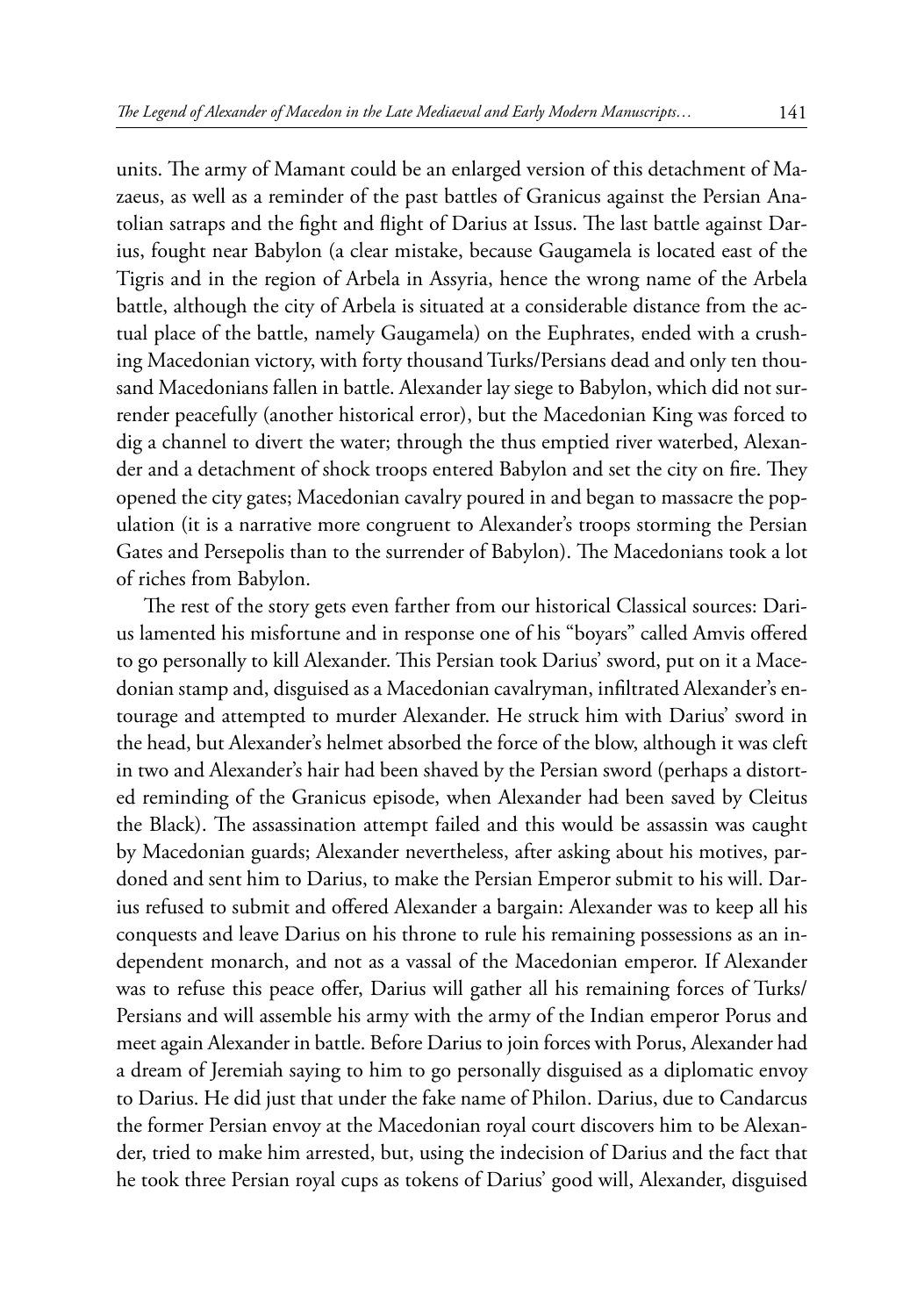units. The army of Mamant could be an enlarged version of this detachment of Mazaeus, as well as a reminder of the past battles of Granicus against the Persian Anatolian satraps and the fight and flight of Darius at Issus. The last battle against Darius, fought near Babylon (a clear mistake, because Gaugamela is located east of the Tigris and in the region of Arbela in Assyria, hence the wrong name of the Arbela battle, although the city of Arbela is situated at a considerable distance from the actual place of the battle, namely Gaugamela) on the Euphrates, ended with a crushing Macedonian victory, with forty thousand Turks/Persians dead and only ten thousand Macedonians fallen in battle. Alexander lay siege to Babylon, which did not surrender peacefully (another historical error), but the Macedonian King was forced to dig a channel to divert the water; through the thus emptied river waterbed, Alexander and a detachment of shock troops entered Babylon and set the city on fire. They opened the city gates; Macedonian cavalry poured in and began to massacre the population (it is a narrative more congruent to Alexander's troops storming the Persian Gates and Persepolis than to the surrender of Babylon). The Macedonians took a lot of riches from Babylon.

The rest of the story gets even farther from our historical Classical sources: Darius lamented his misfortune and in response one of his "boyars" called Amvis offered to go personally to kill Alexander. This Persian took Darius' sword, put on it a Macedonian stamp and, disguised as a Macedonian cavalryman, infiltrated Alexander's entourage and attempted to murder Alexander. He struck him with Darius' sword in the head, but Alexander's helmet absorbed the force of the blow, although it was cleft in two and Alexander's hair had been shaved by the Persian sword (perhaps a distorted reminding of the Granicus episode, when Alexander had been saved by Cleitus the Black). The assassination attempt failed and this would be assassin was caught by Macedonian guards; Alexander nevertheless, after asking about his motives, pardoned and sent him to Darius, to make the Persian Emperor submit to his will. Darius refused to submit and offered Alexander a bargain: Alexander was to keep all his conquests and leave Darius on his throne to rule his remaining possessions as an independent monarch, and not as a vassal of the Macedonian emperor. If Alexander was to refuse this peace offer, Darius will gather all his remaining forces of Turks/Persians and will assemble his army with the army of the Indian emperor Porus and meet again Alexander in battle. Before Darius to join forces with Porus, Alexander had a dream of Jeremiah saying to him to go personally disguised as a diplomatic envoy to Darius. He did just that under the fake name of Philon. Darius, due to Candarcus the former Persian envoy at the Macedonian royal court discovers him to be Alexander, tried to make him arrested, but, using the indecision of Darius and the fact that he took three Persian royal cups as tokens of Darius' good will, Alexander, disguised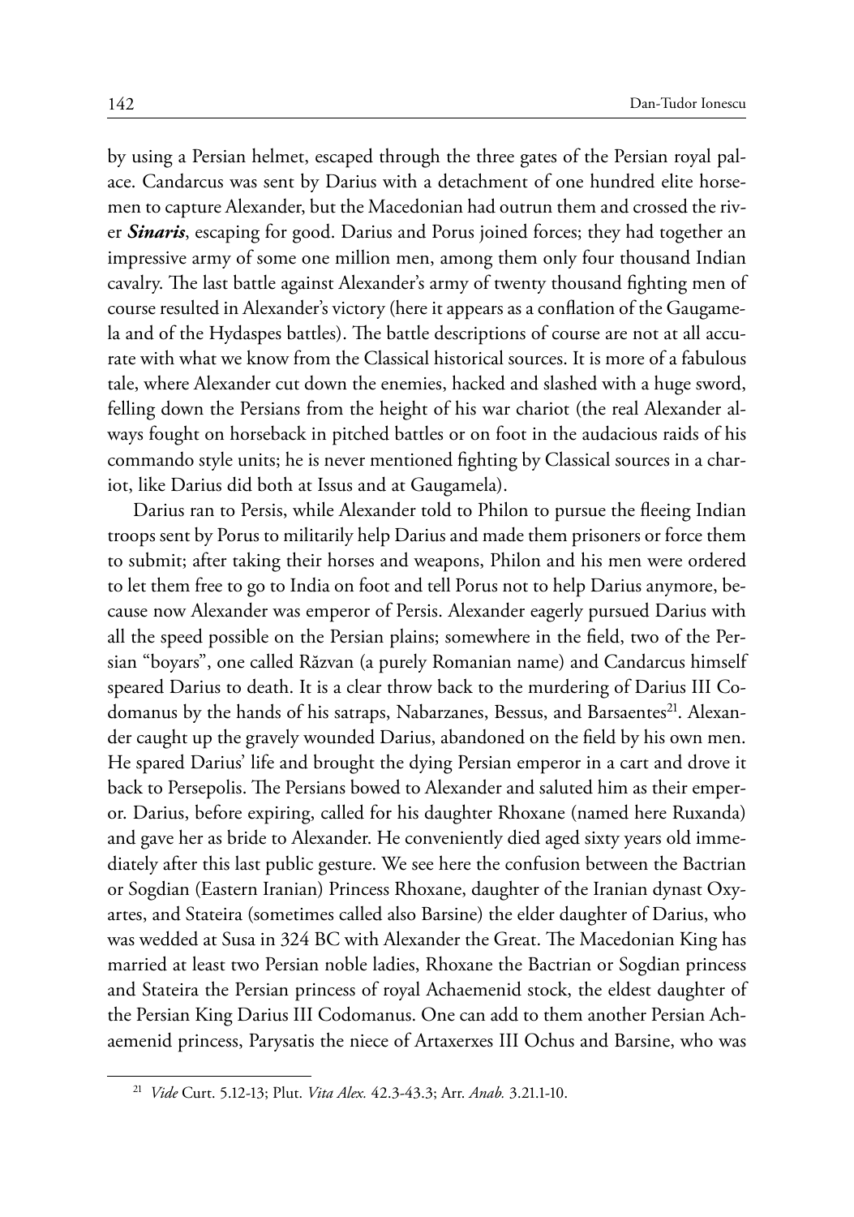by using a Persian helmet, escaped through the three gates of the Persian royal palace. Candarcus was sent by Darius with a detachment of one hundred elite horsemen to capture Alexander, but the Macedonian had outrun them and crossed the river ***Sinaris***, escaping for good. Darius and Porus joined forces; they had together an impressive army of some one million men, among them only four thousand Indian cavalry. The last battle against Alexander's army of twenty thousand fighting men of course resulted in Alexander's victory (here it appears as a conflation of the Gaugamela and of the Hydaspes battles). The battle descriptions of course are not at all accurate with what we know from the Classical historical sources. It is more of a fabulous tale, where Alexander cut down the enemies, hacked and slashed with a huge sword, felling down the Persians from the height of his war chariot (the real Alexander always fought on horseback in pitched battles or on foot in the audacious raids of his commando style units; he is never mentioned fighting by Classical sources in a chariot, like Darius did both at Issus and at Gaugamela).

Darius ran to Persis, while Alexander told to Philon to pursue the fleeing Indian troops sent by Porus to militarily help Darius and made them prisoners or force them to submit; after taking their horses and weapons, Philon and his men were ordered to let them free to go to India on foot and tell Porus not to help Darius anymore, because now Alexander was emperor of Persis. Alexander eagerly pursued Darius with all the speed possible on the Persian plains; somewhere in the field, two of the Persian "boyars", one called Răzvan (a purely Romanian name) and Candarcus himself speared Darius to death. It is a clear throw back to the murdering of Darius III Codomanus by the hands of his satraps, Nabarzanes, Bessus, and Barsaentes[21]. Alexander caught up the gravely wounded Darius, abandoned on the field by his own men. He spared Darius' life and brought the dying Persian emperor in a cart and drove it back to Persepolis. The Persians bowed to Alexander and saluted him as their emperor. Darius, before expiring, called for his daughter Rhoxane (named here Ruxanda) and gave her as bride to Alexander. He conveniently died aged sixty years old immediately after this last public gesture. We see here the confusion between the Bactrian or Sogdian (Eastern Iranian) Princess Rhoxane, daughter of the Iranian dynast Oxyartes, and Stateira (sometimes called also Barsine) the elder daughter of Darius, who was wedded at Susa in 324 BC with Alexander the Great. The Macedonian King has married at least two Persian noble ladies, Rhoxane the Bactrian or Sogdian princess and Stateira the Persian princess of royal Achaemenid stock, the eldest daughter of the Persian King Darius III Codomanus. One can add to them another Persian Achaemenid princess, Parysatis the niece of Artaxerxes III Ochus and Barsine, who was

[21] *Vide* Curt. 5.12-13; Plut. *Vita Alex.* 42.3-43.3; Arr. *Anab.* 3.21.1-10.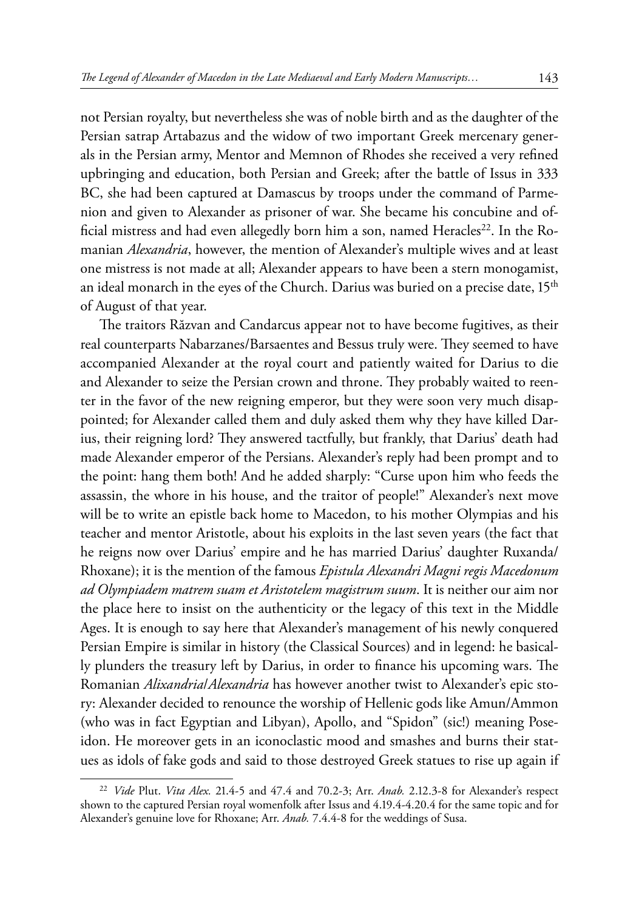not Persian royalty, but nevertheless she was of noble birth and as the daughter of the Persian satrap Artabazus and the widow of two important Greek mercenary generals in the Persian army, Mentor and Memnon of Rhodes she received a very refined upbringing and education, both Persian and Greek; after the battle of Issus in 333 BC, she had been captured at Damascus by troops under the command of Parmenion and given to Alexander as prisoner of war. She became his concubine and official mistress and had even allegedly born him a son, named Heracles[22]. In the Romanian *Alexandria*, however, the mention of Alexander's multiple wives and at least one mistress is not made at all; Alexander appears to have been a stern monogamist, an ideal monarch in the eyes of the Church. Darius was buried on a precise date, 15th of August of that year.

The traitors Răzvan and Candarcus appear not to have become fugitives, as their real counterparts Nabarzanes/Barsaentes and Bessus truly were. They seemed to have accompanied Alexander at the royal court and patiently waited for Darius to die and Alexander to seize the Persian crown and throne. They probably waited to reenter in the favor of the new reigning emperor, but they were soon very much disappointed; for Alexander called them and duly asked them why they have killed Darius, their reigning lord? They answered tactfully, but frankly, that Darius' death had made Alexander emperor of the Persians. Alexander's reply had been prompt and to the point: hang them both! And he added sharply: "Curse upon him who feeds the assassin, the whore in his house, and the traitor of people!" Alexander's next move will be to write an epistle back home to Macedon, to his mother Olympias and his teacher and mentor Aristotle, about his exploits in the last seven years (the fact that he reigns now over Darius' empire and he has married Darius' daughter Ruxanda/Rhoxane); it is the mention of the famous *Epistula Alexandri Magni regis Macedonum ad Olympiadem matrem suam et Aristotelem magistrum suum*. It is neither our aim nor the place here to insist on the authenticity or the legacy of this text in the Middle Ages. It is enough to say here that Alexander's management of his newly conquered Persian Empire is similar in history (the Classical Sources) and in legend: he basically plunders the treasury left by Darius, in order to finance his upcoming wars. The Romanian *Alixandria/Alexandria* has however another twist to Alexander's epic story: Alexander decided to renounce the worship of Hellenic gods like Amun/Ammon (who was in fact Egyptian and Libyan), Apollo, and "Spidon" (sic!) meaning Poseidon. He moreover gets in an iconoclastic mood and smashes and burns their statues as idols of fake gods and said to those destroyed Greek statues to rise up again if

[22] *Vide* Plut. *Vita Alex.* 21.4-5 and 47.4 and 70.2-3; Arr. *Anab.* 2.12.3-8 for Alexander's respect shown to the captured Persian royal womenfolk after Issus and 4.19.4-4.20.4 for the same topic and for Alexander's genuine love for Rhoxane; Arr. *Anab.* 7.4.4-8 for the weddings of Susa.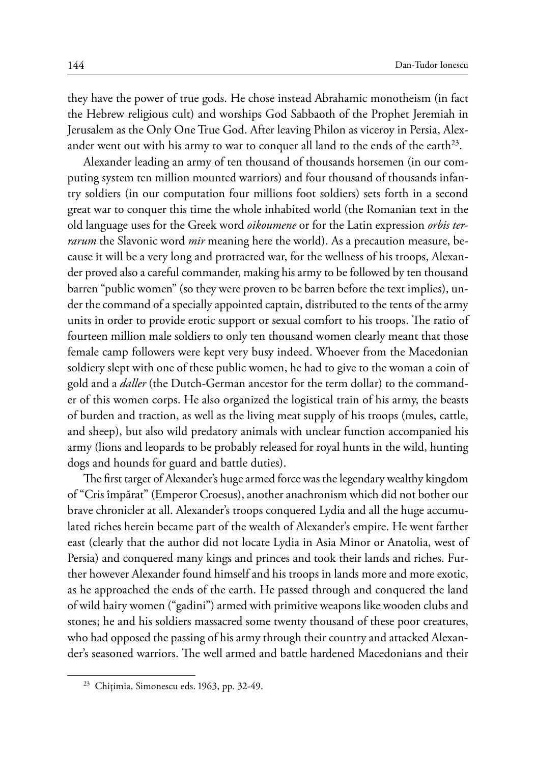they have the power of true gods. He chose instead Abrahamic monotheism (in fact the Hebrew religious cult) and worships God Sabbaoth of the Prophet Jeremiah in Jerusalem as the Only One True God. After leaving Philon as viceroy in Persia, Alexander went out with his army to war to conquer all land to the ends of the earth[23].

Alexander leading an army of ten thousand of thousands horsemen (in our computing system ten million mounted warriors) and four thousand of thousands infantry soldiers (in our computation four millions foot soldiers) sets forth in a second great war to conquer this time the whole inhabited world (the Romanian text in the old language uses for the Greek word *oikoumene* or for the Latin expression *orbis terrarum* the Slavonic word *mir* meaning here the world). As a precaution measure, because it will be a very long and protracted war, for the wellness of his troops, Alexander proved also a careful commander, making his army to be followed by ten thousand barren "public women" (so they were proven to be barren before the text implies), under the command of a specially appointed captain, distributed to the tents of the army units in order to provide erotic support or sexual comfort to his troops. The ratio of fourteen million male soldiers to only ten thousand women clearly meant that those female camp followers were kept very busy indeed. Whoever from the Macedonian soldiery slept with one of these public women, he had to give to the woman a coin of gold and a *daller* (the Dutch-German ancestor for the term dollar) to the commander of this women corps. He also organized the logistical train of his army, the beasts of burden and traction, as well as the living meat supply of his troops (mules, cattle, and sheep), but also wild predatory animals with unclear function accompanied his army (lions and leopards to be probably released for royal hunts in the wild, hunting dogs and hounds for guard and battle duties).

The first target of Alexander's huge armed force was the legendary wealthy kingdom of "Cris împărat" (Emperor Croesus), another anachronism which did not bother our brave chronicler at all. Alexander's troops conquered Lydia and all the huge accumulated riches herein became part of the wealth of Alexander's empire. He went farther east (clearly that the author did not locate Lydia in Asia Minor or Anatolia, west of Persia) and conquered many kings and princes and took their lands and riches. Further however Alexander found himself and his troops in lands more and more exotic, as he approached the ends of the earth. He passed through and conquered the land of wild hairy women ("gadini") armed with primitive weapons like wooden clubs and stones; he and his soldiers massacred some twenty thousand of these poor creatures, who had opposed the passing of his army through their country and attacked Alexander's seasoned warriors. The well armed and battle hardened Macedonians and their

[23] Chițimia, Simonescu eds. 1963, pp. 32-49.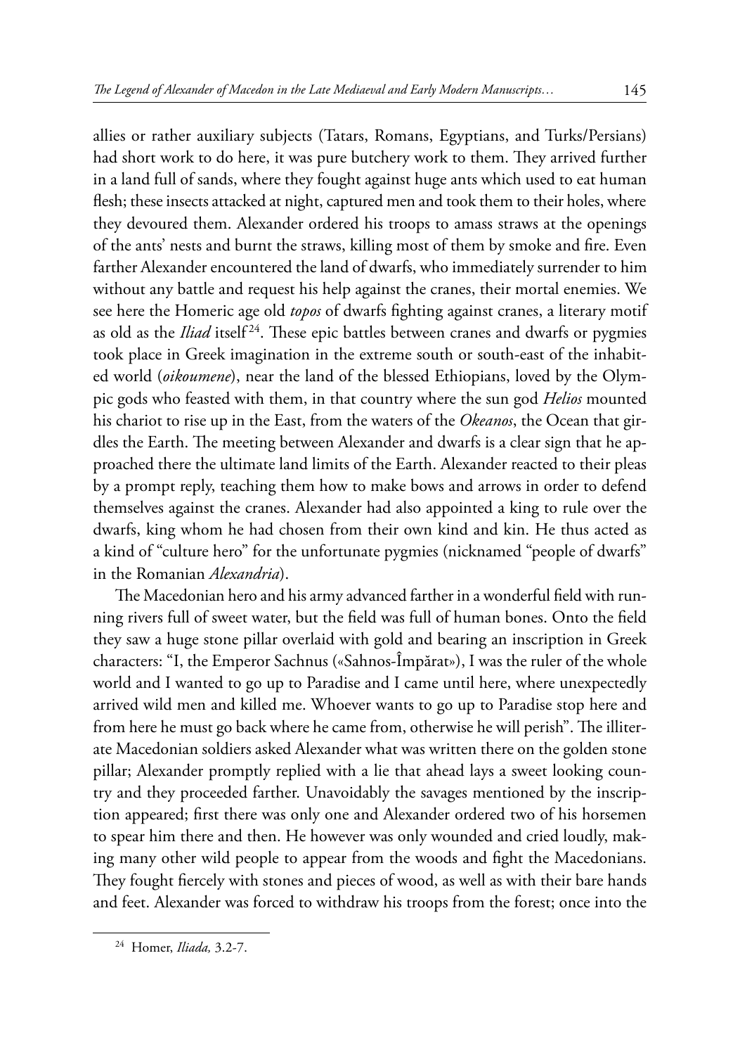allies or rather auxiliary subjects (Tatars, Romans, Egyptians, and Turks/Persians) had short work to do here, it was pure butchery work to them. They arrived further in a land full of sands, where they fought against huge ants which used to eat human flesh; these insects attacked at night, captured men and took them to their holes, where they devoured them. Alexander ordered his troops to amass straws at the openings of the ants' nests and burnt the straws, killing most of them by smoke and fire. Even farther Alexander encountered the land of dwarfs, who immediately surrender to him without any battle and request his help against the cranes, their mortal enemies. We see here the Homeric age old *topos* of dwarfs fighting against cranes, a literary motif as old as the *Iliad* itself[24]. These epic battles between cranes and dwarfs or pygmies took place in Greek imagination in the extreme south or south-east of the inhabited world (*oikoumene*), near the land of the blessed Ethiopians, loved by the Olympic gods who feasted with them, in that country where the sun god *Helios* mounted his chariot to rise up in the East, from the waters of the *Okeanos*, the Ocean that girdles the Earth. The meeting between Alexander and dwarfs is a clear sign that he approached there the ultimate land limits of the Earth. Alexander reacted to their pleas by a prompt reply, teaching them how to make bows and arrows in order to defend themselves against the cranes. Alexander had also appointed a king to rule over the dwarfs, king whom he had chosen from their own kind and kin. He thus acted as a kind of "culture hero" for the unfortunate pygmies (nicknamed "people of dwarfs" in the Romanian *Alexandria*).

The Macedonian hero and his army advanced farther in a wonderful field with running rivers full of sweet water, but the field was full of human bones. Onto the field they saw a huge stone pillar overlaid with gold and bearing an inscription in Greek characters: "I, the Emperor Sachnus («Sahnos-Împărat»), I was the ruler of the whole world and I wanted to go up to Paradise and I came until here, where unexpectedly arrived wild men and killed me. Whoever wants to go up to Paradise stop here and from here he must go back where he came from, otherwise he will perish". The illiterate Macedonian soldiers asked Alexander what was written there on the golden stone pillar; Alexander promptly replied with a lie that ahead lays a sweet looking country and they proceeded farther. Unavoidably the savages mentioned by the inscription appeared; first there was only one and Alexander ordered two of his horsemen to spear him there and then. He however was only wounded and cried loudly, making many other wild people to appear from the woods and fight the Macedonians. They fought fiercely with stones and pieces of wood, as well as with their bare hands and feet. Alexander was forced to withdraw his troops from the forest; once into the

[24] Homer, *Iliada,* 3.2-7.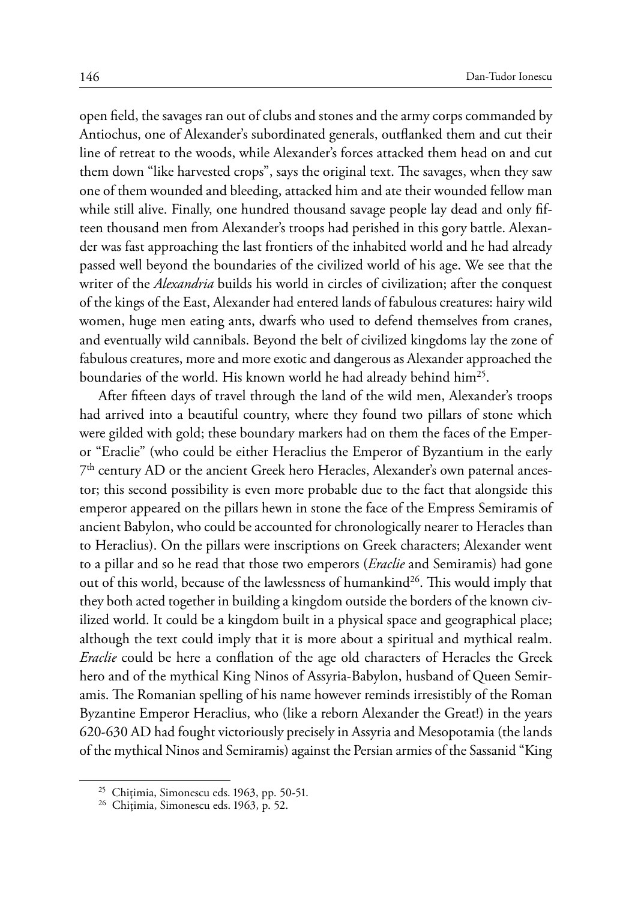open field, the savages ran out of clubs and stones and the army corps commanded by Antiochus, one of Alexander's subordinated generals, outflanked them and cut their line of retreat to the woods, while Alexander's forces attacked them head on and cut them down "like harvested crops", says the original text. The savages, when they saw one of them wounded and bleeding, attacked him and ate their wounded fellow man while still alive. Finally, one hundred thousand savage people lay dead and only fifteen thousand men from Alexander's troops had perished in this gory battle. Alexander was fast approaching the last frontiers of the inhabited world and he had already passed well beyond the boundaries of the civilized world of his age. We see that the writer of the *Alexandria* builds his world in circles of civilization; after the conquest of the kings of the East, Alexander had entered lands of fabulous creatures: hairy wild women, huge men eating ants, dwarfs who used to defend themselves from cranes, and eventually wild cannibals. Beyond the belt of civilized kingdoms lay the zone of fabulous creatures, more and more exotic and dangerous as Alexander approached the boundaries of the world. His known world he had already behind him[25].

After fifteen days of travel through the land of the wild men, Alexander's troops had arrived into a beautiful country, where they found two pillars of stone which were gilded with gold; these boundary markers had on them the faces of the Emperor "Eraclie" (who could be either Heraclius the Emperor of Byzantium in the early 7th century AD or the ancient Greek hero Heracles, Alexander's own paternal ancestor; this second possibility is even more probable due to the fact that alongside this emperor appeared on the pillars hewn in stone the face of the Empress Semiramis of ancient Babylon, who could be accounted for chronologically nearer to Heracles than to Heraclius). On the pillars were inscriptions on Greek characters; Alexander went to a pillar and so he read that those two emperors (*Eraclie* and Semiramis) had gone out of this world, because of the lawlessness of humankind[26]. This would imply that they both acted together in building a kingdom outside the borders of the known civilized world. It could be a kingdom built in a physical space and geographical place; although the text could imply that it is more about a spiritual and mythical realm. *Eraclie* could be here a conflation of the age old characters of Heracles the Greek hero and of the mythical King Ninos of Assyria-Babylon, husband of Queen Semiramis. The Romanian spelling of his name however reminds irresistibly of the Roman Byzantine Emperor Heraclius, who (like a reborn Alexander the Great!) in the years 620-630 AD had fought victoriously precisely in Assyria and Mesopotamia (the lands of the mythical Ninos and Semiramis) against the Persian armies of the Sassanid "King

---

[25] Chițimia, Simonescu eds. 1963, pp. 50-51.

[26] Chițimia, Simonescu eds. 1963, p. 52.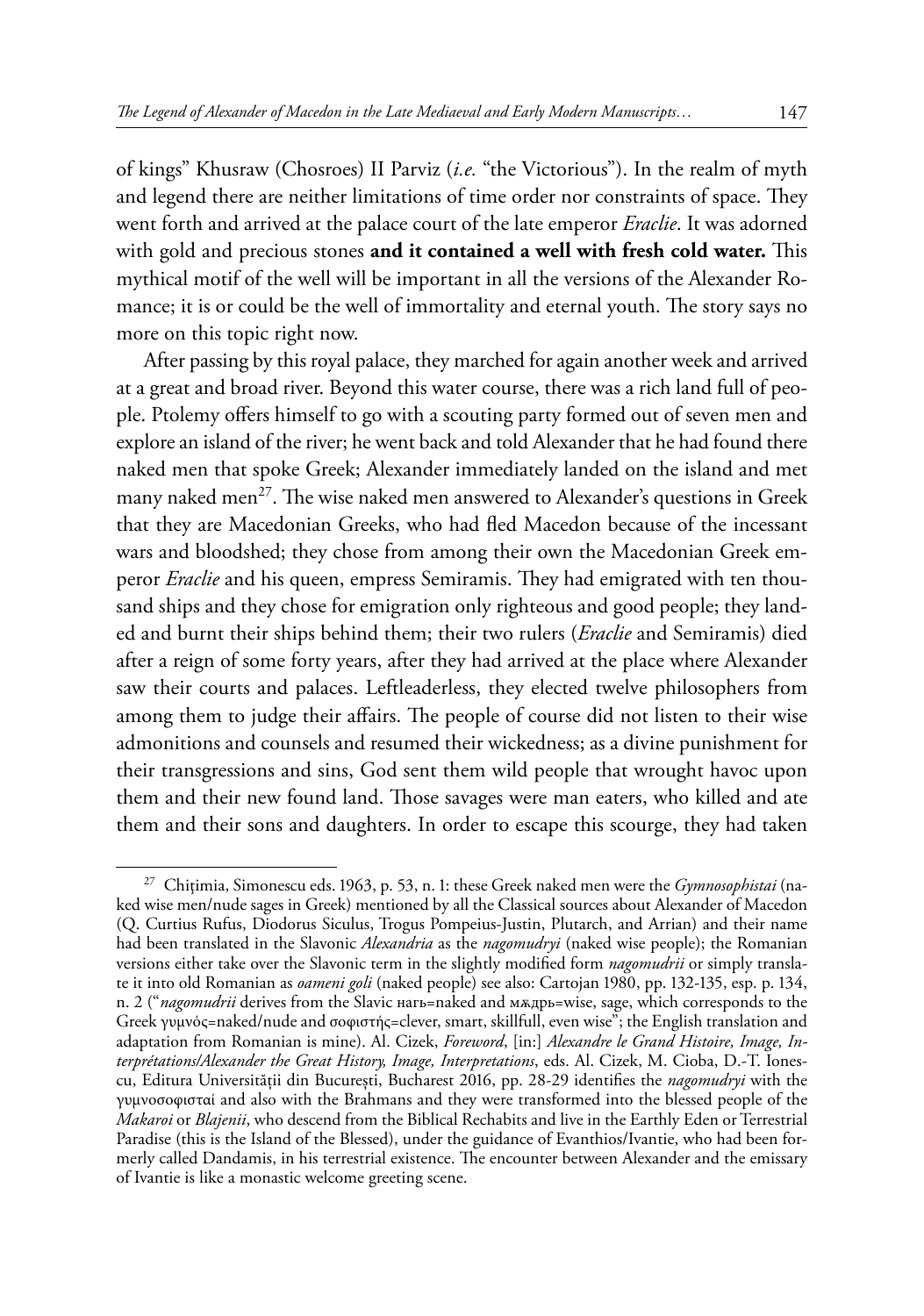of kings" Khusraw (Chosroes) II Parviz (*i.e.* "the Victorious"). In the realm of myth and legend there are neither limitations of time order nor constraints of space. They went forth and arrived at the palace court of the late emperor *Eraclie*. It was adorned with gold and precious stones **and it contained a well with fresh cold water.** This mythical motif of the well will be important in all the versions of the Alexander Romance; it is or could be the well of immortality and eternal youth. The story says no more on this topic right now.

After passing by this royal palace, they marched for again another week and arrived at a great and broad river. Beyond this water course, there was a rich land full of people. Ptolemy offers himself to go with a scouting party formed out of seven men and explore an island of the river; he went back and told Alexander that he had found there naked men that spoke Greek; Alexander immediately landed on the island and met many naked men[27]. The wise naked men answered to Alexander's questions in Greek that they are Macedonian Greeks, who had fled Macedon because of the incessant wars and bloodshed; they chose from among their own the Macedonian Greek emperor *Eraclie* and his queen, empress Semiramis. They had emigrated with ten thousand ships and they chose for emigration only righteous and good people; they landed and burnt their ships behind them; their two rulers (*Eraclie* and Semiramis) died after a reign of some forty years, after they had arrived at the place where Alexander saw their courts and palaces. Leftleaderless, they elected twelve philosophers from among them to judge their affairs. The people of course did not listen to their wise admonitions and counsels and resumed their wickedness; as a divine punishment for their transgressions and sins, God sent them wild people that wrought havoc upon them and their new found land. Those savages were man eaters, who killed and ate them and their sons and daughters. In order to escape this scourge, they had taken

---

[27] Chițimia, Simonescu eds. 1963, p. 53, n. 1: these Greek naked men were the *Gymnosophistai* (naked wise men/nude sages in Greek) mentioned by all the Classical sources about Alexander of Macedon (Q. Curtius Rufus, Diodorus Siculus, Trogus Pompeius-Justin, Plutarch, and Arrian) and their name had been translated in the Slavonic *Alexandria* as the *nagomudryi* (naked wise people); the Romanian versions either take over the Slavonic term in the slightly modified form *nagomudrii* or simply translate it into old Romanian as *oameni goli* (naked people) see also: Cartojan 1980, pp. 132-135, esp. p. 134, n. 2 ("*nagomudrii* derives from the Slavic нагъ=naked and мѫдрь=wise, sage, which corresponds to the Greek γυμνός=naked/nude and σοφιστής=clever, smart, skillfull, even wise"; the English translation and adaptation from Romanian is mine). Al. Cizek, *Foreword*, [in:] *Alexandre le Grand Histoire, Image, Interprétations/Alexander the Great History, Image, Interpretations*, eds. Al. Cizek, M. Cioba, D.-T. Ionescu, Editura Universității din București, Bucharest 2016, pp. 28-29 identifies the *nagomudryi* with the γυμνοσοφισταί and also with the Brahmans and they were transformed into the blessed people of the *Makaroi* or *Blajenii*, who descend from the Biblical Rechabits and live in the Earthly Eden or Terrestrial Paradise (this is the Island of the Blessed), under the guidance of Evanthios/Ivantie, who had been formerly called Dandamis, in his terrestrial existence. The encounter between Alexander and the emissary of Ivantie is like a monastic welcome greeting scene.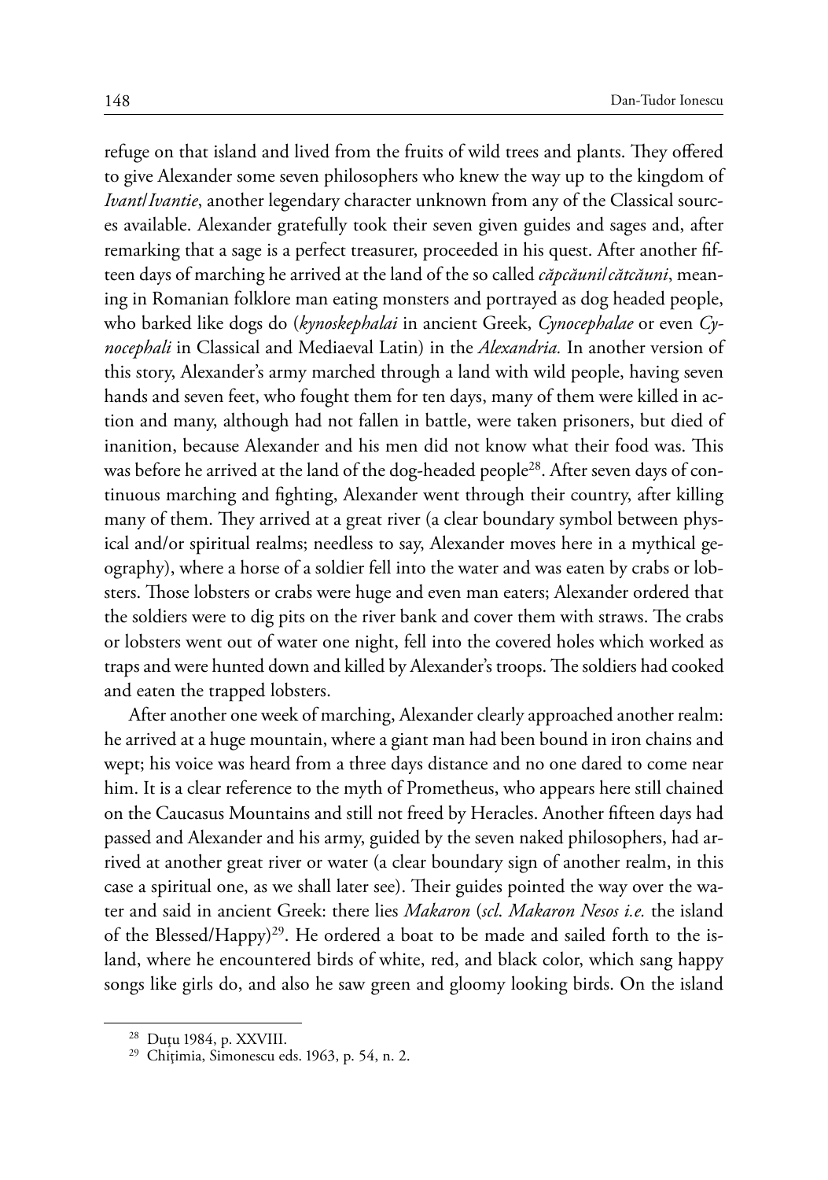refuge on that island and lived from the fruits of wild trees and plants. They offered to give Alexander some seven philosophers who knew the way up to the kingdom of *Ivant/Ivantie*, another legendary character unknown from any of the Classical sources available. Alexander gratefully took their seven given guides and sages and, after remarking that a sage is a perfect treasurer, proceeded in his quest. After another fifteen days of marching he arrived at the land of the so called *căpcăuni/cătcăuni*, meaning in Romanian folklore man eating monsters and portrayed as dog headed people, who barked like dogs do (*kynoskephalai* in ancient Greek, *Cynocephalae* or even *Cynocephali* in Classical and Mediaeval Latin) in the *Alexandria.* In another version of this story, Alexander's army marched through a land with wild people, having seven hands and seven feet, who fought them for ten days, many of them were killed in action and many, although had not fallen in battle, were taken prisoners, but died of inanition, because Alexander and his men did not know what their food was. This was before he arrived at the land of the dog-headed people[28]. After seven days of continuous marching and fighting, Alexander went through their country, after killing many of them. They arrived at a great river (a clear boundary symbol between physical and/or spiritual realms; needless to say, Alexander moves here in a mythical geography), where a horse of a soldier fell into the water and was eaten by crabs or lobsters. Those lobsters or crabs were huge and even man eaters; Alexander ordered that the soldiers were to dig pits on the river bank and cover them with straws. The crabs or lobsters went out of water one night, fell into the covered holes which worked as traps and were hunted down and killed by Alexander's troops. The soldiers had cooked and eaten the trapped lobsters.

After another one week of marching, Alexander clearly approached another realm: he arrived at a huge mountain, where a giant man had been bound in iron chains and wept; his voice was heard from a three days distance and no one dared to come near him. It is a clear reference to the myth of Prometheus, who appears here still chained on the Caucasus Mountains and still not freed by Heracles. Another fifteen days had passed and Alexander and his army, guided by the seven naked philosophers, had arrived at another great river or water (a clear boundary sign of another realm, in this case a spiritual one, as we shall later see). Their guides pointed the way over the water and said in ancient Greek: there lies *Makaron* (*scl. Makaron Nesos i.e.* the island of the Blessed/Happy)[29]. He ordered a boat to be made and sailed forth to the island, where he encountered birds of white, red, and black color, which sang happy songs like girls do, and also he saw green and gloomy looking birds. On the island

[28] Duțu 1984, p. XXVIII.

[29] Chițimia, Simonescu eds. 1963, p. 54, n. 2.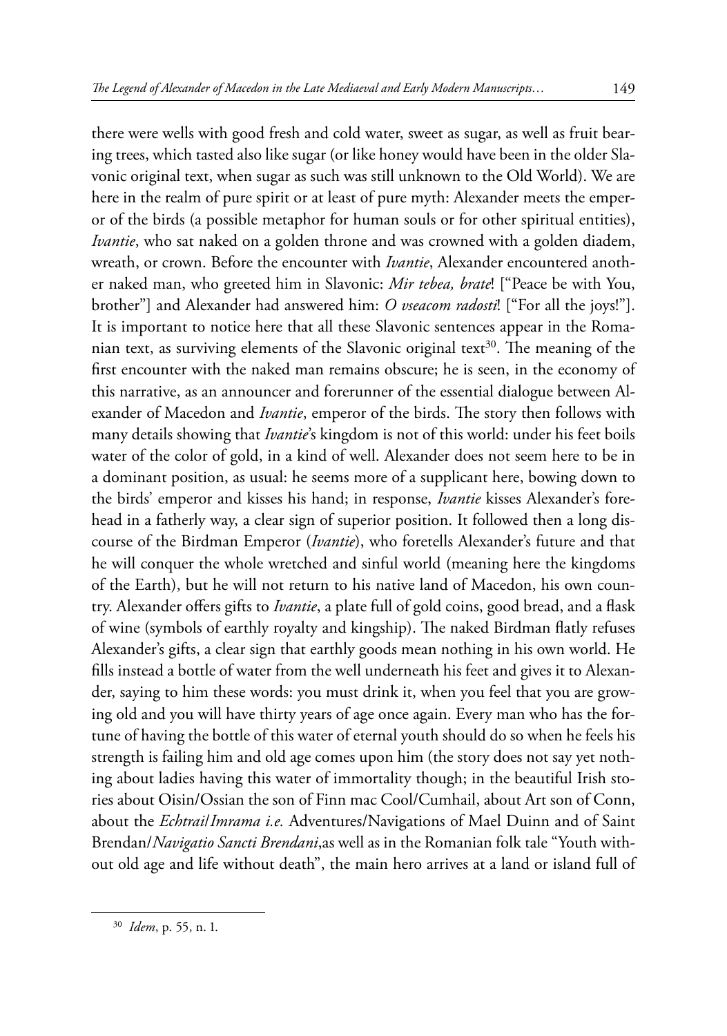there were wells with good fresh and cold water, sweet as sugar, as well as fruit bearing trees, which tasted also like sugar (or like honey would have been in the older Slavonic original text, when sugar as such was still unknown to the Old World). We are here in the realm of pure spirit or at least of pure myth: Alexander meets the emperor of the birds (a possible metaphor for human souls or for other spiritual entities), *Ivantie*, who sat naked on a golden throne and was crowned with a golden diadem, wreath, or crown. Before the encounter with *Ivantie*, Alexander encountered another naked man, who greeted him in Slavonic: *Mir tebea, brate*! ["Peace be with You, brother"] and Alexander had answered him: *O vseacom radosti*! ["For all the joys!"]. It is important to notice here that all these Slavonic sentences appear in the Romanian text, as surviving elements of the Slavonic original text[30]. The meaning of the first encounter with the naked man remains obscure; he is seen, in the economy of this narrative, as an announcer and forerunner of the essential dialogue between Alexander of Macedon and *Ivantie*, emperor of the birds. The story then follows with many details showing that *Ivantie*'s kingdom is not of this world: under his feet boils water of the color of gold, in a kind of well. Alexander does not seem here to be in a dominant position, as usual: he seems more of a supplicant here, bowing down to the birds' emperor and kisses his hand; in response, *Ivantie* kisses Alexander's forehead in a fatherly way, a clear sign of superior position. It followed then a long discourse of the Birdman Emperor (*Ivantie*), who foretells Alexander's future and that he will conquer the whole wretched and sinful world (meaning here the kingdoms of the Earth), but he will not return to his native land of Macedon, his own country. Alexander offers gifts to *Ivantie*, a plate full of gold coins, good bread, and a flask of wine (symbols of earthly royalty and kingship). The naked Birdman flatly refuses Alexander's gifts, a clear sign that earthly goods mean nothing in his own world. He fills instead a bottle of water from the well underneath his feet and gives it to Alexander, saying to him these words: you must drink it, when you feel that you are growing old and you will have thirty years of age once again. Every man who has the fortune of having the bottle of this water of eternal youth should do so when he feels his strength is failing him and old age comes upon him (the story does not say yet nothing about ladies having this water of immortality though; in the beautiful Irish stories about Oisin/Ossian the son of Finn mac Cool/Cumhail, about Art son of Conn, about the *Echtrail/Imrama i.e.* Adventures/Navigations of Mael Duinn and of Saint Brendan/*Navigatio Sancti Brendani*,as well as in the Romanian folk tale "Youth without old age and life without death", the main hero arrives at a land or island full of

---

[30] *Idem*, p. 55, n. 1.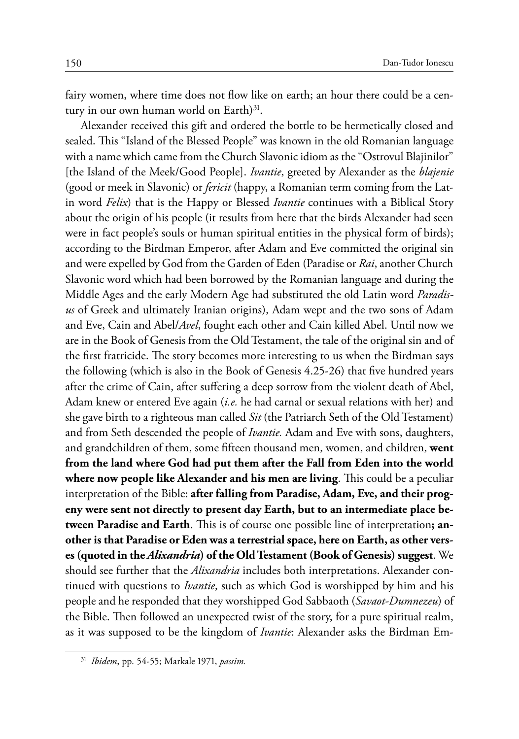fairy women, where time does not flow like on earth; an hour there could be a century in our own human world on Earth)[31].

Alexander received this gift and ordered the bottle to be hermetically closed and sealed. This "Island of the Blessed People" was known in the old Romanian language with a name which came from the Church Slavonic idiom as the "Ostrovul Blajinilor" [the Island of the Meek/Good People]. *Ivantie*, greeted by Alexander as the *blajenie* (good or meek in Slavonic) or *fericit* (happy, a Romanian term coming from the Latin word *Felix*) that is the Happy or Blessed *Ivantie* continues with a Biblical Story about the origin of his people (it results from here that the birds Alexander had seen were in fact people's souls or human spiritual entities in the physical form of birds); according to the Birdman Emperor, after Adam and Eve committed the original sin and were expelled by God from the Garden of Eden (Paradise or *Rai*, another Church Slavonic word which had been borrowed by the Romanian language and during the Middle Ages and the early Modern Age had substituted the old Latin word *Paradisus* of Greek and ultimately Iranian origins), Adam wept and the two sons of Adam and Eve, Cain and Abel/*Avel*, fought each other and Cain killed Abel. Until now we are in the Book of Genesis from the Old Testament, the tale of the original sin and of the first fratricide. The story becomes more interesting to us when the Birdman says the following (which is also in the Book of Genesis 4.25-26) that five hundred years after the crime of Cain, after suffering a deep sorrow from the violent death of Abel, Adam knew or entered Eve again (*i.e.* he had carnal or sexual relations with her) and she gave birth to a righteous man called *Sit* (the Patriarch Seth of the Old Testament) and from Seth descended the people of *Ivantie.* Adam and Eve with sons, daughters, and grandchildren of them, some fifteen thousand men, women, and children, **went from the land where God had put them after the Fall from Eden into the world where now people like Alexander and his men are living**. This could be a peculiar interpretation of the Bible: **after falling from Paradise, Adam, Eve, and their progeny were sent not directly to present day Earth, but to an intermediate place between Paradise and Earth**. This is of course one possible line of interpretation**; another is that Paradise or Eden was a terrestrial space, here on Earth, as other verses (quoted in the *Alixandria*) of the Old Testament (Book of Genesis) suggest**. We should see further that the *Alixandria* includes both interpretations. Alexander continued with questions to *Ivantie*, such as which God is worshipped by him and his people and he responded that they worshipped God Sabbaoth (*Savaot-Dumnezeu*) of the Bible. Then followed an unexpected twist of the story, for a pure spiritual realm, as it was supposed to be the kingdom of *Ivantie*: Alexander asks the Birdman Em-

---

[31] *Ibidem*, pp. 54-55; Markale 1971, *passim.*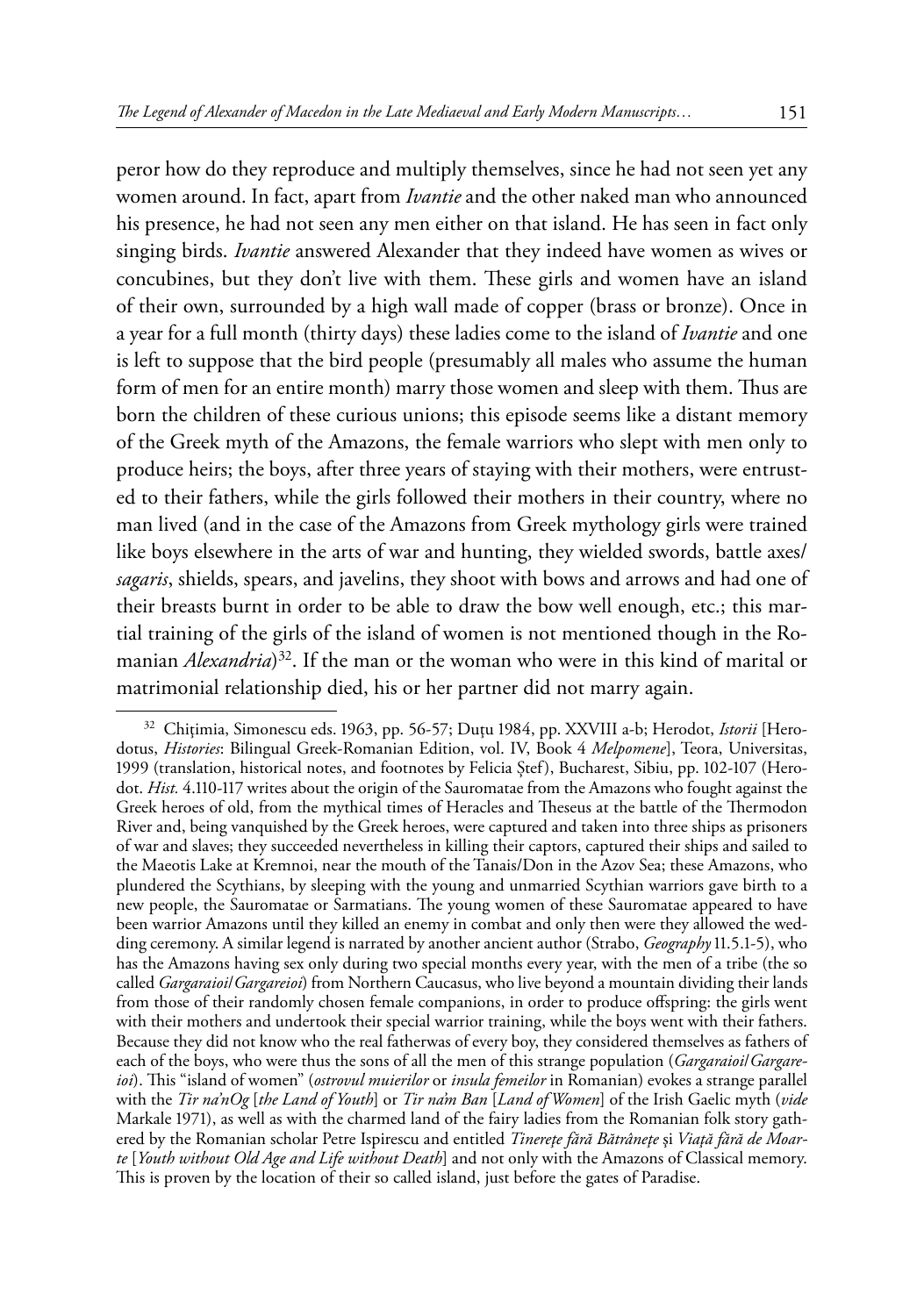peror how do they reproduce and multiply themselves, since he had not seen yet any women around. In fact, apart from *Ivantie* and the other naked man who announced his presence, he had not seen any men either on that island. He has seen in fact only singing birds. *Ivantie* answered Alexander that they indeed have women as wives or concubines, but they don't live with them. These girls and women have an island of their own, surrounded by a high wall made of copper (brass or bronze). Once in a year for a full month (thirty days) these ladies come to the island of *Ivantie* and one is left to suppose that the bird people (presumably all males who assume the human form of men for an entire month) marry those women and sleep with them. Thus are born the children of these curious unions; this episode seems like a distant memory of the Greek myth of the Amazons, the female warriors who slept with men only to produce heirs; the boys, after three years of staying with their mothers, were entrusted to their fathers, while the girls followed their mothers in their country, where no man lived (and in the case of the Amazons from Greek mythology girls were trained like boys elsewhere in the arts of war and hunting, they wielded swords, battle axes/ *sagaris*, shields, spears, and javelins, they shoot with bows and arrows and had one of their breasts burnt in order to be able to draw the bow well enough, etc.; this martial training of the girls of the island of women is not mentioned though in the Romanian *Alexandria*)[32]. If the man or the woman who were in this kind of marital or matrimonial relationship died, his or her partner did not marry again.

---

[32] Chițimia, Simonescu eds. 1963, pp. 56-57; Duțu 1984, pp. XXVIII a-b; Herodot, *Istorii* [Herodotus, *Histories*: Bilingual Greek-Romanian Edition, vol. IV, Book 4 *Melpomene*], Teora, Universitas, 1999 (translation, historical notes, and footnotes by Felicia Ștef), Bucharest, Sibiu, pp. 102-107 (Herodot. *Hist.* 4.110-117 writes about the origin of the Sauromatae from the Amazons who fought against the Greek heroes of old, from the mythical times of Heracles and Theseus at the battle of the Thermodon River and, being vanquished by the Greek heroes, were captured and taken into three ships as prisoners of war and slaves; they succeeded nevertheless in killing their captors, captured their ships and sailed to the Maeotis Lake at Kremnoi, near the mouth of the Tanais/Don in the Azov Sea; these Amazons, who plundered the Scythians, by sleeping with the young and unmarried Scythian warriors gave birth to a new people, the Sauromatae or Sarmatians. The young women of these Sauromatae appeared to have been warrior Amazons until they killed an enemy in combat and only then were they allowed the wedding ceremony. A similar legend is narrated by another ancient author (Strabo, *Geography* 11.5.1-5), who has the Amazons having sex only during two special months every year, with the men of a tribe (the so called *Gargaraioi*/*Gargareioi*) from Northern Caucasus, who live beyond a mountain dividing their lands from those of their randomly chosen female companions, in order to produce offspring: the girls went with their mothers and undertook their special warrior training, while the boys went with their fathers. Because they did not know who the real fatherwas of every boy, they considered themselves as fathers of each of the boys, who were thus the sons of all the men of this strange population (*Gargaraioi*/*Gargareioi*). This "island of women" (*ostrovul muierilor* or *insula femeilor* in Romanian) evokes a strange parallel with the *Tir na'nOg* [*the Land of Youth*] or *Tir na'm Ban* [*Land of Women*] of the Irish Gaelic myth (*vide* Markale 1971), as well as with the charmed land of the fairy ladies from the Romanian folk story gathered by the Romanian scholar Petre Ispirescu and entitled *Tinerețe fără Bătrânețe* și *Viață fără de Moarte* [*Youth without Old Age and Life without Death*] and not only with the Amazons of Classical memory. This is proven by the location of their so called island, just before the gates of Paradise.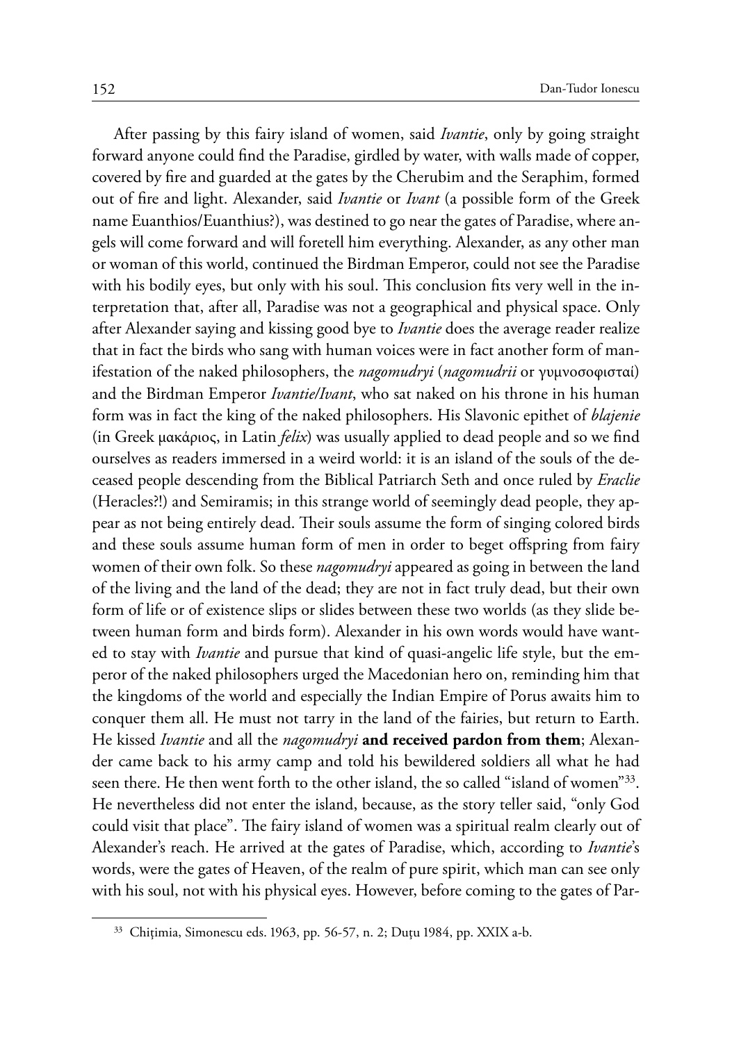After passing by this fairy island of women, said *Ivantie*, only by going straight forward anyone could find the Paradise, girdled by water, with walls made of copper, covered by fire and guarded at the gates by the Cherubim and the Seraphim, formed out of fire and light. Alexander, said *Ivantie* or *Ivant* (a possible form of the Greek name Euanthios/Euanthius?), was destined to go near the gates of Paradise, where angels will come forward and will foretell him everything. Alexander, as any other man or woman of this world, continued the Birdman Emperor, could not see the Paradise with his bodily eyes, but only with his soul. This conclusion fits very well in the interpretation that, after all, Paradise was not a geographical and physical space. Only after Alexander saying and kissing good bye to *Ivantie* does the average reader realize that in fact the birds who sang with human voices were in fact another form of manifestation of the naked philosophers, the *nagomudryi* (*nagomudrii* or γυμνοσοφισταί) and the Birdman Emperor *Ivantie/Ivant*, who sat naked on his throne in his human form was in fact the king of the naked philosophers. His Slavonic epithet of *blajenie* (in Greek μακάριος, in Latin *felix*) was usually applied to dead people and so we find ourselves as readers immersed in a weird world: it is an island of the souls of the deceased people descending from the Biblical Patriarch Seth and once ruled by *Eraclie* (Heracles?!) and Semiramis; in this strange world of seemingly dead people, they appear as not being entirely dead. Their souls assume the form of singing colored birds and these souls assume human form of men in order to beget offspring from fairy women of their own folk. So these *nagomudryi* appeared as going in between the land of the living and the land of the dead; they are not in fact truly dead, but their own form of life or of existence slips or slides between these two worlds (as they slide between human form and birds form). Alexander in his own words would have wanted to stay with *Ivantie* and pursue that kind of quasi-angelic life style, but the emperor of the naked philosophers urged the Macedonian hero on, reminding him that the kingdoms of the world and especially the Indian Empire of Porus awaits him to conquer them all. He must not tarry in the land of the fairies, but return to Earth. He kissed *Ivantie* and all the *nagomudryi* **and received pardon from them**; Alexander came back to his army camp and told his bewildered soldiers all what he had seen there. He then went forth to the other island, the so called "island of women"[33]. He nevertheless did not enter the island, because, as the story teller said, "only God could visit that place". The fairy island of women was a spiritual realm clearly out of Alexander's reach. He arrived at the gates of Paradise, which, according to *Ivantie*'s words, were the gates of Heaven, of the realm of pure spirit, which man can see only with his soul, not with his physical eyes. However, before coming to the gates of Par-

[33] Chițimia, Simonescu eds. 1963, pp. 56-57, n. 2; Duțu 1984, pp. XXIX a-b.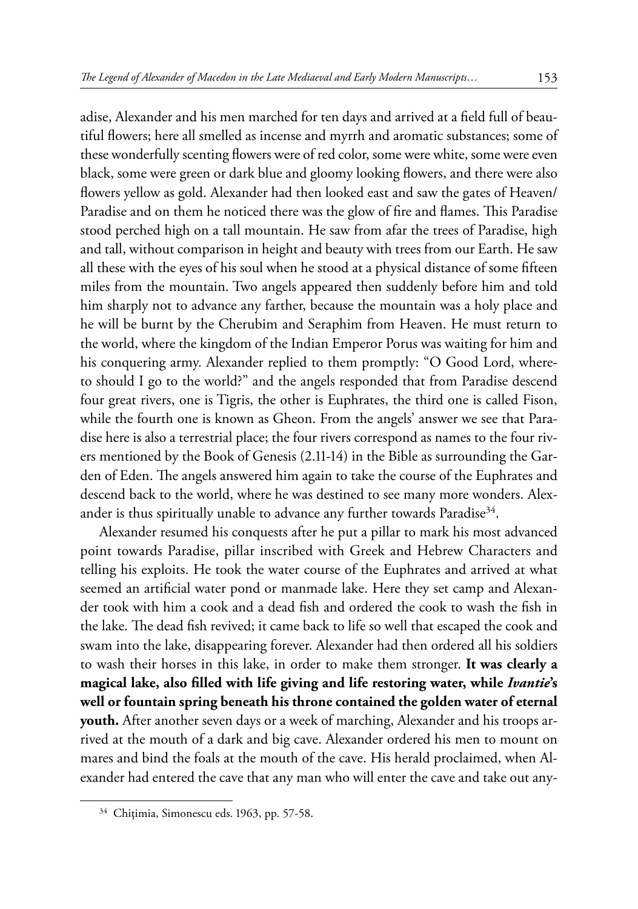adise, Alexander and his men marched for ten days and arrived at a field full of beautiful flowers; here all smelled as incense and myrrh and aromatic substances; some of these wonderfully scenting flowers were of red color, some were white, some were even black, some were green or dark blue and gloomy looking flowers, and there were also flowers yellow as gold. Alexander had then looked east and saw the gates of Heaven/ Paradise and on them he noticed there was the glow of fire and flames. This Paradise stood perched high on a tall mountain. He saw from afar the trees of Paradise, high and tall, without comparison in height and beauty with trees from our Earth. He saw all these with the eyes of his soul when he stood at a physical distance of some fifteen miles from the mountain. Two angels appeared then suddenly before him and told him sharply not to advance any farther, because the mountain was a holy place and he will be burnt by the Cherubim and Seraphim from Heaven. He must return to the world, where the kingdom of the Indian Emperor Porus was waiting for him and his conquering army. Alexander replied to them promptly: "O Good Lord, whereto should I go to the world?" and the angels responded that from Paradise descend four great rivers, one is Tigris, the other is Euphrates, the third one is called Fison, while the fourth one is known as Gheon. From the angels' answer we see that Paradise here is also a terrestrial place; the four rivers correspond as names to the four rivers mentioned by the Book of Genesis (2.11-14) in the Bible as surrounding the Garden of Eden. The angels answered him again to take the course of the Euphrates and descend back to the world, where he was destined to see many more wonders. Alexander is thus spiritually unable to advance any further towards Paradise[34].

Alexander resumed his conquests after he put a pillar to mark his most advanced point towards Paradise, pillar inscribed with Greek and Hebrew Characters and telling his exploits. He took the water course of the Euphrates and arrived at what seemed an artificial water pond or manmade lake. Here they set camp and Alexander took with him a cook and a dead fish and ordered the cook to wash the fish in the lake. The dead fish revived; it came back to life so well that escaped the cook and swam into the lake, disappearing forever. Alexander had then ordered all his soldiers to wash their horses in this lake, in order to make them stronger. **It was clearly a magical lake, also filled with life giving and life restoring water, while *Ivantie*'s well or fountain spring beneath his throne contained the golden water of eternal youth.** After another seven days or a week of marching, Alexander and his troops arrived at the mouth of a dark and big cave. Alexander ordered his men to mount on mares and bind the foals at the mouth of the cave. His herald proclaimed, when Alexander had entered the cave that any man who will enter the cave and take out any-

[34] Chițimia, Simonescu eds. 1963, pp. 57-58.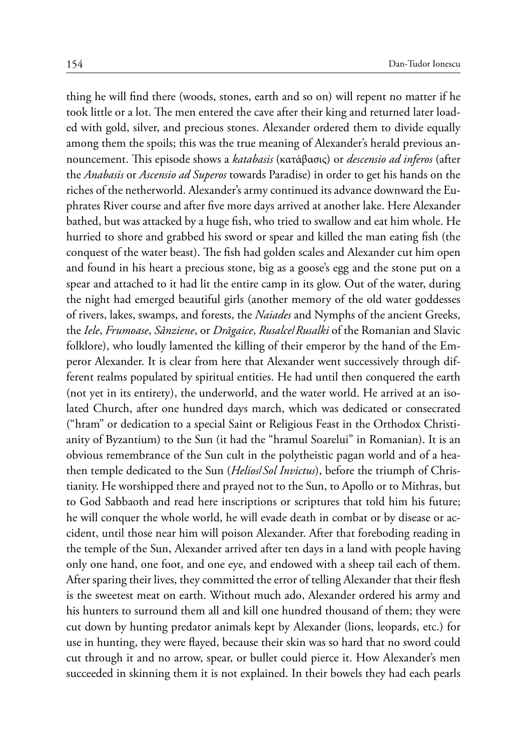thing he will find there (woods, stones, earth and so on) will repent no matter if he took little or a lot. The men entered the cave after their king and returned later loaded with gold, silver, and precious stones. Alexander ordered them to divide equally among them the spoils; this was the true meaning of Alexander's herald previous announcement. This episode shows a *katabasis* (κατάβασις) or *descensio ad inferos* (after the *Anabasis* or *Ascensio ad Superos* towards Paradise) in order to get his hands on the riches of the netherworld. Alexander's army continued its advance downward the Euphrates River course and after five more days arrived at another lake. Here Alexander bathed, but was attacked by a huge fish, who tried to swallow and eat him whole. He hurried to shore and grabbed his sword or spear and killed the man eating fish (the conquest of the water beast). The fish had golden scales and Alexander cut him open and found in his heart a precious stone, big as a goose's egg and the stone put on a spear and attached to it had lit the entire camp in its glow. Out of the water, during the night had emerged beautiful girls (another memory of the old water goddesses of rivers, lakes, swamps, and forests, the *Naiades* and Nymphs of the ancient Greeks, the *Iele*, *Frumoase*, *Sânziene*, or *Drăgaice*, *Rusalce*/*Rusalki* of the Romanian and Slavic folklore), who loudly lamented the killing of their emperor by the hand of the Emperor Alexander. It is clear from here that Alexander went successively through different realms populated by spiritual entities. He had until then conquered the earth (not yet in its entirety), the underworld, and the water world. He arrived at an isolated Church, after one hundred days march, which was dedicated or consecrated ("hram" or dedication to a special Saint or Religious Feast in the Orthodox Christianity of Byzantium) to the Sun (it had the "hramul Soarelui" in Romanian). It is an obvious remembrance of the Sun cult in the polytheistic pagan world and of a heathen temple dedicated to the Sun (*Helios*/*Sol Invictus*), before the triumph of Christianity. He worshipped there and prayed not to the Sun, to Apollo or to Mithras, but to God Sabbaoth and read here inscriptions or scriptures that told him his future; he will conquer the whole world, he will evade death in combat or by disease or accident, until those near him will poison Alexander. After that foreboding reading in the temple of the Sun, Alexander arrived after ten days in a land with people having only one hand, one foot, and one eye, and endowed with a sheep tail each of them. After sparing their lives, they committed the error of telling Alexander that their flesh is the sweetest meat on earth. Without much ado, Alexander ordered his army and his hunters to surround them all and kill one hundred thousand of them; they were cut down by hunting predator animals kept by Alexander (lions, leopards, etc.) for use in hunting, they were flayed, because their skin was so hard that no sword could cut through it and no arrow, spear, or bullet could pierce it. How Alexander's men succeeded in skinning them it is not explained. In their bowels they had each pearls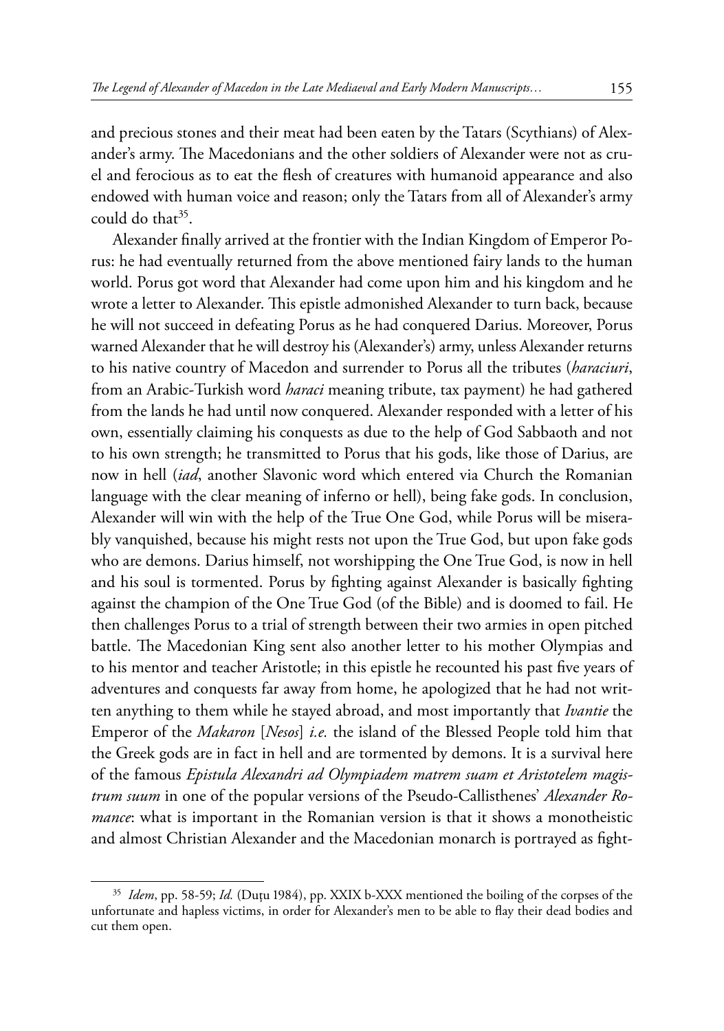and precious stones and their meat had been eaten by the Tatars (Scythians) of Alexander's army. The Macedonians and the other soldiers of Alexander were not as cruel and ferocious as to eat the flesh of creatures with humanoid appearance and also endowed with human voice and reason; only the Tatars from all of Alexander's army could do that[35].

Alexander finally arrived at the frontier with the Indian Kingdom of Emperor Porus: he had eventually returned from the above mentioned fairy lands to the human world. Porus got word that Alexander had come upon him and his kingdom and he wrote a letter to Alexander. This epistle admonished Alexander to turn back, because he will not succeed in defeating Porus as he had conquered Darius. Moreover, Porus warned Alexander that he will destroy his (Alexander's) army, unless Alexander returns to his native country of Macedon and surrender to Porus all the tributes (*haraciuri*, from an Arabic-Turkish word *haraci* meaning tribute, tax payment) he had gathered from the lands he had until now conquered. Alexander responded with a letter of his own, essentially claiming his conquests as due to the help of God Sabbaoth and not to his own strength; he transmitted to Porus that his gods, like those of Darius, are now in hell (*iad*, another Slavonic word which entered via Church the Romanian language with the clear meaning of inferno or hell), being fake gods. In conclusion, Alexander will win with the help of the True One God, while Porus will be miserably vanquished, because his might rests not upon the True God, but upon fake gods who are demons. Darius himself, not worshipping the One True God, is now in hell and his soul is tormented. Porus by fighting against Alexander is basically fighting against the champion of the One True God (of the Bible) and is doomed to fail. He then challenges Porus to a trial of strength between their two armies in open pitched battle. The Macedonian King sent also another letter to his mother Olympias and to his mentor and teacher Aristotle; in this epistle he recounted his past five years of adventures and conquests far away from home, he apologized that he had not written anything to them while he stayed abroad, and most importantly that *Ivantie* the Emperor of the *Makaron* [*Nesos*] *i.e.* the island of the Blessed People told him that the Greek gods are in fact in hell and are tormented by demons. It is a survival here of the famous *Epistula Alexandri ad Olympiadem matrem suam et Aristotelem magistrum suum* in one of the popular versions of the Pseudo-Callisthenes' *Alexander Romance*: what is important in the Romanian version is that it shows a monotheistic and almost Christian Alexander and the Macedonian monarch is portrayed as fight-

[35] *Idem*, pp. 58-59; *Id.* (Duțu 1984), pp. XXIX b-XXX mentioned the boiling of the corpses of the unfortunate and hapless victims, in order for Alexander's men to be able to flay their dead bodies and cut them open.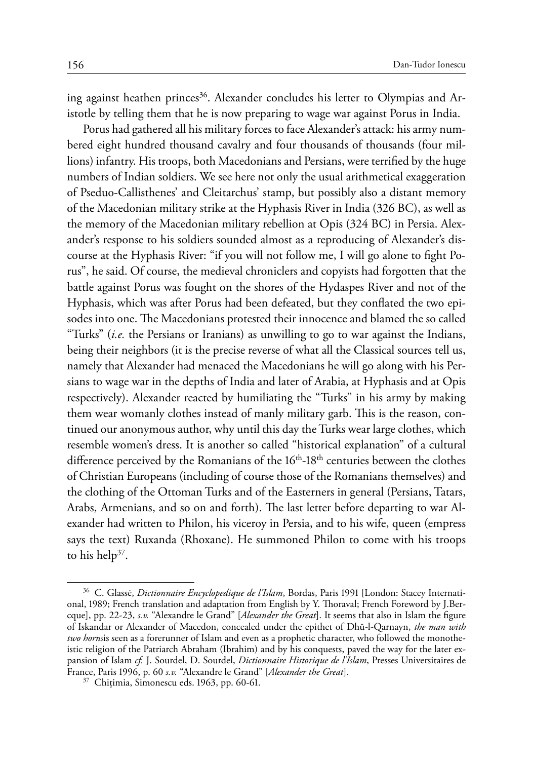ing against heathen princes[36]. Alexander concludes his letter to Olympias and Aristotle by telling them that he is now preparing to wage war against Porus in India.

Porus had gathered all his military forces to face Alexander's attack: his army numbered eight hundred thousand cavalry and four thousands of thousands (four millions) infantry. His troops, both Macedonians and Persians, were terrified by the huge numbers of Indian soldiers. We see here not only the usual arithmetical exaggeration of Pseduo-Callisthenes' and Cleitarchus' stamp, but possibly also a distant memory of the Macedonian military strike at the Hyphasis River in India (326 BC), as well as the memory of the Macedonian military rebellion at Opis (324 BC) in Persia. Alexander's response to his soldiers sounded almost as a reproducing of Alexander's discourse at the Hyphasis River: "if you will not follow me, I will go alone to fight Porus", he said. Of course, the medieval chroniclers and copyists had forgotten that the battle against Porus was fought on the shores of the Hydaspes River and not of the Hyphasis, which was after Porus had been defeated, but they conflated the two episodes into one. The Macedonians protested their innocence and blamed the so called "Turks" (*i.e.* the Persians or Iranians) as unwilling to go to war against the Indians, being their neighbors (it is the precise reverse of what all the Classical sources tell us, namely that Alexander had menaced the Macedonians he will go along with his Persians to wage war in the depths of India and later of Arabia, at Hyphasis and at Opis respectively). Alexander reacted by humiliating the "Turks" in his army by making them wear womanly clothes instead of manly military garb. This is the reason, continued our anonymous author, why until this day the Turks wear large clothes, which resemble women's dress. It is another so called "historical explanation" of a cultural difference perceived by the Romanians of the 16th-18th centuries between the clothes of Christian Europeans (including of course those of the Romanians themselves) and the clothing of the Ottoman Turks and of the Easterners in general (Persians, Tatars, Arabs, Armenians, and so on and forth). The last letter before departing to war Alexander had written to Philon, his viceroy in Persia, and to his wife, queen (empress says the text) Ruxanda (Rhoxane). He summoned Philon to come with his troops to his help[37].

---

[36] C. Glassė, *Dictionnaire Encyclopedique de l'Islam*, Bordas, Paris 1991 [London: Stacey International, 1989; French translation and adaptation from English by Y. Thoraval; French Foreword by J.Bercque], pp. 22-23, *s.v.* "Alexandre le Grand" [*Alexander the Great*]. It seems that also in Islam the figure of Iskandar or Alexander of Macedon, concealed under the epithet of Dhū-l-Qarnayn, *the man with two horns*is seen as a forerunner of Islam and even as a prophetic character, who followed the monotheistic religion of the Patriarch Abraham (Ibrahim) and by his conquests, paved the way for the later expansion of Islam *cf.* J. Sourdel, D. Sourdel, *Dictionnaire Historique de l'Islam*, Presses Universitaires de France, Paris 1996, p. 60 *s.v.* "Alexandre le Grand" [*Alexander the Great*].

[37] Chițimia, Simonescu eds. 1963, pp. 60-61.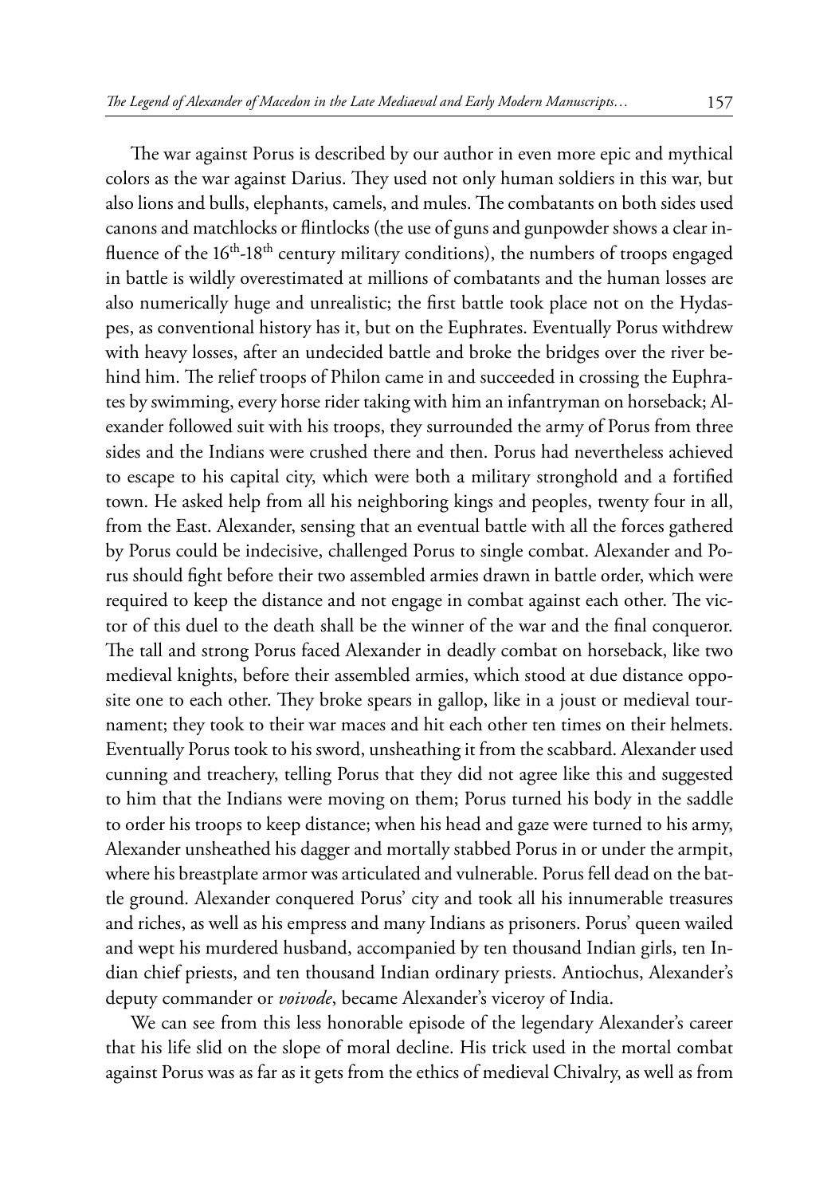The war against Porus is described by our author in even more epic and mythical colors as the war against Darius. They used not only human soldiers in this war, but also lions and bulls, elephants, camels, and mules. The combatants on both sides used canons and matchlocks or flintlocks (the use of guns and gunpowder shows a clear influence of the 16th-18th century military conditions), the numbers of troops engaged in battle is wildly overestimated at millions of combatants and the human losses are also numerically huge and unrealistic; the first battle took place not on the Hydaspes, as conventional history has it, but on the Euphrates. Eventually Porus withdrew with heavy losses, after an undecided battle and broke the bridges over the river behind him. The relief troops of Philon came in and succeeded in crossing the Euphrates by swimming, every horse rider taking with him an infantryman on horseback; Alexander followed suit with his troops, they surrounded the army of Porus from three sides and the Indians were crushed there and then. Porus had nevertheless achieved to escape to his capital city, which were both a military stronghold and a fortified town. He asked help from all his neighboring kings and peoples, twenty four in all, from the East. Alexander, sensing that an eventual battle with all the forces gathered by Porus could be indecisive, challenged Porus to single combat. Alexander and Porus should fight before their two assembled armies drawn in battle order, which were required to keep the distance and not engage in combat against each other. The victor of this duel to the death shall be the winner of the war and the final conqueror. The tall and strong Porus faced Alexander in deadly combat on horseback, like two medieval knights, before their assembled armies, which stood at due distance opposite one to each other. They broke spears in gallop, like in a joust or medieval tournament; they took to their war maces and hit each other ten times on their helmets. Eventually Porus took to his sword, unsheathing it from the scabbard. Alexander used cunning and treachery, telling Porus that they did not agree like this and suggested to him that the Indians were moving on them; Porus turned his body in the saddle to order his troops to keep distance; when his head and gaze were turned to his army, Alexander unsheathed his dagger and mortally stabbed Porus in or under the armpit, where his breastplate armor was articulated and vulnerable. Porus fell dead on the battle ground. Alexander conquered Porus' city and took all his innumerable treasures and riches, as well as his empress and many Indians as prisoners. Porus' queen wailed and wept his murdered husband, accompanied by ten thousand Indian girls, ten Indian chief priests, and ten thousand Indian ordinary priests. Antiochus, Alexander's deputy commander or *voivode*, became Alexander's viceroy of India.

We can see from this less honorable episode of the legendary Alexander's career that his life slid on the slope of moral decline. His trick used in the mortal combat against Porus was as far as it gets from the ethics of medieval Chivalry, as well as from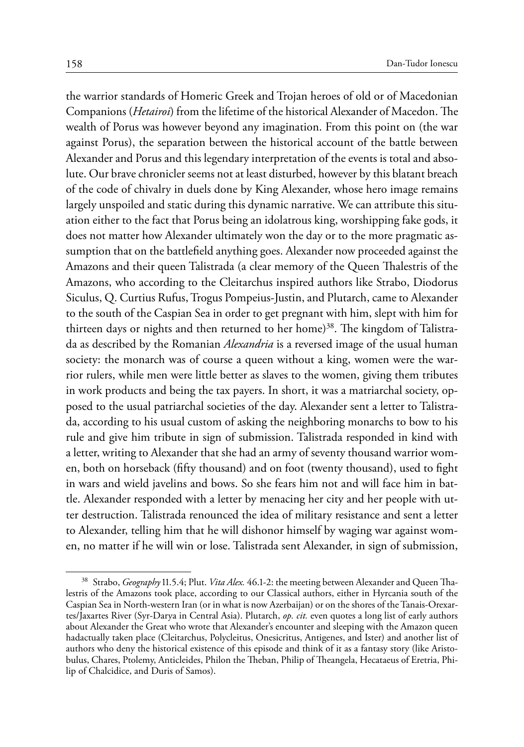the warrior standards of Homeric Greek and Trojan heroes of old or of Macedonian Companions (*Hetairoi*) from the lifetime of the historical Alexander of Macedon. The wealth of Porus was however beyond any imagination. From this point on (the war against Porus), the separation between the historical account of the battle between Alexander and Porus and this legendary interpretation of the events is total and absolute. Our brave chronicler seems not at least disturbed, however by this blatant breach of the code of chivalry in duels done by King Alexander, whose hero image remains largely unspoiled and static during this dynamic narrative. We can attribute this situation either to the fact that Porus being an idolatrous king, worshipping fake gods, it does not matter how Alexander ultimately won the day or to the more pragmatic assumption that on the battlefield anything goes. Alexander now proceeded against the Amazons and their queen Talistrada (a clear memory of the Queen Thalestris of the Amazons, who according to the Cleitarchus inspired authors like Strabo, Diodorus Siculus, Q. Curtius Rufus, Trogus Pompeius-Justin, and Plutarch, came to Alexander to the south of the Caspian Sea in order to get pregnant with him, slept with him for thirteen days or nights and then returned to her home)[38]. The kingdom of Talistrada as described by the Romanian *Alexandria* is a reversed image of the usual human society: the monarch was of course a queen without a king, women were the warrior rulers, while men were little better as slaves to the women, giving them tributes in work products and being the tax payers. In short, it was a matriarchal society, opposed to the usual patriarchal societies of the day. Alexander sent a letter to Talistrada, according to his usual custom of asking the neighboring monarchs to bow to his rule and give him tribute in sign of submission. Talistrada responded in kind with a letter, writing to Alexander that she had an army of seventy thousand warrior women, both on horseback (fifty thousand) and on foot (twenty thousand), used to fight in wars and wield javelins and bows. So she fears him not and will face him in battle. Alexander responded with a letter by menacing her city and her people with utter destruction. Talistrada renounced the idea of military resistance and sent a letter to Alexander, telling him that he will dishonor himself by waging war against women, no matter if he will win or lose. Talistrada sent Alexander, in sign of submission,

---

[38] Strabo, *Geography* 11.5.4; Plut. *Vita Alex.* 46.1-2: the meeting between Alexander and Queen Thalestris of the Amazons took place, according to our Classical authors, either in Hyrcania south of the Caspian Sea in North-western Iran (or in what is now Azerbaijan) or on the shores of the Tanais-Orexartes/Jaxartes River (Syr-Darya in Central Asia). Plutarch, *op. cit.* even quotes a long list of early authors about Alexander the Great who wrote that Alexander's encounter and sleeping with the Amazon queen hadactually taken place (Cleitarchus, Polycleitus, Onesicritus, Antigenes, and Ister) and another list of authors who deny the historical existence of this episode and think of it as a fantasy story (like Aristobulus, Chares, Ptolemy, Anticleides, Philon the Theban, Philip of Theangela, Hecataeus of Eretria, Philip of Chalcidice, and Duris of Samos).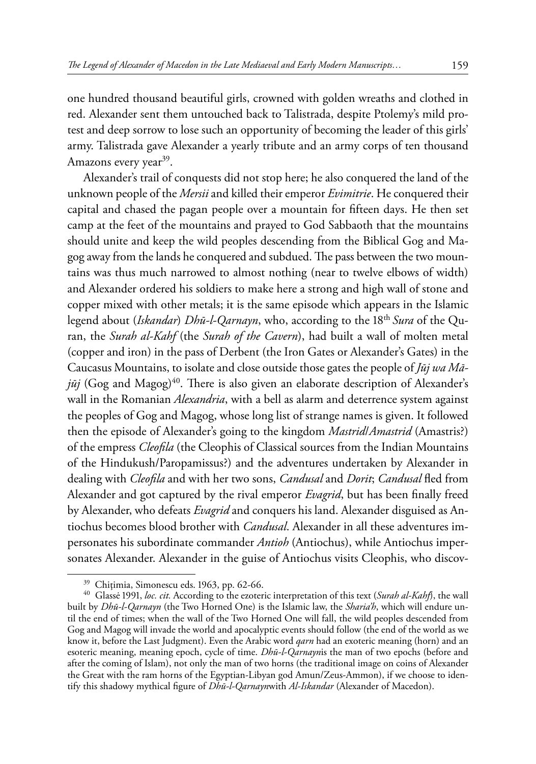one hundred thousand beautiful girls, crowned with golden wreaths and clothed in red. Alexander sent them untouched back to Talistrada, despite Ptolemy's mild protest and deep sorrow to lose such an opportunity of becoming the leader of this girls' army. Talistrada gave Alexander a yearly tribute and an army corps of ten thousand Amazons every year[39].

Alexander's trail of conquests did not stop here; he also conquered the land of the unknown people of the *Mersii* and killed their emperor *Evimitrie*. He conquered their capital and chased the pagan people over a mountain for fifteen days. He then set camp at the feet of the mountains and prayed to God Sabbaoth that the mountains should unite and keep the wild peoples descending from the Biblical Gog and Magog away from the lands he conquered and subdued. The pass between the two mountains was thus much narrowed to almost nothing (near to twelve elbows of width) and Alexander ordered his soldiers to make here a strong and high wall of stone and copper mixed with other metals; it is the same episode which appears in the Islamic legend about (*Iskandar*) *Dhū-l-Qarnayn*, who, according to the 18th *Sura* of the Quran, the *Surah al-Kahf* (the *Surah of the Cavern*), had built a wall of molten metal (copper and iron) in the pass of Derbent (the Iron Gates or Alexander's Gates) in the Caucasus Mountains, to isolate and close outside those gates the people of *Jūj wa Mājūj* (Gog and Magog)[40]. There is also given an elaborate description of Alexander's wall in the Romanian *Alexandria*, with a bell as alarm and deterrence system against the peoples of Gog and Magog, whose long list of strange names is given. It followed then the episode of Alexander's going to the kingdom *Mastrid/Amastrid* (Amastris?) of the empress *Cleofila* (the Cleophis of Classical sources from the Indian Mountains of the Hindukush/Paropamissus?) and the adventures undertaken by Alexander in dealing with *Cleofila* and with her two sons, *Candusal* and *Dorit*; *Candusal* fled from Alexander and got captured by the rival emperor *Evagrid*, but has been finally freed by Alexander, who defeats *Evagrid* and conquers his land. Alexander disguised as Antiochus becomes blood brother with *Candusal*. Alexander in all these adventures impersonates his subordinate commander *Antioh* (Antiochus), while Antiochus impersonates Alexander. Alexander in the guise of Antiochus visits Cleophis, who discov-

---

[39] Chițimia, Simonescu eds. 1963, pp. 62-66.

[40] Glassé 1991, *loc. cit.* According to the ezoteric interpretation of this text (*Surah al-Kahf*), the wall built by *Dhū-l-Qarnayn* (the Two Horned One) is the Islamic law, the *Sharia'h*, which will endure until the end of times; when the wall of the Two Horned One will fall, the wild peoples descended from Gog and Magog will invade the world and apocalyptic events should follow (the end of the world as we know it, before the Last Judgment). Even the Arabic word *qarn* had an exoteric meaning (horn) and an esoteric meaning, meaning epoch, cycle of time. *Dhū-l-Qarnayn*is the man of two epochs (before and after the coming of Islam), not only the man of two horns (the traditional image on coins of Alexander the Great with the ram horns of the Egyptian-Libyan god Amun/Zeus-Ammon), if we choose to identify this shadowy mythical figure of *Dhū-l-Qarnayn*with *Al-Iskandar* (Alexander of Macedon).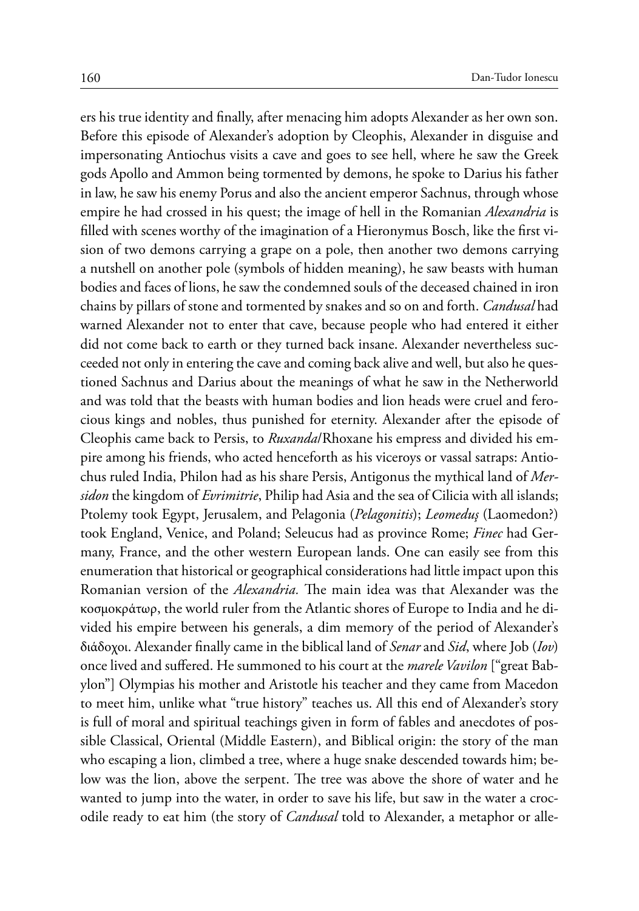ers his true identity and finally, after menacing him adopts Alexander as her own son. Before this episode of Alexander's adoption by Cleophis, Alexander in disguise and impersonating Antiochus visits a cave and goes to see hell, where he saw the Greek gods Apollo and Ammon being tormented by demons, he spoke to Darius his father in law, he saw his enemy Porus and also the ancient emperor Sachnus, through whose empire he had crossed in his quest; the image of hell in the Romanian *Alexandria* is filled with scenes worthy of the imagination of a Hieronymus Bosch, like the first vision of two demons carrying a grape on a pole, then another two demons carrying a nutshell on another pole (symbols of hidden meaning), he saw beasts with human bodies and faces of lions, he saw the condemned souls of the deceased chained in iron chains by pillars of stone and tormented by snakes and so on and forth. *Candusal* had warned Alexander not to enter that cave, because people who had entered it either did not come back to earth or they turned back insane. Alexander nevertheless succeeded not only in entering the cave and coming back alive and well, but also he questioned Sachnus and Darius about the meanings of what he saw in the Netherworld and was told that the beasts with human bodies and lion heads were cruel and ferocious kings and nobles, thus punished for eternity. Alexander after the episode of Cleophis came back to Persis, to *Ruxanda*/Rhoxane his empress and divided his empire among his friends, who acted henceforth as his viceroys or vassal satraps: Antiochus ruled India, Philon had as his share Persis, Antigonus the mythical land of *Mersidon* the kingdom of *Evrimitrie*, Philip had Asia and the sea of Cilicia with all islands; Ptolemy took Egypt, Jerusalem, and Pelagonia (*Pelagonitis*); *Leomeduş* (Laomedon?) took England, Venice, and Poland; Seleucus had as province Rome; *Finec* had Germany, France, and the other western European lands. One can easily see from this enumeration that historical or geographical considerations had little impact upon this Romanian version of the *Alexandria.* The main idea was that Alexander was the κοσμοκράτωρ, the world ruler from the Atlantic shores of Europe to India and he divided his empire between his generals, a dim memory of the period of Alexander's διάδοχοι. Alexander finally came in the biblical land of *Senar* and *Sid*, where Job (*Iov*) once lived and suffered. He summoned to his court at the *marele Vavilon* ["great Babylon"] Olympias his mother and Aristotle his teacher and they came from Macedon to meet him, unlike what "true history" teaches us. All this end of Alexander's story is full of moral and spiritual teachings given in form of fables and anecdotes of possible Classical, Oriental (Middle Eastern), and Biblical origin: the story of the man who escaping a lion, climbed a tree, where a huge snake descended towards him; below was the lion, above the serpent. The tree was above the shore of water and he wanted to jump into the water, in order to save his life, but saw in the water a crocodile ready to eat him (the story of *Candusal* told to Alexander, a metaphor or alle-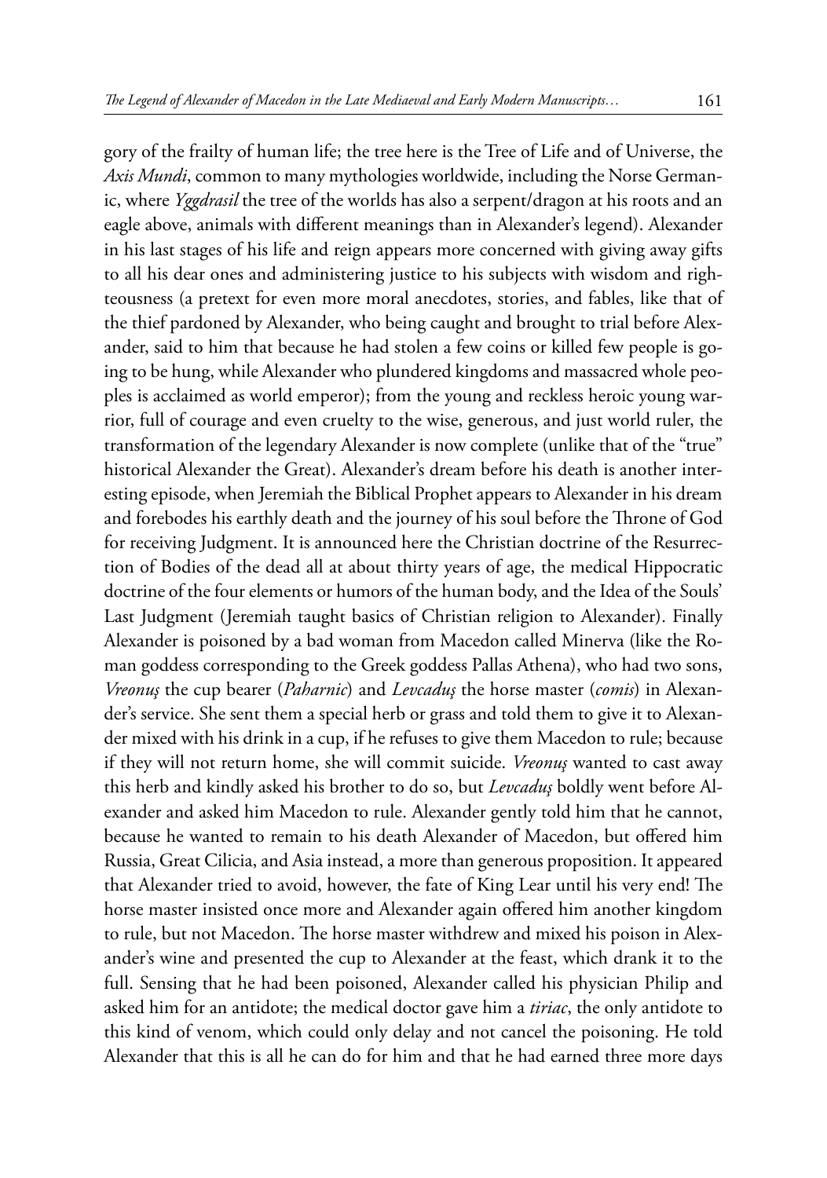gory of the frailty of human life; the tree here is the Tree of Life and of Universe, the *Axis Mundi*, common to many mythologies worldwide, including the Norse Germanic, where *Yggdrasil* the tree of the worlds has also a serpent/dragon at his roots and an eagle above, animals with different meanings than in Alexander's legend). Alexander in his last stages of his life and reign appears more concerned with giving away gifts to all his dear ones and administering justice to his subjects with wisdom and righteousness (a pretext for even more moral anecdotes, stories, and fables, like that of the thief pardoned by Alexander, who being caught and brought to trial before Alexander, said to him that because he had stolen a few coins or killed few people is going to be hung, while Alexander who plundered kingdoms and massacred whole peoples is acclaimed as world emperor); from the young and reckless heroic young warrior, full of courage and even cruelty to the wise, generous, and just world ruler, the transformation of the legendary Alexander is now complete (unlike that of the "true" historical Alexander the Great). Alexander's dream before his death is another interesting episode, when Jeremiah the Biblical Prophet appears to Alexander in his dream and forebodes his earthly death and the journey of his soul before the Throne of God for receiving Judgment. It is announced here the Christian doctrine of the Resurrection of Bodies of the dead all at about thirty years of age, the medical Hippocratic doctrine of the four elements or humors of the human body, and the Idea of the Souls' Last Judgment (Jeremiah taught basics of Christian religion to Alexander). Finally Alexander is poisoned by a bad woman from Macedon called Minerva (like the Roman goddess corresponding to the Greek goddess Pallas Athena), who had two sons, *Vreonuş* the cup bearer (*Paharnic*) and *Levcaduş* the horse master (*comis*) in Alexander's service. She sent them a special herb or grass and told them to give it to Alexander mixed with his drink in a cup, if he refuses to give them Macedon to rule; because if they will not return home, she will commit suicide. *Vreonuş* wanted to cast away this herb and kindly asked his brother to do so, but *Levcaduş* boldly went before Alexander and asked him Macedon to rule. Alexander gently told him that he cannot, because he wanted to remain to his death Alexander of Macedon, but offered him Russia, Great Cilicia, and Asia instead, a more than generous proposition. It appeared that Alexander tried to avoid, however, the fate of King Lear until his very end! The horse master insisted once more and Alexander again offered him another kingdom to rule, but not Macedon. The horse master withdrew and mixed his poison in Alexander's wine and presented the cup to Alexander at the feast, which drank it to the full. Sensing that he had been poisoned, Alexander called his physician Philip and asked him for an antidote; the medical doctor gave him a *tiriac*, the only antidote to this kind of venom, which could only delay and not cancel the poisoning. He told Alexander that this is all he can do for him and that he had earned three more days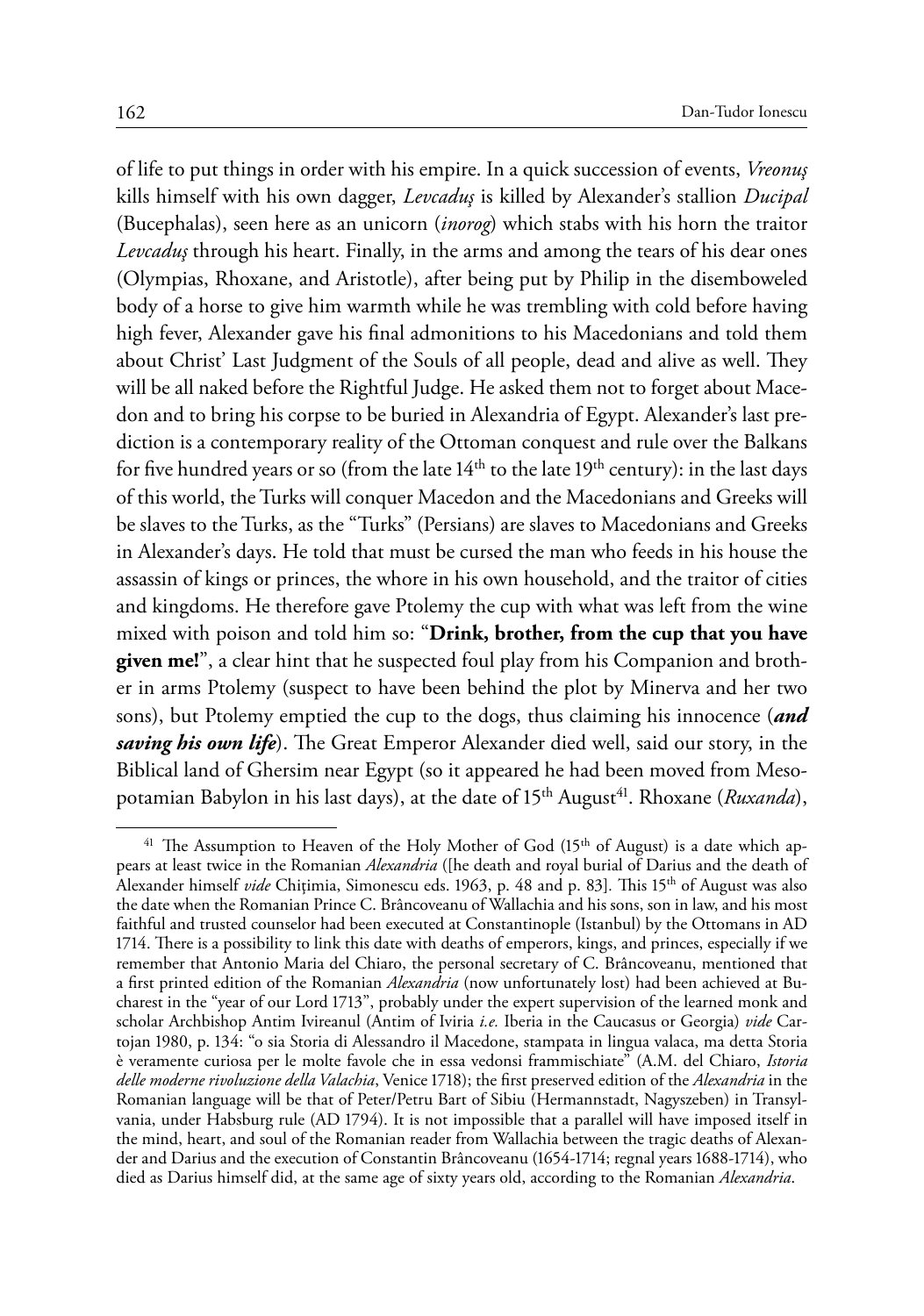of life to put things in order with his empire. In a quick succession of events, *Vreonuş* kills himself with his own dagger, *Levcaduş* is killed by Alexander's stallion *Ducipal* (Bucephalas), seen here as an unicorn (*inorog*) which stabs with his horn the traitor *Levcaduş* through his heart. Finally, in the arms and among the tears of his dear ones (Olympias, Rhoxane, and Aristotle), after being put by Philip in the disemboweled body of a horse to give him warmth while he was trembling with cold before having high fever, Alexander gave his final admonitions to his Macedonians and told them about Christ' Last Judgment of the Souls of all people, dead and alive as well. They will be all naked before the Rightful Judge. He asked them not to forget about Macedon and to bring his corpse to be buried in Alexandria of Egypt. Alexander's last prediction is a contemporary reality of the Ottoman conquest and rule over the Balkans for five hundred years or so (from the late 14th to the late 19th century): in the last days of this world, the Turks will conquer Macedon and the Macedonians and Greeks will be slaves to the Turks, as the "Turks" (Persians) are slaves to Macedonians and Greeks in Alexander's days. He told that must be cursed the man who feeds in his house the assassin of kings or princes, the whore in his own household, and the traitor of cities and kingdoms. He therefore gave Ptolemy the cup with what was left from the wine mixed with poison and told him so: "**Drink, brother, from the cup that you have given me!**", a clear hint that he suspected foul play from his Companion and brother in arms Ptolemy (suspect to have been behind the plot by Minerva and her two sons), but Ptolemy emptied the cup to the dogs, thus claiming his innocence (***and saving his own life***). The Great Emperor Alexander died well, said our story, in the Biblical land of Ghersim near Egypt (so it appeared he had been moved from Mesopotamian Babylon in his last days), at the date of 15th August[41]. Rhoxane (*Ruxanda*),

[41] The Assumption to Heaven of the Holy Mother of God (15th of August) is a date which appears at least twice in the Romanian *Alexandria* ([he death and royal burial of Darius and the death of Alexander himself *vide* Chiţimia, Simonescu eds. 1963, p. 48 and p. 83]. This 15th of August was also the date when the Romanian Prince C. Brâncoveanu of Wallachia and his sons, son in law, and his most faithful and trusted counselor had been executed at Constantinople (Istanbul) by the Ottomans in AD 1714. There is a possibility to link this date with deaths of emperors, kings, and princes, especially if we remember that Antonio Maria del Chiaro, the personal secretary of C. Brâncoveanu, mentioned that a first printed edition of the Romanian *Alexandria* (now unfortunately lost) had been achieved at Bucharest in the "year of our Lord 1713", probably under the expert supervision of the learned monk and scholar Archbishop Antim Ivireanul (Antim of Iviria *i.e.* Iberia in the Caucasus or Georgia) *vide* Cartojan 1980, p. 134: "o sia Storia di Alessandro il Macedone, stampata in lingua valaca, ma detta Storia è veramente curiosa per le molte favole che in essa vedonsi frammischiate" (A.M. del Chiaro, *Istoria delle moderne rivoluzione della Valachia*, Venice 1718); the first preserved edition of the *Alexandria* in the Romanian language will be that of Peter/Petru Bart of Sibiu (Hermannstadt, Nagyszeben) in Transylvania, under Habsburg rule (AD 1794). It is not impossible that a parallel will have imposed itself in the mind, heart, and soul of the Romanian reader from Wallachia between the tragic deaths of Alexander and Darius and the execution of Constantin Brâncoveanu (1654-1714; regnal years 1688-1714), who died as Darius himself did, at the same age of sixty years old, according to the Romanian *Alexandria*.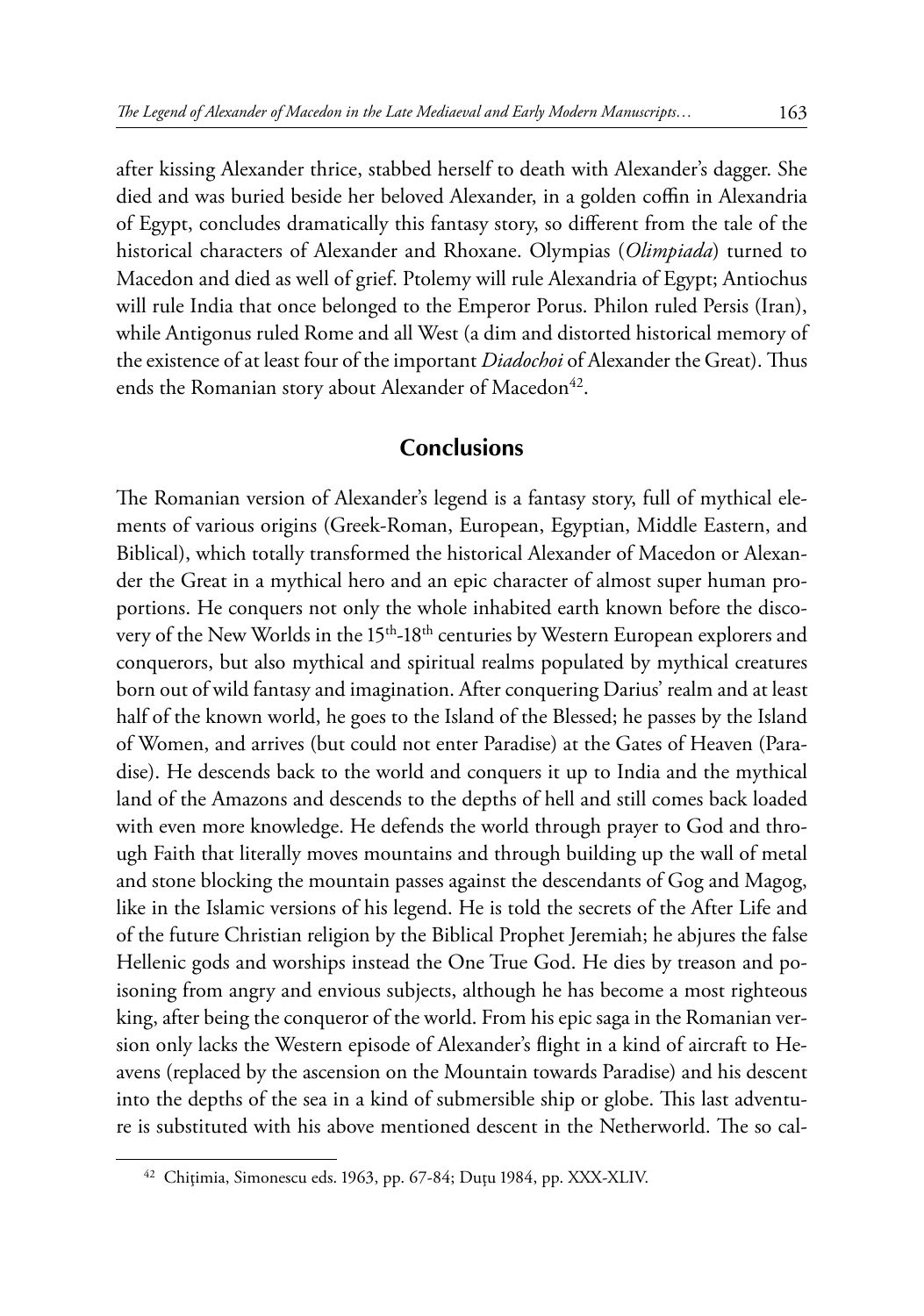after kissing Alexander thrice, stabbed herself to death with Alexander's dagger. She died and was buried beside her beloved Alexander, in a golden coffin in Alexandria of Egypt, concludes dramatically this fantasy story, so different from the tale of the historical characters of Alexander and Rhoxane. Olympias (*Olimpiada*) turned to Macedon and died as well of grief. Ptolemy will rule Alexandria of Egypt; Antiochus will rule India that once belonged to the Emperor Porus. Philon ruled Persis (Iran), while Antigonus ruled Rome and all West (a dim and distorted historical memory of the existence of at least four of the important *Diadochoi* of Alexander the Great). Thus ends the Romanian story about Alexander of Macedon[42].

## Conclusions

The Romanian version of Alexander's legend is a fantasy story, full of mythical elements of various origins (Greek-Roman, European, Egyptian, Middle Eastern, and Biblical), which totally transformed the historical Alexander of Macedon or Alexander the Great in a mythical hero and an epic character of almost super human proportions. He conquers not only the whole inhabited earth known before the discovery of the New Worlds in the 15th-18th centuries by Western European explorers and conquerors, but also mythical and spiritual realms populated by mythical creatures born out of wild fantasy and imagination. After conquering Darius' realm and at least half of the known world, he goes to the Island of the Blessed; he passes by the Island of Women, and arrives (but could not enter Paradise) at the Gates of Heaven (Paradise). He descends back to the world and conquers it up to India and the mythical land of the Amazons and descends to the depths of hell and still comes back loaded with even more knowledge. He defends the world through prayer to God and through Faith that literally moves mountains and through building up the wall of metal and stone blocking the mountain passes against the descendants of Gog and Magog, like in the Islamic versions of his legend. He is told the secrets of the After Life and of the future Christian religion by the Biblical Prophet Jeremiah; he abjures the false Hellenic gods and worships instead the One True God. He dies by treason and poisoning from angry and envious subjects, although he has become a most righteous king, after being the conqueror of the world. From his epic saga in the Romanian version only lacks the Western episode of Alexander's flight in a kind of aircraft to Heavens (replaced by the ascension on the Mountain towards Paradise) and his descent into the depths of the sea in a kind of submersible ship or globe. This last adventure is substituted with his above mentioned descent in the Netherworld. The so cal-

[42] Chițimia, Simonescu eds. 1963, pp. 67-84; Duțu 1984, pp. XXX-XLIV.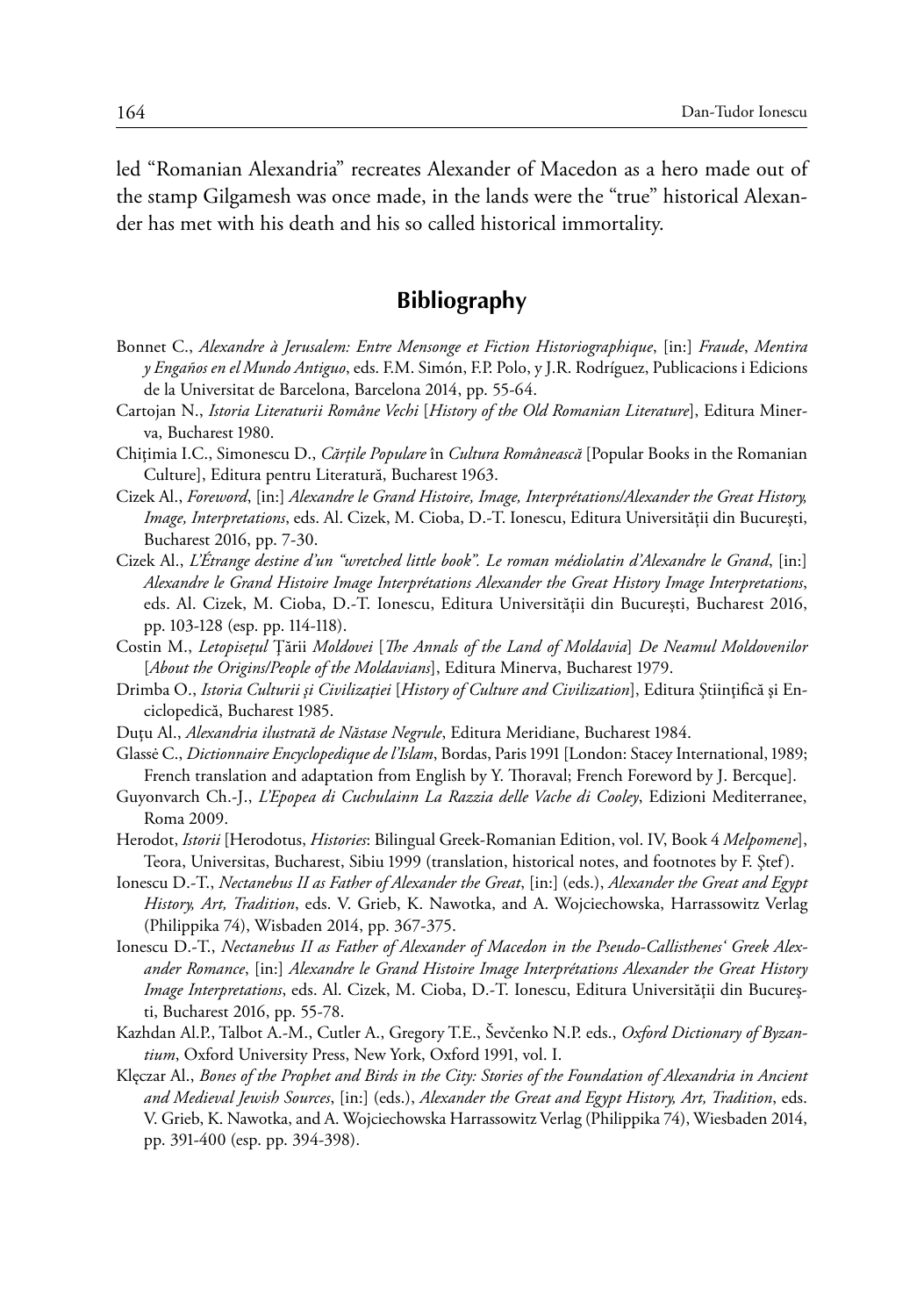led "Romanian Alexandria" recreates Alexander of Macedon as a hero made out of the stamp Gilgamesh was once made, in the lands were the "true" historical Alexander has met with his death and his so called historical immortality.

## Bibliography

Bonnet C., *Alexandre à Jerusalem: Entre Mensonge et Fiction Historiographique*, [in:] *Fraude*, *Mentira y Engaños en el Mundo Antiguo*, eds. F.M. Simón, F.P. Polo, y J.R. Rodríguez, Publicacions i Edicions de la Universitat de Barcelona, Barcelona 2014, pp. 55-64.

Cartojan N., *Istoria Literaturii Române Vechi* [*History of the Old Romanian Literature*], Editura Minerva, Bucharest 1980.

Chițimia I.C., Simonescu D., *Cărțile Populare* în *Cultura Românească* [Popular Books in the Romanian Culture], Editura pentru Literatură, Bucharest 1963.

Cizek Al., *Foreword*, [in:] *Alexandre le Grand Histoire, Image, Interprétations/Alexander the Great History, Image, Interpretations*, eds. Al. Cizek, M. Cioba, D.-T. Ionescu, Editura Universității din București, Bucharest 2016, pp. 7-30.

Cizek Al., *L'Étrange destine d'un "wretched little book". Le roman médiolatin d'Alexandre le Grand*, [in:] *Alexandre le Grand Histoire Image Interprétations Alexander the Great History Image Interpretations*, eds. Al. Cizek, M. Cioba, D.-T. Ionescu, Editura Universităţii din Bucureşti, Bucharest 2016, pp. 103-128 (esp. pp. 114-118).

Costin M., *Letopisețul* Țării *Moldovei* [*The Annals of the Land of Moldavia*] *De Neamul Moldovenilor* [*About the Origins/People of the Moldavians*], Editura Minerva, Bucharest 1979.

Drimba O., *Istoria Culturii şi Civilizaţiei* [*History of Culture and Civilization*], Editura Ştiinţifică şi Enciclopedică, Bucharest 1985.

Duţu Al., *Alexandria ilustrată de Năstase Negrule*, Editura Meridiane, Bucharest 1984.

Glassė C., *Dictionnaire Encyclopedique de l'Islam*, Bordas, Paris 1991 [London: Stacey International, 1989; French translation and adaptation from English by Y. Thoraval; French Foreword by J. Bercque].

Guyonvarch Ch.-J., *L'Epopea di Cuchulainn La Razzia delle Vache di Cooley*, Edizioni Mediterranee, Roma 2009.

Herodot, *Istorii* [Herodotus, *Histories*: Bilingual Greek-Romanian Edition, vol. IV, Book 4 *Melpomene*], Teora, Universitas, Bucharest, Sibiu 1999 (translation, historical notes, and footnotes by F. Ștef).

Ionescu D.-T., *Nectanebus II as Father of Alexander the Great*, [in:] (eds.), *Alexander the Great and Egypt History, Art, Tradition*, eds. V. Grieb, K. Nawotka, and A. Wojciechowska, Harrassowitz Verlag (Philippika 74), Wisbaden 2014, pp. 367-375.

Ionescu D.-T., *Nectanebus II as Father of Alexander of Macedon in the Pseudo-Callisthenes' Greek Alexander Romance*, [in:] *Alexandre le Grand Histoire Image Interprétations Alexander the Great History Image Interpretations*, eds. Al. Cizek, M. Cioba, D.-T. Ionescu, Editura Universităţii din Bucureşti, Bucharest 2016, pp. 55-78.

Kazhdan Al.P., Talbot A.-M., Cutler A., Gregory T.E., Ševčenko N.P. eds., *Oxford Dictionary of Byzantium*, Oxford University Press, New York, Oxford 1991, vol. I.

Klęczar Al., *Bones of the Prophet and Birds in the City: Stories of the Foundation of Alexandria in Ancient and Medieval Jewish Sources*, [in:] (eds.), *Alexander the Great and Egypt History, Art, Tradition*, eds. V. Grieb, K. Nawotka, and A. Wojciechowska Harrassowitz Verlag (Philippika 74), Wiesbaden 2014, pp. 391-400 (esp. pp. 394-398).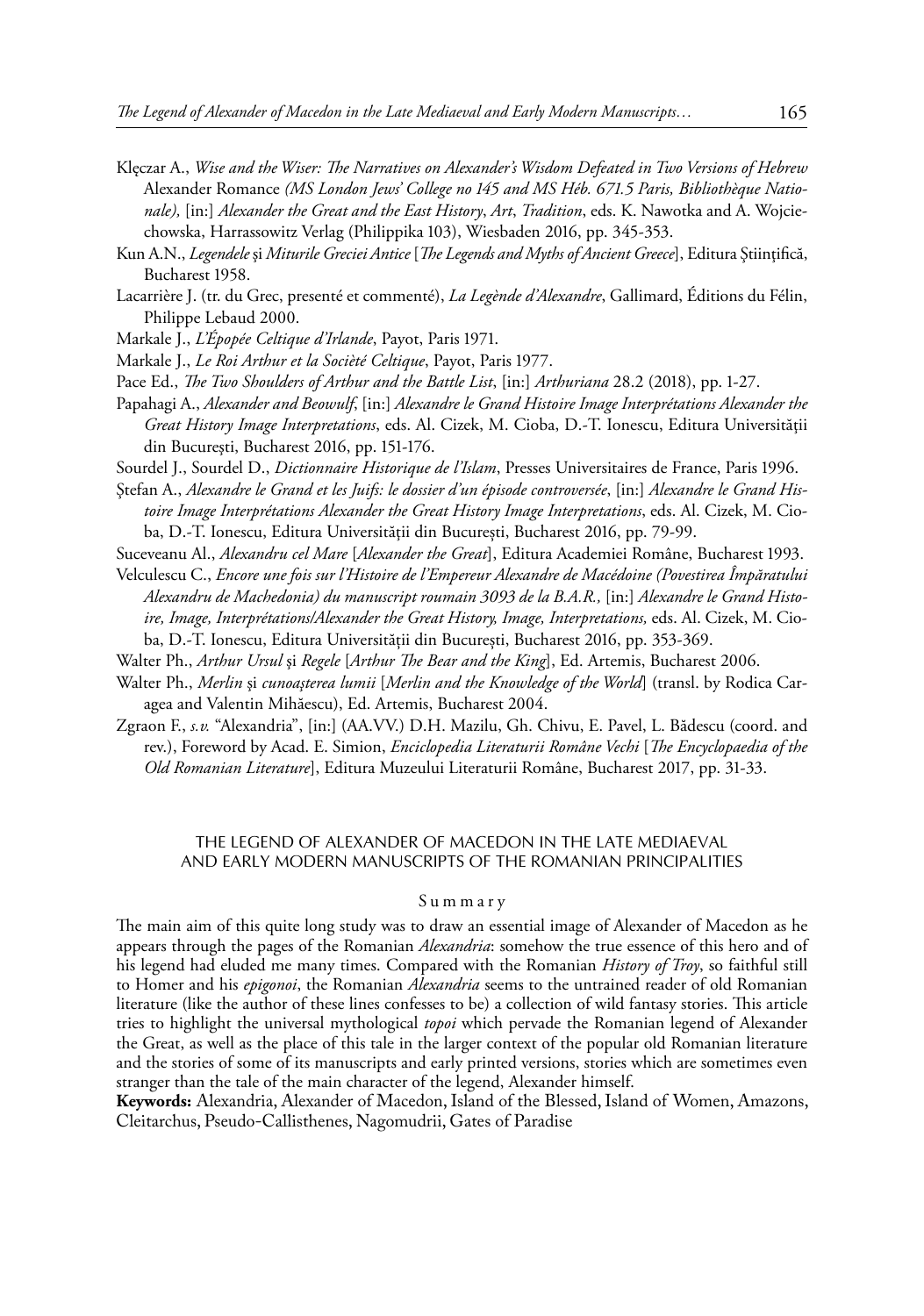Klęczar A., *Wise and the Wiser: The Narratives on Alexander's Wisdom Defeated in Two Versions of Hebrew* Alexander Romance *(MS London Jews' College no 145 and MS Héb. 671.5 Paris, Bibliothèque Nationale),* [in:] *Alexander the Great and the East History*, *Art*, *Tradition*, eds. K. Nawotka and A. Wojciechowska, Harrassowitz Verlag (Philippika 103), Wiesbaden 2016, pp. 345-353.

Kun A.N., *Legendele* şi *Miturile Greciei Antice* [*The Legends and Myths of Ancient Greece*], Editura Ştiinţifică, Bucharest 1958.

Lacarrière J. (tr. du Grec, presenté et commenté), *La Legènde d'Alexandre*, Gallimard, Éditions du Félin, Philippe Lebaud 2000.

Markale J., *L'Épopée Celtique d'Irlande*, Payot, Paris 1971.

Markale J., *Le Roi Arthur et la Socièté Celtique*, Payot, Paris 1977.

Pace Ed., *The Two Shoulders of Arthur and the Battle List*, [in:] *Arthuriana* 28.2 (2018), pp. 1-27.

Papahagi A., *Alexander and Beowulf*, [in:] *Alexandre le Grand Histoire Image Interprétations Alexander the Great History Image Interpretations*, eds. Al. Cizek, M. Cioba, D.-T. Ionescu, Editura Universităţii din Bucureşti, Bucharest 2016, pp. 151-176.

Sourdel J., Sourdel D., *Dictionnaire Historique de l'Islam*, Presses Universitaires de France, Paris 1996.

Ştefan A., *Alexandre le Grand et les Juifs: le dossier d'un épisode controversée*, [in:] *Alexandre le Grand Histoire Image Interprétations Alexander the Great History Image Interpretations*, eds. Al. Cizek, M. Cioba, D.-T. Ionescu, Editura Universităţii din Bucureşti, Bucharest 2016, pp. 79-99.

Suceveanu Al., *Alexandru cel Mare* [*Alexander the Great*], Editura Academiei Române, Bucharest 1993.

Velculescu C., *Encore une fois sur l'Histoire de l'Empereur Alexandre de Macédoine (Povestirea Împăratului Alexandru de Machedonia) du manuscript roumain 3093 de la B.A.R.,* [in:] *Alexandre le Grand Histoire, Image, Interprétations/Alexander the Great History, Image, Interpretations,* eds. Al. Cizek, M. Cioba, D.-T. Ionescu, Editura Universităţii din Bucureşti, Bucharest 2016, pp. 353-369.

Walter Ph., *Arthur Ursul* şi *Regele* [*Arthur The Bear and the King*], Ed. Artemis, Bucharest 2006.

Walter Ph., *Merlin* şi *cunoaşterea lumii* [*Merlin and the Knowledge of the World*] (transl. by Rodica Caragea and Valentin Mihăescu), Ed. Artemis, Bucharest 2004.

Zgraon F., *s.v.* "Alexandria", [in:] (AA.VV.) D.H. Mazilu, Gh. Chivu, E. Pavel, L. Bădescu (coord. and rev.), Foreword by Acad. E. Simion, *Enciclopedia Literaturii Române Vechi* [*The Encyclopaedia of the Old Romanian Literature*], Editura Muzeului Literaturii Române, Bucharest 2017, pp. 31-33.

## THE LEGEND OF ALEXANDER OF MACEDON IN THE LATE MEDIAEVAL AND EARLY MODERN MANUSCRIPTS OF THE ROMANIAN PRINCIPALITIES

### Summary

The main aim of this quite long study was to draw an essential image of Alexander of Macedon as he appears through the pages of the Romanian *Alexandria*: somehow the true essence of this hero and of his legend had eluded me many times. Compared with the Romanian *History of Troy*, so faithful still to Homer and his *epigonoi*, the Romanian *Alexandria* seems to the untrained reader of old Romanian literature (like the author of these lines confesses to be) a collection of wild fantasy stories. This article tries to highlight the universal mythological *topoi* which pervade the Romanian legend of Alexander the Great, as well as the place of this tale in the larger context of the popular old Romanian literature and the stories of some of its manuscripts and early printed versions, stories which are sometimes even stranger than the tale of the main character of the legend, Alexander himself.

**Keywords:** Alexandria, Alexander of Macedon, Island of the Blessed, Island of Women, Amazons, Cleitarchus, Pseudo-Callisthenes, Nagomudrii, Gates of Paradise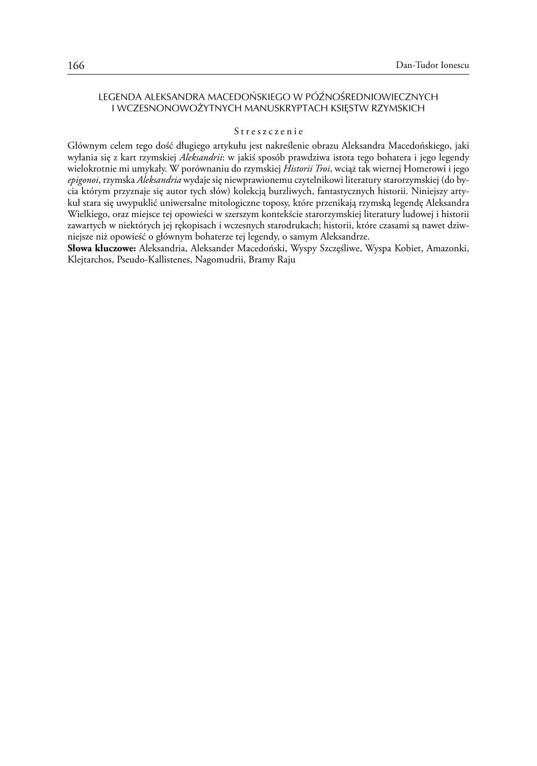## LEGENDA ALEKSANDRA MACEDOŃSKIEGO W PÓŹNOŚREDNIOWIECZNYCH I WCZESNONOWOŻYTNYCH MANUSKRYPTACH KSIĘSTW RZYMSKICH

### Streszczenie

Głównym celem tego dość długiego artykułu jest nakreślenie obrazu Aleksandra Macedońskiego, jaki wyłania się z kart rzymskiej *Aleksandrii*: w jakiś sposób prawdziwa istota tego bohatera i jego legendy wielokrotnie mi umykały. W porównaniu do rzymskiej *Historii Troi*, wciąż tak wiernej Homerowi i jego *epigonoi*, rzymska *Aleksandria* wydaje się niewprawionemu czytelnikowi literatury starorzymskiej (do bycia którym przyznaje się autor tych słów) kolekcją burzliwych, fantastycznych historii. Niniejszy artykuł stara się uwypuklić uniwersalne mitologiczne toposy, które przenikają rzymską legendę Aleksandra Wielkiego, oraz miejsce tej opowieści w szerszym kontekście starorzymskiej literatury ludowej i historii zawartych w niektórych jej rękopisach i wczesnych starodrukach; historii, które czasami są nawet dziwniejsze niż opowieść o głównym bohaterze tej legendy, o samym Aleksandrze.

**Słowa kluczowe:** Aleksandria, Aleksander Macedoński, Wyspy Szczęśliwe, Wyspa Kobiet, Amazonki, Klejtarchos, Pseudo-Kallistenes, Nagomudrii, Bramy Raju